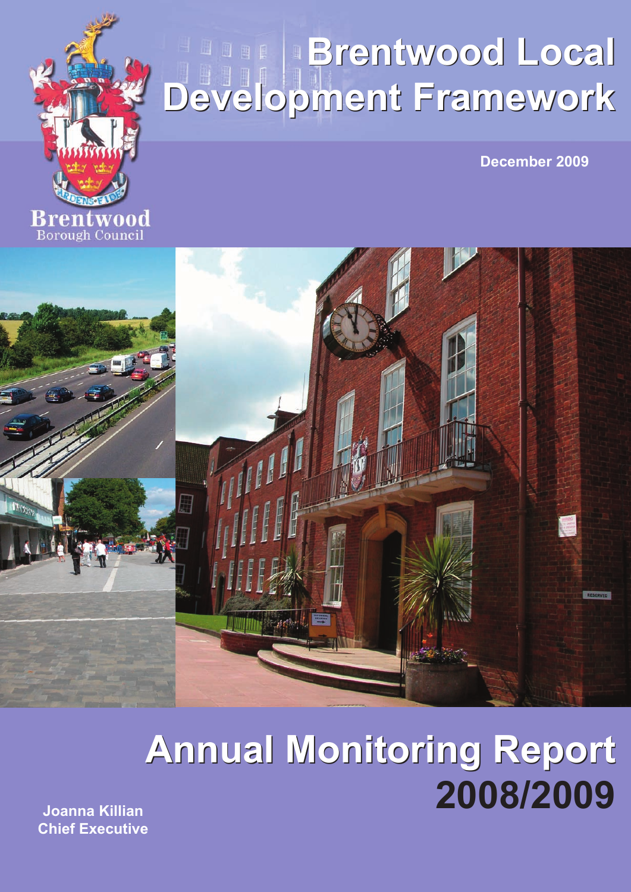Brentwood
Borough Council

# Brentwood Local Development Framework

December 2009

# Annual Monitoring Report 2008/2009

**Joanna Killian**
**Chief Executive**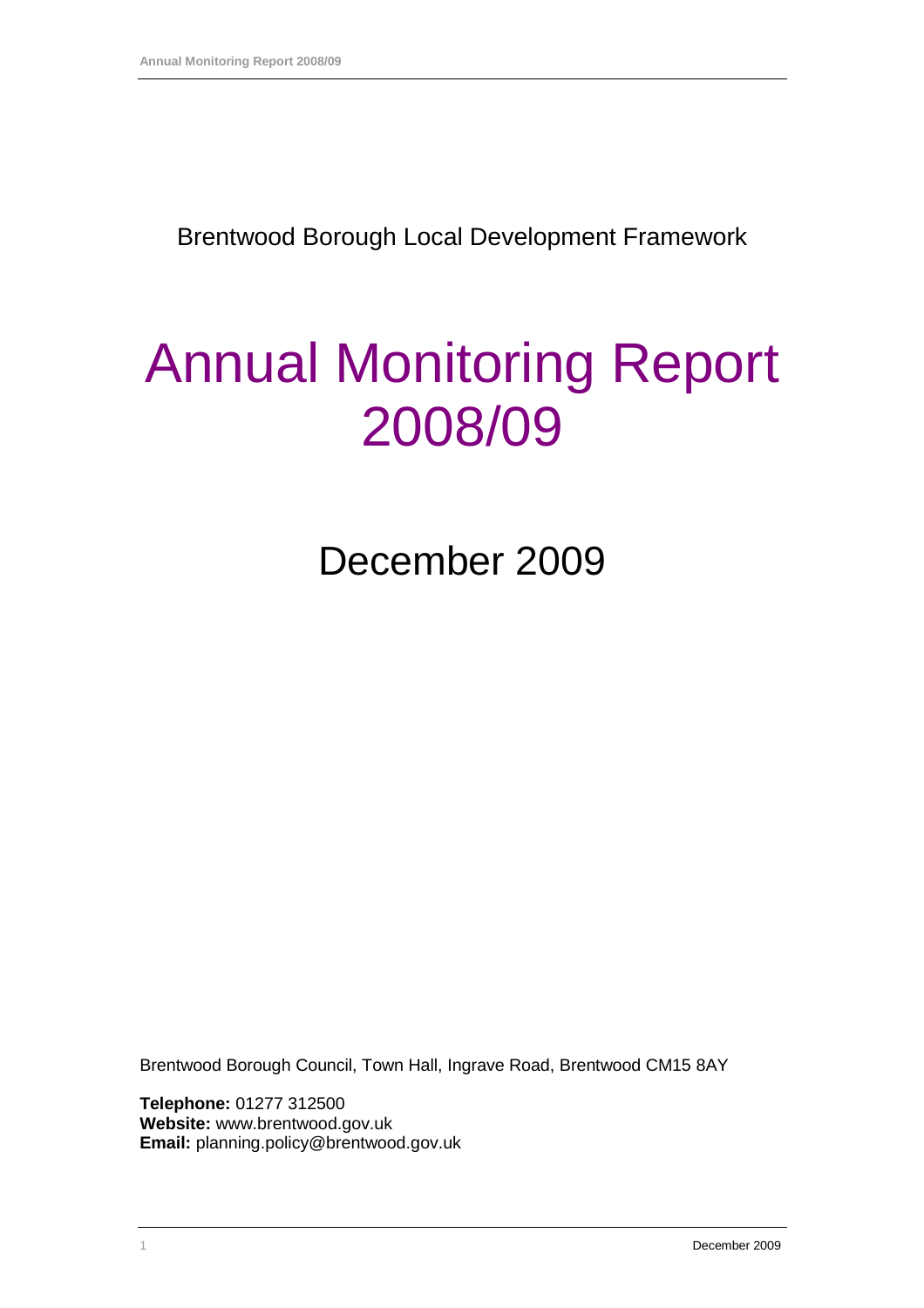Brentwood Borough Local Development Framework

# Annual Monitoring Report 2008/09

## December 2009

Brentwood Borough Council, Town Hall, Ingrave Road, Brentwood CM15 8AY

**Telephone:** 01277 312500
**Website:** www.brentwood.gov.uk
**Email:** planning.policy@brentwood.gov.uk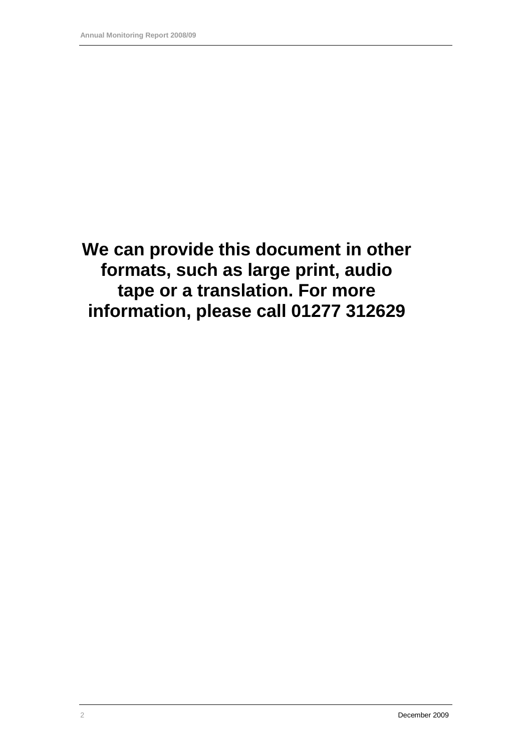**We can provide this document in other formats, such as large print, audio tape or a translation. For more information, please call 01277 312629**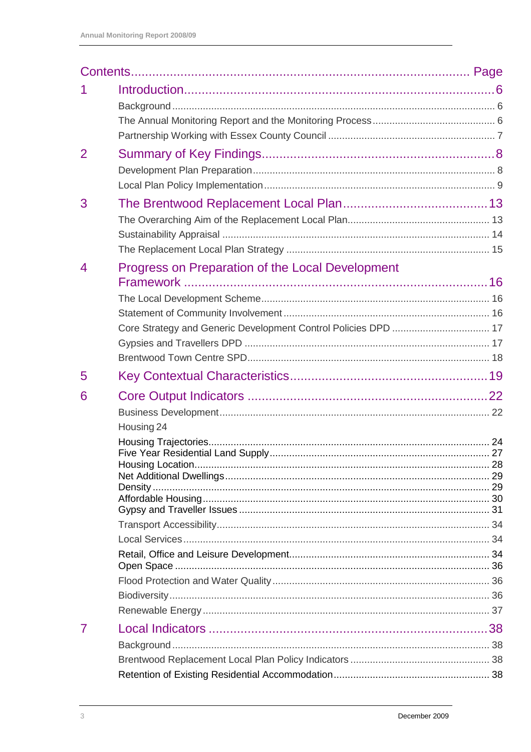# Contents ... Page

1 Introduction ... 6

- Background ... 6
- The Annual Monitoring Report and the Monitoring Process ... 6
- Partnership Working with Essex County Council ... 7

2 Summary of Key Findings ... 8

- Development Plan Preparation ... 8
- Local Plan Policy Implementation ... 9

3 The Brentwood Replacement Local Plan ... 13

- The Overarching Aim of the Replacement Local Plan ... 13
- Sustainability Appraisal ... 14
- The Replacement Local Plan Strategy ... 15

4 Progress on Preparation of the Local Development Framework ... 16

- The Local Development Scheme ... 16
- Statement of Community Involvement ... 16
- Core Strategy and Generic Development Control Policies DPD ... 17
- Gypsies and Travellers DPD ... 17
- Brentwood Town Centre SPD ... 18

5 Key Contextual Characteristics ... 19

6 Core Output Indicators ... 22

- Business Development ... 22
- Housing 24
  - Housing Trajectories ... 24
  - Five Year Residential Land Supply ... 27
  - Housing Location ... 28
  - Net Additional Dwellings ... 29
  - Density ... 29
  - Affordable Housing ... 30
  - Gypsy and Traveller Issues ... 31
- Transport Accessibility ... 34
- Local Services ... 34
- Retail, Office and Leisure Development ... 34
- Open Space ... 36
- Flood Protection and Water Quality ... 36
- Biodiversity ... 36
- Renewable Energy ... 37

7 Local Indicators ... 38

- Background ... 38
- Brentwood Replacement Local Plan Policy Indicators ... 38
- Retention of Existing Residential Accommodation ... 38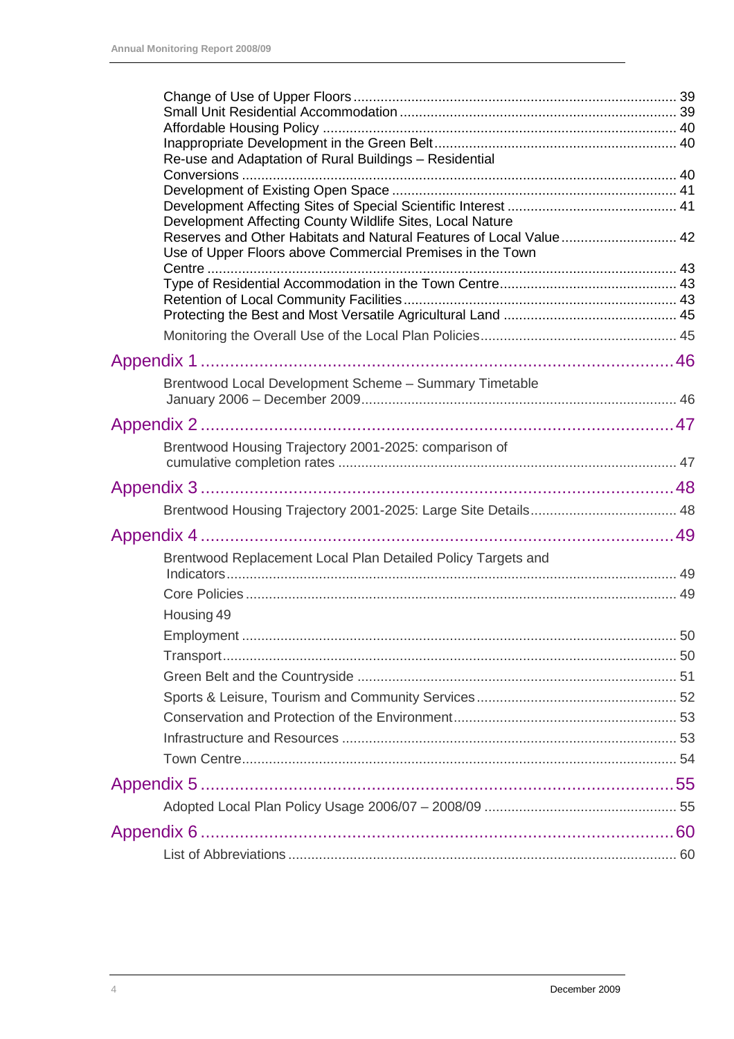Change of Use of Upper Floors ... 39
Small Unit Residential Accommodation ... 39
Affordable Housing Policy ... 40
Inappropriate Development in the Green Belt ... 40
Re-use and Adaptation of Rural Buildings – Residential Conversions ... 40
Development of Existing Open Space ... 41
Development Affecting Sites of Special Scientific Interest ... 41
Development Affecting County Wildlife Sites, Local Nature Reserves and Other Habitats and Natural Features of Local Value ... 42
Use of Upper Floors above Commercial Premises in the Town Centre ... 43
Type of Residential Accommodation in the Town Centre ... 43
Retention of Local Community Facilities ... 43
Protecting the Best and Most Versatile Agricultural Land ... 45

Monitoring the Overall Use of the Local Plan Policies ... 45

## Appendix 1 ... 46

Brentwood Local Development Scheme – Summary Timetable January 2006 – December 2009 ... 46

## Appendix 2 ... 47

Brentwood Housing Trajectory 2001-2025: comparison of cumulative completion rates ... 47

## Appendix 3 ... 48

Brentwood Housing Trajectory 2001-2025: Large Site Details ... 48

## Appendix 4 ... 49

Brentwood Replacement Local Plan Detailed Policy Targets and Indicators ... 49

Core Policies ... 49

Housing 49

Employment ... 50

Transport ... 50

Green Belt and the Countryside ... 51

Sports & Leisure, Tourism and Community Services ... 52

Conservation and Protection of the Environment ... 53

Infrastructure and Resources ... 53

Town Centre ... 54

## Appendix 5 ... 55

Adopted Local Plan Policy Usage 2006/07 – 2008/09 ... 55

## Appendix 6 ... 60

List of Abbreviations ... 60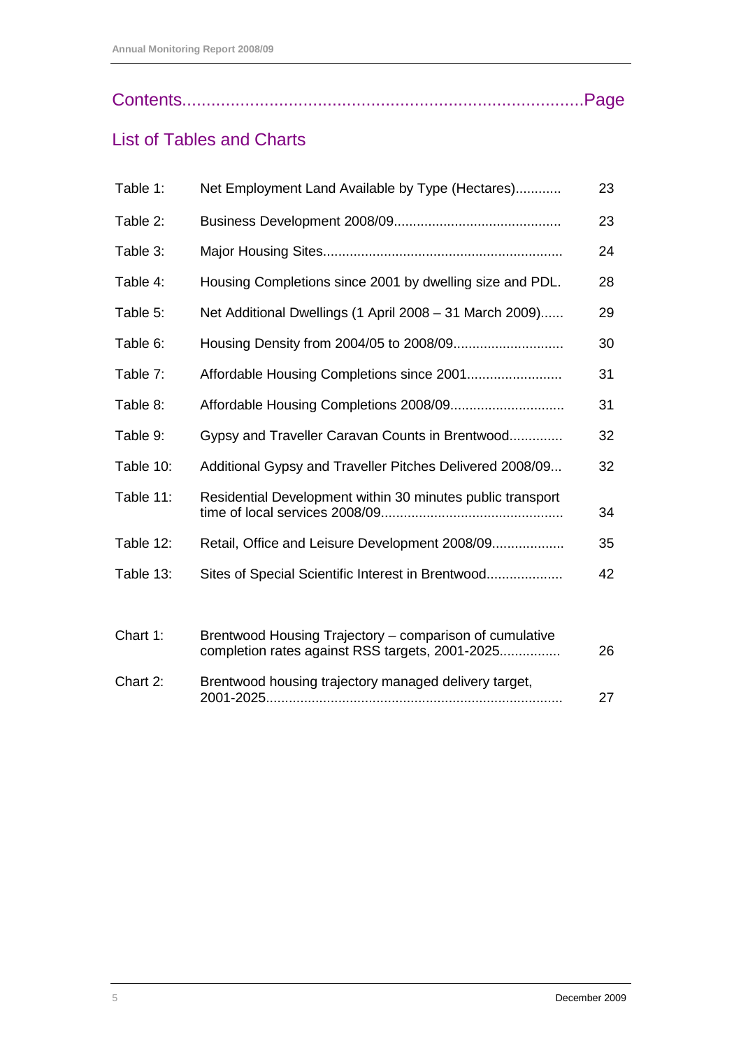## Contents....................................................................................Page

## List of Tables and Charts

| | | |
|---|---|---|
| Table 1: | Net Employment Land Available by Type (Hectares)............ | 23 |
| Table 2: | Business Development 2008/09............................................ | 23 |
| Table 3: | Major Housing Sites.............................................................. | 24 |
| Table 4: | Housing Completions since 2001 by dwelling size and PDL. | 28 |
| Table 5: | Net Additional Dwellings (1 April 2008 – 31 March 2009)...... | 29 |
| Table 6: | Housing Density from 2004/05 to 2008/09............................ | 30 |
| Table 7: | Affordable Housing Completions since 2001......................... | 31 |
| Table 8: | Affordable Housing Completions 2008/09............................. | 31 |
| Table 9: | Gypsy and Traveller Caravan Counts in Brentwood.............. | 32 |
| Table 10: | Additional Gypsy and Traveller Pitches Delivered 2008/09... | 32 |
| Table 11: | Residential Development within 30 minutes public transport time of local services 2008/09............................................... | 34 |
| Table 12: | Retail, Office and Leisure Development 2008/09................... | 35 |
| Table 13: | Sites of Special Scientific Interest in Brentwood.................... | 42 |

| | | |
|---|---|---|
| Chart 1: | Brentwood Housing Trajectory – comparison of cumulative completion rates against RSS targets, 2001-2025................ | 26 |
| Chart 2: | Brentwood housing trajectory managed delivery target, 2001-2025............................................................................. | 27 |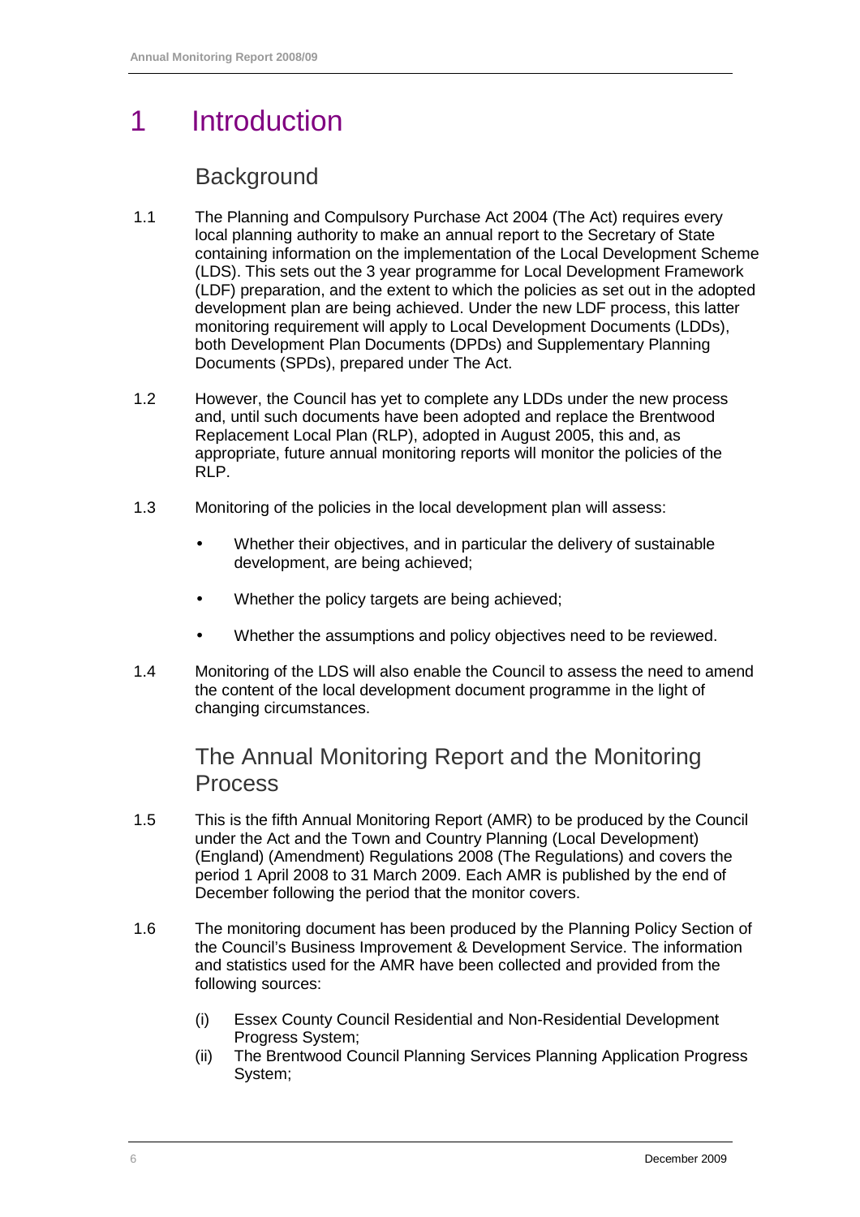# 1 Introduction

## Background

1.1 The Planning and Compulsory Purchase Act 2004 (The Act) requires every local planning authority to make an annual report to the Secretary of State containing information on the implementation of the Local Development Scheme (LDS). This sets out the 3 year programme for Local Development Framework (LDF) preparation, and the extent to which the policies as set out in the adopted development plan are being achieved. Under the new LDF process, this latter monitoring requirement will apply to Local Development Documents (LDDs), both Development Plan Documents (DPDs) and Supplementary Planning Documents (SPDs), prepared under The Act.

1.2 However, the Council has yet to complete any LDDs under the new process and, until such documents have been adopted and replace the Brentwood Replacement Local Plan (RLP), adopted in August 2005, this and, as appropriate, future annual monitoring reports will monitor the policies of the RLP.

1.3 Monitoring of the policies in the local development plan will assess:

- Whether their objectives, and in particular the delivery of sustainable development, are being achieved;
- Whether the policy targets are being achieved;
- Whether the assumptions and policy objectives need to be reviewed.

1.4 Monitoring of the LDS will also enable the Council to assess the need to amend the content of the local development document programme in the light of changing circumstances.

## The Annual Monitoring Report and the Monitoring Process

1.5 This is the fifth Annual Monitoring Report (AMR) to be produced by the Council under the Act and the Town and Country Planning (Local Development) (England) (Amendment) Regulations 2008 (The Regulations) and covers the period 1 April 2008 to 31 March 2009. Each AMR is published by the end of December following the period that the monitor covers.

1.6 The monitoring document has been produced by the Planning Policy Section of the Council's Business Improvement & Development Service. The information and statistics used for the AMR have been collected and provided from the following sources:

(i) Essex County Council Residential and Non-Residential Development Progress System;
(ii) The Brentwood Council Planning Services Planning Application Progress System;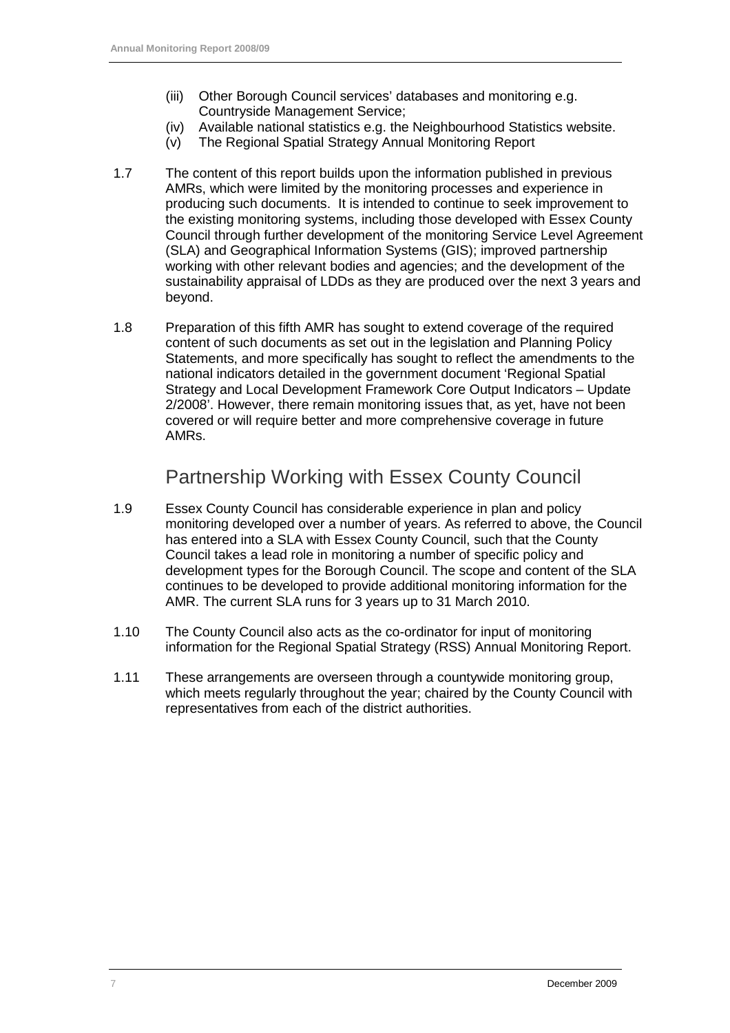(iii) Other Borough Council services' databases and monitoring e.g. Countryside Management Service;
(iv) Available national statistics e.g. the Neighbourhood Statistics website.
(v) The Regional Spatial Strategy Annual Monitoring Report

1.7 The content of this report builds upon the information published in previous AMRs, which were limited by the monitoring processes and experience in producing such documents. It is intended to continue to seek improvement to the existing monitoring systems, including those developed with Essex County Council through further development of the monitoring Service Level Agreement (SLA) and Geographical Information Systems (GIS); improved partnership working with other relevant bodies and agencies; and the development of the sustainability appraisal of LDDs as they are produced over the next 3 years and beyond.

1.8 Preparation of this fifth AMR has sought to extend coverage of the required content of such documents as set out in the legislation and Planning Policy Statements, and more specifically has sought to reflect the amendments to the national indicators detailed in the government document 'Regional Spatial Strategy and Local Development Framework Core Output Indicators – Update 2/2008'. However, there remain monitoring issues that, as yet, have not been covered or will require better and more comprehensive coverage in future AMRs.

## Partnership Working with Essex County Council

1.9 Essex County Council has considerable experience in plan and policy monitoring developed over a number of years. As referred to above, the Council has entered into a SLA with Essex County Council, such that the County Council takes a lead role in monitoring a number of specific policy and development types for the Borough Council. The scope and content of the SLA continues to be developed to provide additional monitoring information for the AMR. The current SLA runs for 3 years up to 31 March 2010.

1.10 The County Council also acts as the co-ordinator for input of monitoring information for the Regional Spatial Strategy (RSS) Annual Monitoring Report.

1.11 These arrangements are overseen through a countywide monitoring group, which meets regularly throughout the year; chaired by the County Council with representatives from each of the district authorities.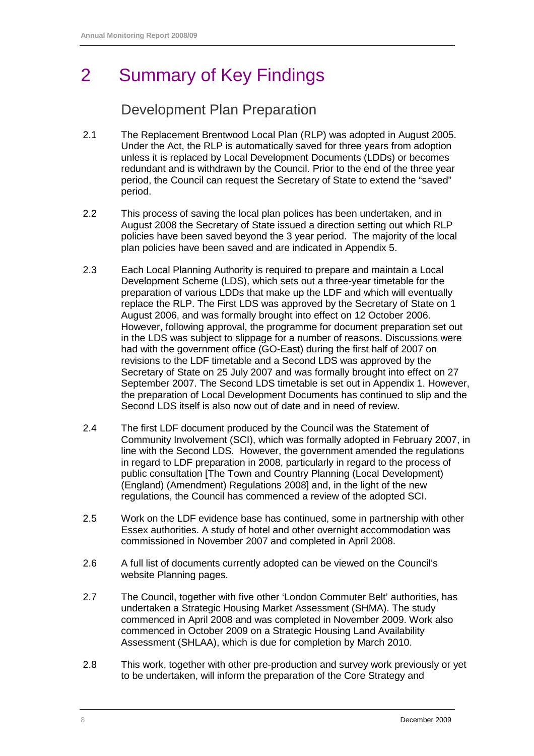# 2 Summary of Key Findings

## Development Plan Preparation

2.1 The Replacement Brentwood Local Plan (RLP) was adopted in August 2005. Under the Act, the RLP is automatically saved for three years from adoption unless it is replaced by Local Development Documents (LDDs) or becomes redundant and is withdrawn by the Council. Prior to the end of the three year period, the Council can request the Secretary of State to extend the "saved" period.

2.2 This process of saving the local plan polices has been undertaken, and in August 2008 the Secretary of State issued a direction setting out which RLP policies have been saved beyond the 3 year period. The majority of the local plan policies have been saved and are indicated in Appendix 5.

2.3 Each Local Planning Authority is required to prepare and maintain a Local Development Scheme (LDS), which sets out a three-year timetable for the preparation of various LDDs that make up the LDF and which will eventually replace the RLP. The First LDS was approved by the Secretary of State on 1 August 2006, and was formally brought into effect on 12 October 2006. However, following approval, the programme for document preparation set out in the LDS was subject to slippage for a number of reasons. Discussions were had with the government office (GO-East) during the first half of 2007 on revisions to the LDF timetable and a Second LDS was approved by the Secretary of State on 25 July 2007 and was formally brought into effect on 27 September 2007. The Second LDS timetable is set out in Appendix 1. However, the preparation of Local Development Documents has continued to slip and the Second LDS itself is also now out of date and in need of review.

2.4 The first LDF document produced by the Council was the Statement of Community Involvement (SCI), which was formally adopted in February 2007, in line with the Second LDS. However, the government amended the regulations in regard to LDF preparation in 2008, particularly in regard to the process of public consultation [The Town and Country Planning (Local Development) (England) (Amendment) Regulations 2008] and, in the light of the new regulations, the Council has commenced a review of the adopted SCI.

2.5 Work on the LDF evidence base has continued, some in partnership with other Essex authorities. A study of hotel and other overnight accommodation was commissioned in November 2007 and completed in April 2008.

2.6 A full list of documents currently adopted can be viewed on the Council's website Planning pages.

2.7 The Council, together with five other 'London Commuter Belt' authorities, has undertaken a Strategic Housing Market Assessment (SHMA). The study commenced in April 2008 and was completed in November 2009. Work also commenced in October 2009 on a Strategic Housing Land Availability Assessment (SHLAA), which is due for completion by March 2010.

2.8 This work, together with other pre-production and survey work previously or yet to be undertaken, will inform the preparation of the Core Strategy and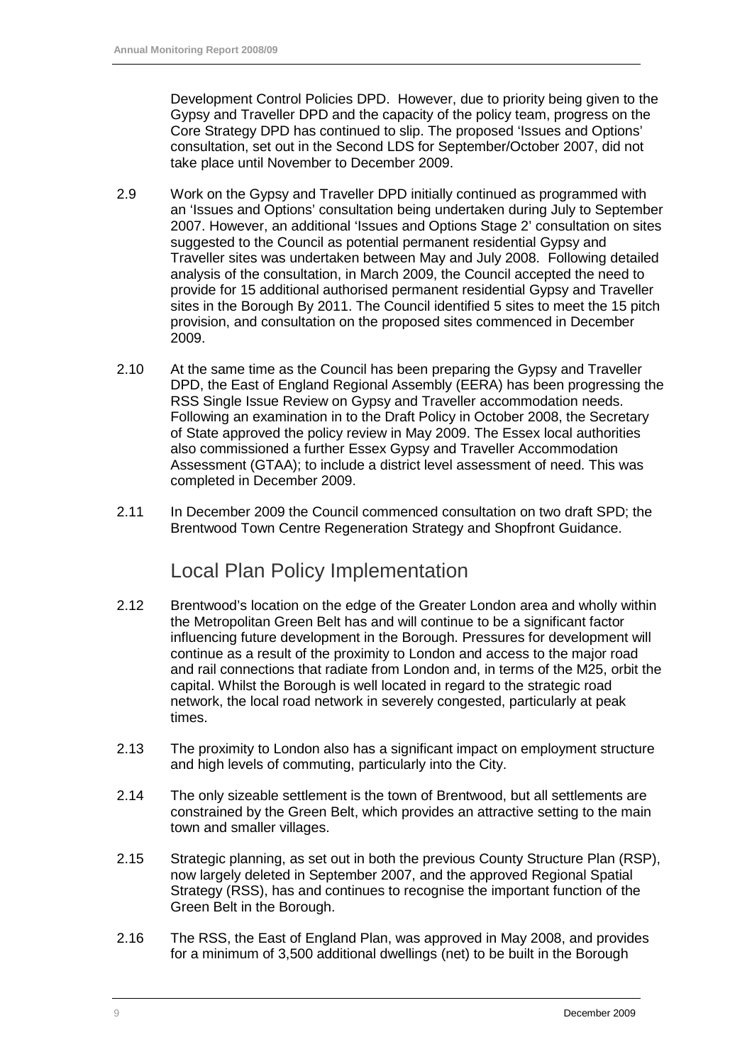Development Control Policies DPD. However, due to priority being given to the Gypsy and Traveller DPD and the capacity of the policy team, progress on the Core Strategy DPD has continued to slip. The proposed 'Issues and Options' consultation, set out in the Second LDS for September/October 2007, did not take place until November to December 2009.

2.9 Work on the Gypsy and Traveller DPD initially continued as programmed with an 'Issues and Options' consultation being undertaken during July to September 2007. However, an additional 'Issues and Options Stage 2' consultation on sites suggested to the Council as potential permanent residential Gypsy and Traveller sites was undertaken between May and July 2008. Following detailed analysis of the consultation, in March 2009, the Council accepted the need to provide for 15 additional authorised permanent residential Gypsy and Traveller sites in the Borough By 2011. The Council identified 5 sites to meet the 15 pitch provision, and consultation on the proposed sites commenced in December 2009.

2.10 At the same time as the Council has been preparing the Gypsy and Traveller DPD, the East of England Regional Assembly (EERA) has been progressing the RSS Single Issue Review on Gypsy and Traveller accommodation needs. Following an examination in to the Draft Policy in October 2008, the Secretary of State approved the policy review in May 2009. The Essex local authorities also commissioned a further Essex Gypsy and Traveller Accommodation Assessment (GTAA); to include a district level assessment of need. This was completed in December 2009.

2.11 In December 2009 the Council commenced consultation on two draft SPD; the Brentwood Town Centre Regeneration Strategy and Shopfront Guidance.

## Local Plan Policy Implementation

2.12 Brentwood's location on the edge of the Greater London area and wholly within the Metropolitan Green Belt has and will continue to be a significant factor influencing future development in the Borough. Pressures for development will continue as a result of the proximity to London and access to the major road and rail connections that radiate from London and, in terms of the M25, orbit the capital. Whilst the Borough is well located in regard to the strategic road network, the local road network in severely congested, particularly at peak times.

2.13 The proximity to London also has a significant impact on employment structure and high levels of commuting, particularly into the City.

2.14 The only sizeable settlement is the town of Brentwood, but all settlements are constrained by the Green Belt, which provides an attractive setting to the main town and smaller villages.

2.15 Strategic planning, as set out in both the previous County Structure Plan (RSP), now largely deleted in September 2007, and the approved Regional Spatial Strategy (RSS), has and continues to recognise the important function of the Green Belt in the Borough.

2.16 The RSS, the East of England Plan, was approved in May 2008, and provides for a minimum of 3,500 additional dwellings (net) to be built in the Borough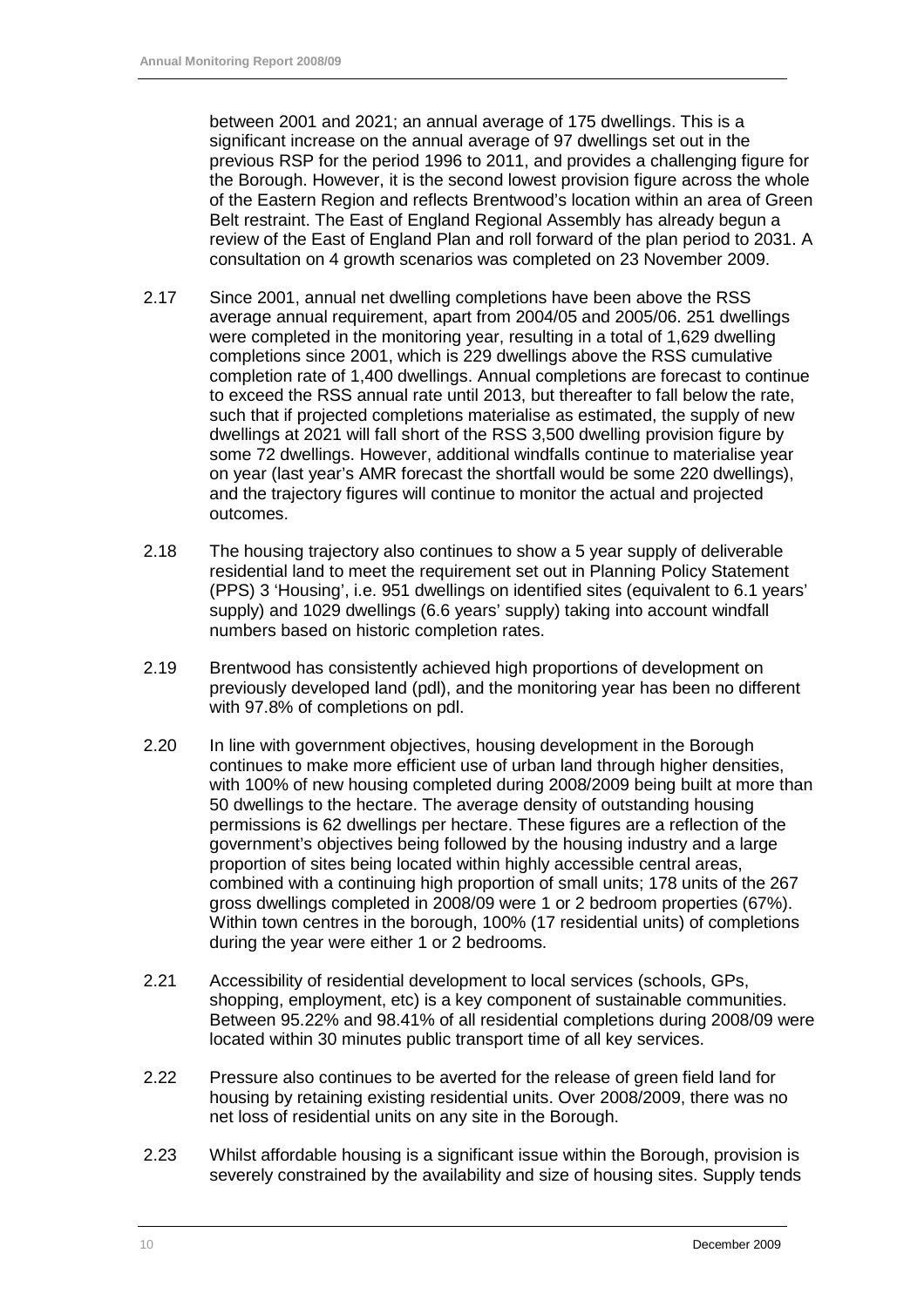between 2001 and 2021; an annual average of 175 dwellings. This is a significant increase on the annual average of 97 dwellings set out in the previous RSP for the period 1996 to 2011, and provides a challenging figure for the Borough. However, it is the second lowest provision figure across the whole of the Eastern Region and reflects Brentwood's location within an area of Green Belt restraint. The East of England Regional Assembly has already begun a review of the East of England Plan and roll forward of the plan period to 2031. A consultation on 4 growth scenarios was completed on 23 November 2009.

2.17 Since 2001, annual net dwelling completions have been above the RSS average annual requirement, apart from 2004/05 and 2005/06. 251 dwellings were completed in the monitoring year, resulting in a total of 1,629 dwelling completions since 2001, which is 229 dwellings above the RSS cumulative completion rate of 1,400 dwellings. Annual completions are forecast to continue to exceed the RSS annual rate until 2013, but thereafter to fall below the rate, such that if projected completions materialise as estimated, the supply of new dwellings at 2021 will fall short of the RSS 3,500 dwelling provision figure by some 72 dwellings. However, additional windfalls continue to materialise year on year (last year's AMR forecast the shortfall would be some 220 dwellings), and the trajectory figures will continue to monitor the actual and projected outcomes.

2.18 The housing trajectory also continues to show a 5 year supply of deliverable residential land to meet the requirement set out in Planning Policy Statement (PPS) 3 'Housing', i.e. 951 dwellings on identified sites (equivalent to 6.1 years' supply) and 1029 dwellings (6.6 years' supply) taking into account windfall numbers based on historic completion rates.

2.19 Brentwood has consistently achieved high proportions of development on previously developed land (pdl), and the monitoring year has been no different with 97.8% of completions on pdl.

2.20 In line with government objectives, housing development in the Borough continues to make more efficient use of urban land through higher densities, with 100% of new housing completed during 2008/2009 being built at more than 50 dwellings to the hectare. The average density of outstanding housing permissions is 62 dwellings per hectare. These figures are a reflection of the government's objectives being followed by the housing industry and a large proportion of sites being located within highly accessible central areas, combined with a continuing high proportion of small units; 178 units of the 267 gross dwellings completed in 2008/09 were 1 or 2 bedroom properties (67%). Within town centres in the borough, 100% (17 residential units) of completions during the year were either 1 or 2 bedrooms.

2.21 Accessibility of residential development to local services (schools, GPs, shopping, employment, etc) is a key component of sustainable communities. Between 95.22% and 98.41% of all residential completions during 2008/09 were located within 30 minutes public transport time of all key services.

2.22 Pressure also continues to be averted for the release of green field land for housing by retaining existing residential units. Over 2008/2009, there was no net loss of residential units on any site in the Borough.

2.23 Whilst affordable housing is a significant issue within the Borough, provision is severely constrained by the availability and size of housing sites. Supply tends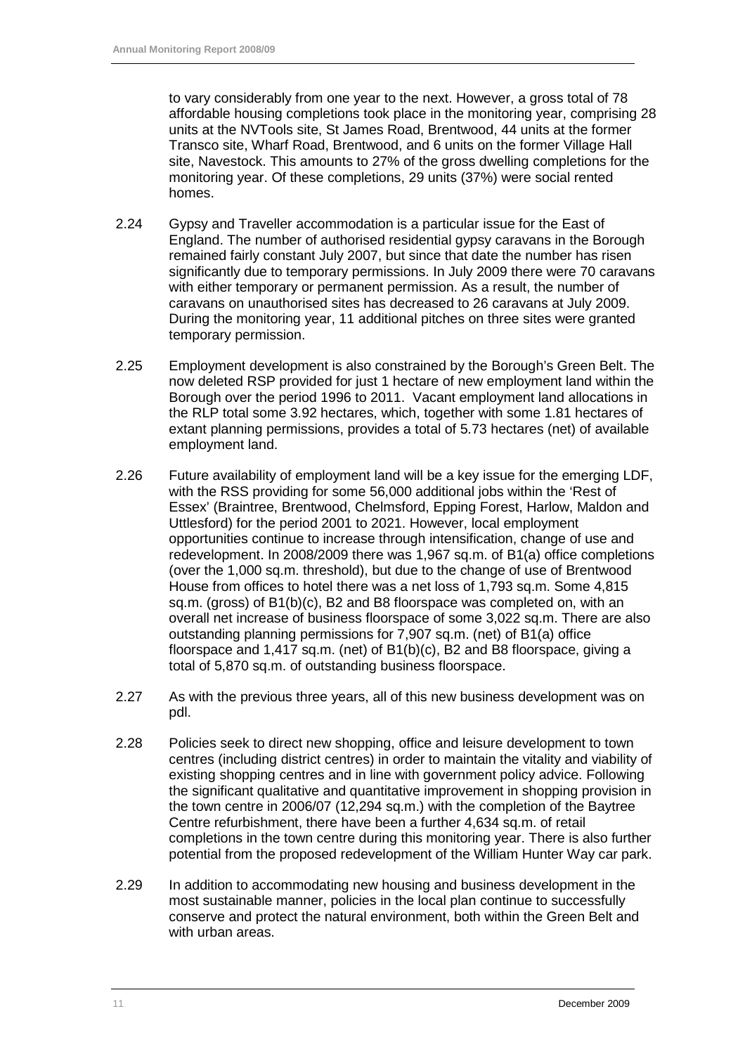to vary considerably from one year to the next. However, a gross total of 78 affordable housing completions took place in the monitoring year, comprising 28 units at the NVTools site, St James Road, Brentwood, 44 units at the former Transco site, Wharf Road, Brentwood, and 6 units on the former Village Hall site, Navestock. This amounts to 27% of the gross dwelling completions for the monitoring year. Of these completions, 29 units (37%) were social rented homes.

2.24 Gypsy and Traveller accommodation is a particular issue for the East of England. The number of authorised residential gypsy caravans in the Borough remained fairly constant July 2007, but since that date the number has risen significantly due to temporary permissions. In July 2009 there were 70 caravans with either temporary or permanent permission. As a result, the number of caravans on unauthorised sites has decreased to 26 caravans at July 2009. During the monitoring year, 11 additional pitches on three sites were granted temporary permission.

2.25 Employment development is also constrained by the Borough's Green Belt. The now deleted RSP provided for just 1 hectare of new employment land within the Borough over the period 1996 to 2011. Vacant employment land allocations in the RLP total some 3.92 hectares, which, together with some 1.81 hectares of extant planning permissions, provides a total of 5.73 hectares (net) of available employment land.

2.26 Future availability of employment land will be a key issue for the emerging LDF, with the RSS providing for some 56,000 additional jobs within the 'Rest of Essex' (Braintree, Brentwood, Chelmsford, Epping Forest, Harlow, Maldon and Uttlesford) for the period 2001 to 2021. However, local employment opportunities continue to increase through intensification, change of use and redevelopment. In 2008/2009 there was 1,967 sq.m. of B1(a) office completions (over the 1,000 sq.m. threshold), but due to the change of use of Brentwood House from offices to hotel there was a net loss of 1,793 sq.m. Some 4,815 sq.m. (gross) of B1(b)(c), B2 and B8 floorspace was completed on, with an overall net increase of business floorspace of some 3,022 sq.m. There are also outstanding planning permissions for 7,907 sq.m. (net) of B1(a) office floorspace and 1,417 sq.m. (net) of B1(b)(c), B2 and B8 floorspace, giving a total of 5,870 sq.m. of outstanding business floorspace.

2.27 As with the previous three years, all of this new business development was on pdl.

2.28 Policies seek to direct new shopping, office and leisure development to town centres (including district centres) in order to maintain the vitality and viability of existing shopping centres and in line with government policy advice. Following the significant qualitative and quantitative improvement in shopping provision in the town centre in 2006/07 (12,294 sq.m.) with the completion of the Baytree Centre refurbishment, there have been a further 4,634 sq.m. of retail completions in the town centre during this monitoring year. There is also further potential from the proposed redevelopment of the William Hunter Way car park.

2.29 In addition to accommodating new housing and business development in the most sustainable manner, policies in the local plan continue to successfully conserve and protect the natural environment, both within the Green Belt and with urban areas.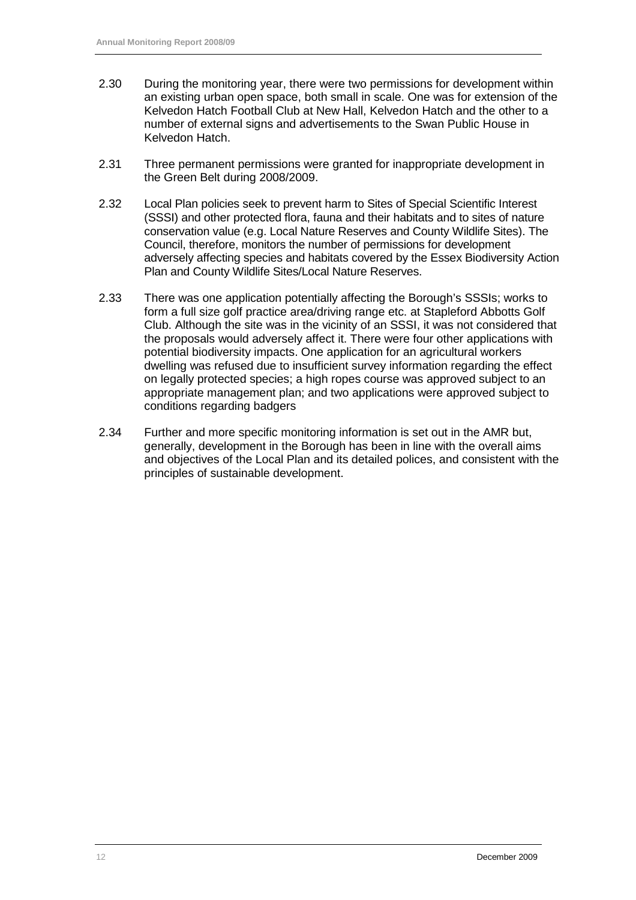2.30 During the monitoring year, there were two permissions for development within an existing urban open space, both small in scale. One was for extension of the Kelvedon Hatch Football Club at New Hall, Kelvedon Hatch and the other to a number of external signs and advertisements to the Swan Public House in Kelvedon Hatch.

2.31 Three permanent permissions were granted for inappropriate development in the Green Belt during 2008/2009.

2.32 Local Plan policies seek to prevent harm to Sites of Special Scientific Interest (SSSI) and other protected flora, fauna and their habitats and to sites of nature conservation value (e.g. Local Nature Reserves and County Wildlife Sites). The Council, therefore, monitors the number of permissions for development adversely affecting species and habitats covered by the Essex Biodiversity Action Plan and County Wildlife Sites/Local Nature Reserves.

2.33 There was one application potentially affecting the Borough's SSSIs; works to form a full size golf practice area/driving range etc. at Stapleford Abbotts Golf Club. Although the site was in the vicinity of an SSSI, it was not considered that the proposals would adversely affect it. There were four other applications with potential biodiversity impacts. One application for an agricultural workers dwelling was refused due to insufficient survey information regarding the effect on legally protected species; a high ropes course was approved subject to an appropriate management plan; and two applications were approved subject to conditions regarding badgers

2.34 Further and more specific monitoring information is set out in the AMR but, generally, development in the Borough has been in line with the overall aims and objectives of the Local Plan and its detailed polices, and consistent with the principles of sustainable development.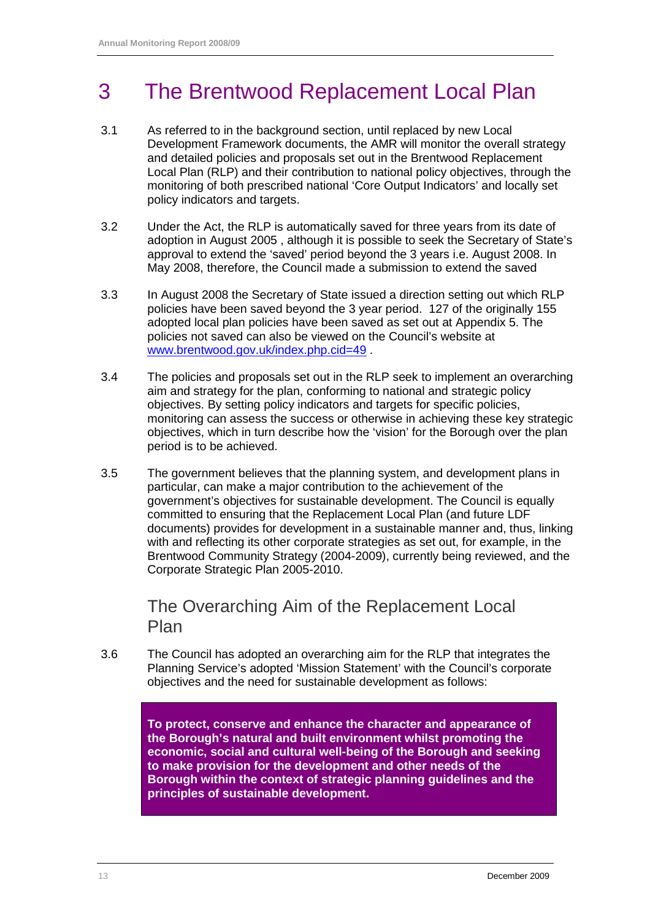# 3 The Brentwood Replacement Local Plan

3.1 As referred to in the background section, until replaced by new Local Development Framework documents, the AMR will monitor the overall strategy and detailed policies and proposals set out in the Brentwood Replacement Local Plan (RLP) and their contribution to national policy objectives, through the monitoring of both prescribed national 'Core Output Indicators' and locally set policy indicators and targets.

3.2 Under the Act, the RLP is automatically saved for three years from its date of adoption in August 2005 , although it is possible to seek the Secretary of State's approval to extend the 'saved' period beyond the 3 years i.e. August 2008. In May 2008, therefore, the Council made a submission to extend the saved

3.3 In August 2008 the Secretary of State issued a direction setting out which RLP policies have been saved beyond the 3 year period. 127 of the originally 155 adopted local plan policies have been saved as set out at Appendix 5. The policies not saved can also be viewed on the Council's website at www.brentwood.gov.uk/index.php.cid=49 .

3.4 The policies and proposals set out in the RLP seek to implement an overarching aim and strategy for the plan, conforming to national and strategic policy objectives. By setting policy indicators and targets for specific policies, monitoring can assess the success or otherwise in achieving these key strategic objectives, which in turn describe how the 'vision' for the Borough over the plan period is to be achieved.

3.5 The government believes that the planning system, and development plans in particular, can make a major contribution to the achievement of the government's objectives for sustainable development. The Council is equally committed to ensuring that the Replacement Local Plan (and future LDF documents) provides for development in a sustainable manner and, thus, linking with and reflecting its other corporate strategies as set out, for example, in the Brentwood Community Strategy (2004-2009), currently being reviewed, and the Corporate Strategic Plan 2005-2010.

## The Overarching Aim of the Replacement Local Plan

3.6 The Council has adopted an overarching aim for the RLP that integrates the Planning Service's adopted 'Mission Statement' with the Council's corporate objectives and the need for sustainable development as follows:

**To protect, conserve and enhance the character and appearance of the Borough's natural and built environment whilst promoting the economic, social and cultural well-being of the Borough and seeking to make provision for the development and other needs of the Borough within the context of strategic planning guidelines and the principles of sustainable development.**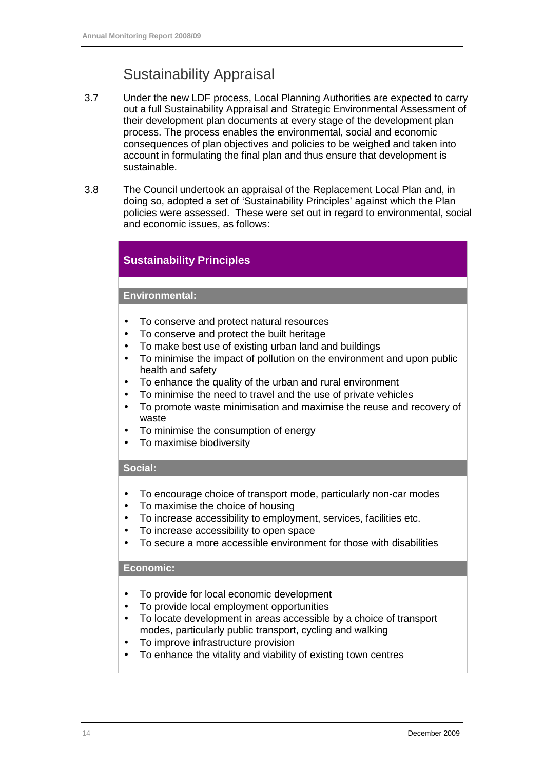## Sustainability Appraisal

3.7 Under the new LDF process, Local Planning Authorities are expected to carry out a full Sustainability Appraisal and Strategic Environmental Assessment of their development plan documents at every stage of the development plan process. The process enables the environmental, social and economic consequences of plan objectives and policies to be weighed and taken into account in formulating the final plan and thus ensure that development is sustainable.

3.8 The Council undertook an appraisal of the Replacement Local Plan and, in doing so, adopted a set of 'Sustainability Principles' against which the Plan policies were assessed. These were set out in regard to environmental, social and economic issues, as follows:

### Sustainability Principles

**Environmental:**

- To conserve and protect natural resources
- To conserve and protect the built heritage
- To make best use of existing urban land and buildings
- To minimise the impact of pollution on the environment and upon public health and safety
- To enhance the quality of the urban and rural environment
- To minimise the need to travel and the use of private vehicles
- To promote waste minimisation and maximise the reuse and recovery of waste
- To minimise the consumption of energy
- To maximise biodiversity

**Social:**

- To encourage choice of transport mode, particularly non-car modes
- To maximise the choice of housing
- To increase accessibility to employment, services, facilities etc.
- To increase accessibility to open space
- To secure a more accessible environment for those with disabilities

**Economic:**

- To provide for local economic development
- To provide local employment opportunities
- To locate development in areas accessible by a choice of transport modes, particularly public transport, cycling and walking
- To improve infrastructure provision
- To enhance the vitality and viability of existing town centres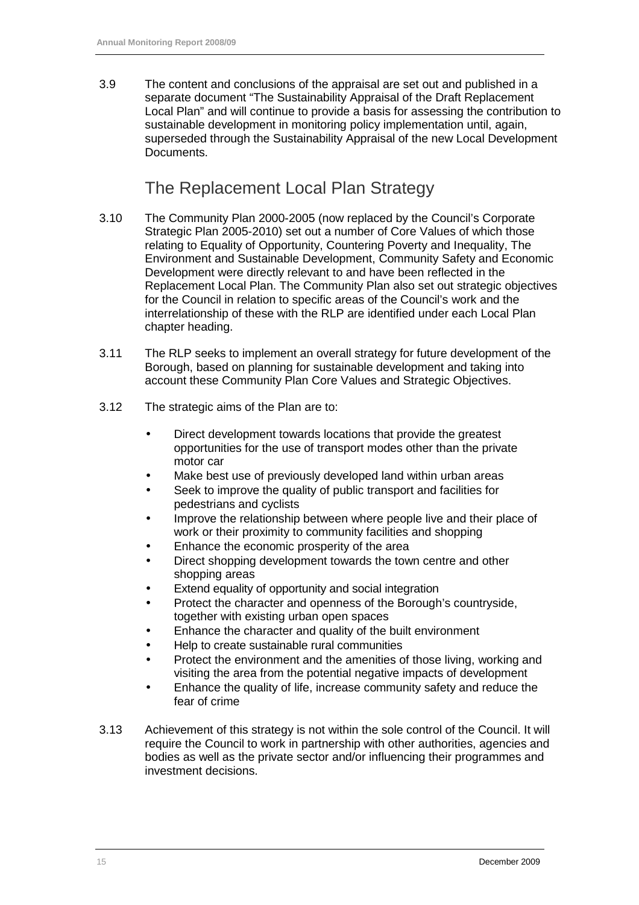3.9 The content and conclusions of the appraisal are set out and published in a separate document "The Sustainability Appraisal of the Draft Replacement Local Plan" and will continue to provide a basis for assessing the contribution to sustainable development in monitoring policy implementation until, again, superseded through the Sustainability Appraisal of the new Local Development Documents.

## The Replacement Local Plan Strategy

3.10 The Community Plan 2000-2005 (now replaced by the Council's Corporate Strategic Plan 2005-2010) set out a number of Core Values of which those relating to Equality of Opportunity, Countering Poverty and Inequality, The Environment and Sustainable Development, Community Safety and Economic Development were directly relevant to and have been reflected in the Replacement Local Plan. The Community Plan also set out strategic objectives for the Council in relation to specific areas of the Council's work and the interrelationship of these with the RLP are identified under each Local Plan chapter heading.

3.11 The RLP seeks to implement an overall strategy for future development of the Borough, based on planning for sustainable development and taking into account these Community Plan Core Values and Strategic Objectives.

3.12 The strategic aims of the Plan are to:

- Direct development towards locations that provide the greatest opportunities for the use of transport modes other than the private motor car
- Make best use of previously developed land within urban areas
- Seek to improve the quality of public transport and facilities for pedestrians and cyclists
- Improve the relationship between where people live and their place of work or their proximity to community facilities and shopping
- Enhance the economic prosperity of the area
- Direct shopping development towards the town centre and other shopping areas
- Extend equality of opportunity and social integration
- Protect the character and openness of the Borough's countryside, together with existing urban open spaces
- Enhance the character and quality of the built environment
- Help to create sustainable rural communities
- Protect the environment and the amenities of those living, working and visiting the area from the potential negative impacts of development
- Enhance the quality of life, increase community safety and reduce the fear of crime

3.13 Achievement of this strategy is not within the sole control of the Council. It will require the Council to work in partnership with other authorities, agencies and bodies as well as the private sector and/or influencing their programmes and investment decisions.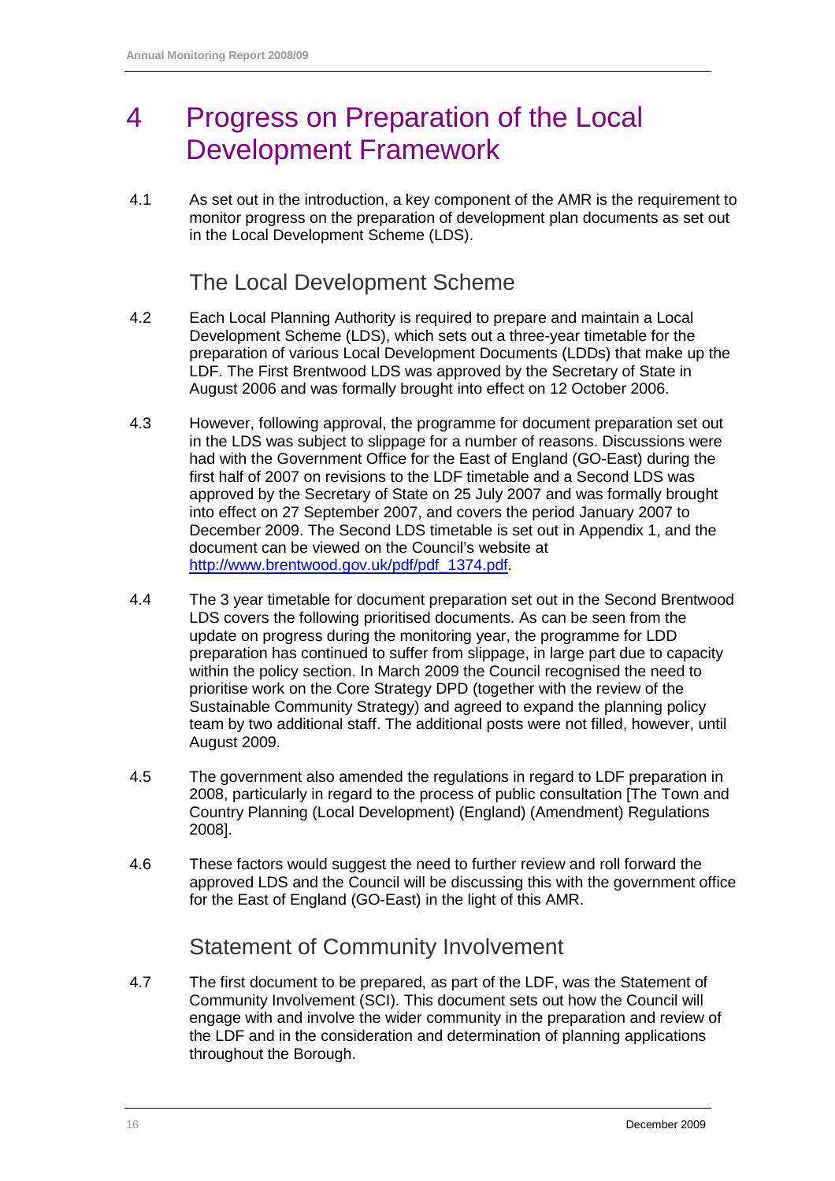# 4 Progress on Preparation of the Local Development Framework

4.1 As set out in the introduction, a key component of the AMR is the requirement to monitor progress on the preparation of development plan documents as set out in the Local Development Scheme (LDS).

## The Local Development Scheme

4.2 Each Local Planning Authority is required to prepare and maintain a Local Development Scheme (LDS), which sets out a three-year timetable for the preparation of various Local Development Documents (LDDs) that make up the LDF. The First Brentwood LDS was approved by the Secretary of State in August 2006 and was formally brought into effect on 12 October 2006.

4.3 However, following approval, the programme for document preparation set out in the LDS was subject to slippage for a number of reasons. Discussions were had with the Government Office for the East of England (GO-East) during the first half of 2007 on revisions to the LDF timetable and a Second LDS was approved by the Secretary of State on 25 July 2007 and was formally brought into effect on 27 September 2007, and covers the period January 2007 to December 2009. The Second LDS timetable is set out in Appendix 1, and the document can be viewed on the Council's website at http://www.brentwood.gov.uk/pdf/pdf_1374.pdf.

4.4 The 3 year timetable for document preparation set out in the Second Brentwood LDS covers the following prioritised documents. As can be seen from the update on progress during the monitoring year, the programme for LDD preparation has continued to suffer from slippage, in large part due to capacity within the policy section. In March 2009 the Council recognised the need to prioritise work on the Core Strategy DPD (together with the review of the Sustainable Community Strategy) and agreed to expand the planning policy team by two additional staff. The additional posts were not filled, however, until August 2009.

4.5 The government also amended the regulations in regard to LDF preparation in 2008, particularly in regard to the process of public consultation [The Town and Country Planning (Local Development) (England) (Amendment) Regulations 2008].

4.6 These factors would suggest the need to further review and roll forward the approved LDS and the Council will be discussing this with the government office for the East of England (GO-East) in the light of this AMR.

## Statement of Community Involvement

4.7 The first document to be prepared, as part of the LDF, was the Statement of Community Involvement (SCI). This document sets out how the Council will engage with and involve the wider community in the preparation and review of the LDF and in the consideration and determination of planning applications throughout the Borough.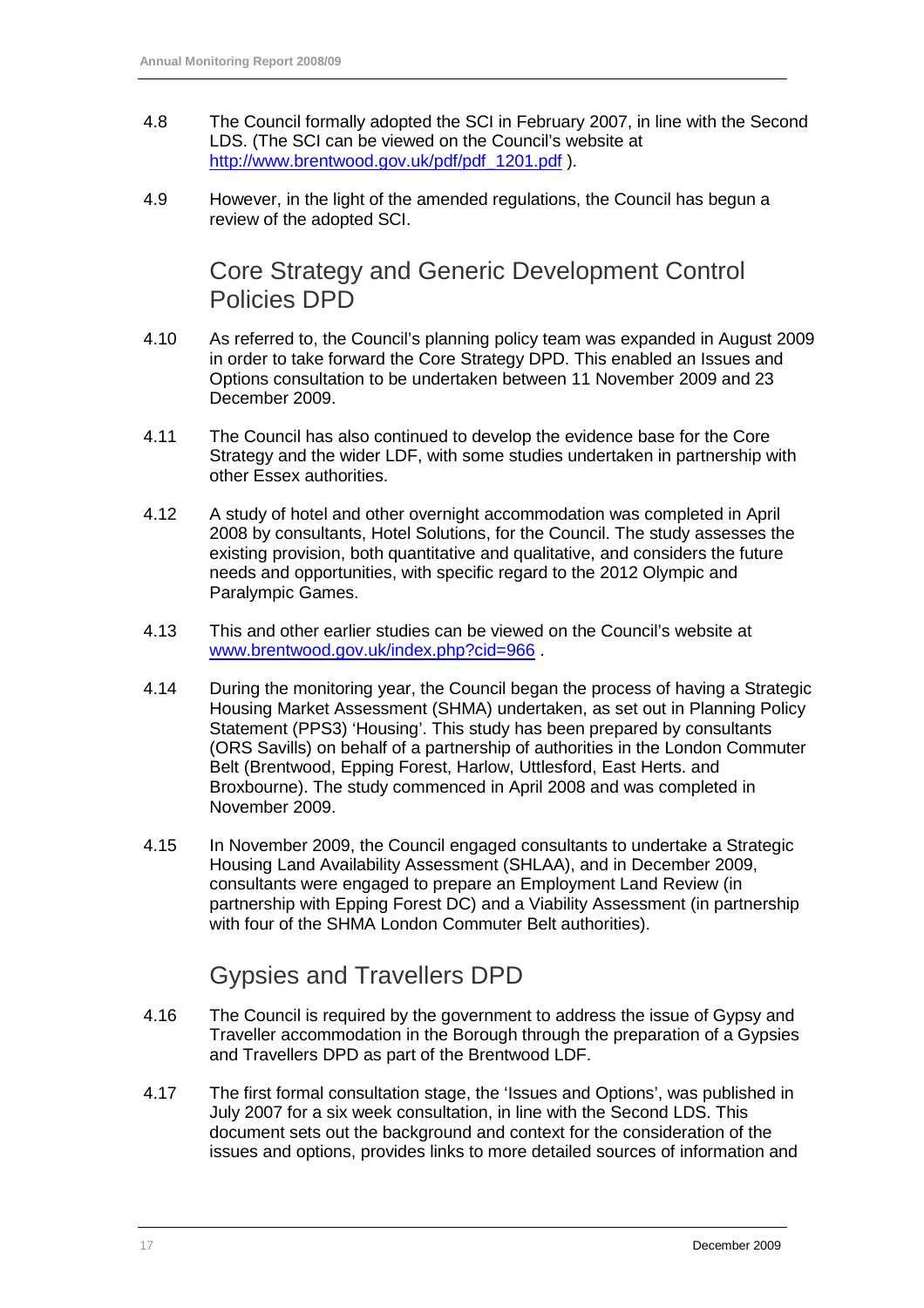4.8 The Council formally adopted the SCI in February 2007, in line with the Second LDS. (The SCI can be viewed on the Council's website at http://www.brentwood.gov.uk/pdf/pdf_1201.pdf ).

4.9 However, in the light of the amended regulations, the Council has begun a review of the adopted SCI.

## Core Strategy and Generic Development Control Policies DPD

4.10 As referred to, the Council's planning policy team was expanded in August 2009 in order to take forward the Core Strategy DPD. This enabled an Issues and Options consultation to be undertaken between 11 November 2009 and 23 December 2009.

4.11 The Council has also continued to develop the evidence base for the Core Strategy and the wider LDF, with some studies undertaken in partnership with other Essex authorities.

4.12 A study of hotel and other overnight accommodation was completed in April 2008 by consultants, Hotel Solutions, for the Council. The study assesses the existing provision, both quantitative and qualitative, and considers the future needs and opportunities, with specific regard to the 2012 Olympic and Paralympic Games.

4.13 This and other earlier studies can be viewed on the Council's website at www.brentwood.gov.uk/index.php?cid=966 .

4.14 During the monitoring year, the Council began the process of having a Strategic Housing Market Assessment (SHMA) undertaken, as set out in Planning Policy Statement (PPS3) 'Housing'. This study has been prepared by consultants (ORS Savills) on behalf of a partnership of authorities in the London Commuter Belt (Brentwood, Epping Forest, Harlow, Uttlesford, East Herts. and Broxbourne). The study commenced in April 2008 and was completed in November 2009.

4.15 In November 2009, the Council engaged consultants to undertake a Strategic Housing Land Availability Assessment (SHLAA), and in December 2009, consultants were engaged to prepare an Employment Land Review (in partnership with Epping Forest DC) and a Viability Assessment (in partnership with four of the SHMA London Commuter Belt authorities).

## Gypsies and Travellers DPD

4.16 The Council is required by the government to address the issue of Gypsy and Traveller accommodation in the Borough through the preparation of a Gypsies and Travellers DPD as part of the Brentwood LDF.

4.17 The first formal consultation stage, the 'Issues and Options', was published in July 2007 for a six week consultation, in line with the Second LDS. This document sets out the background and context for the consideration of the issues and options, provides links to more detailed sources of information and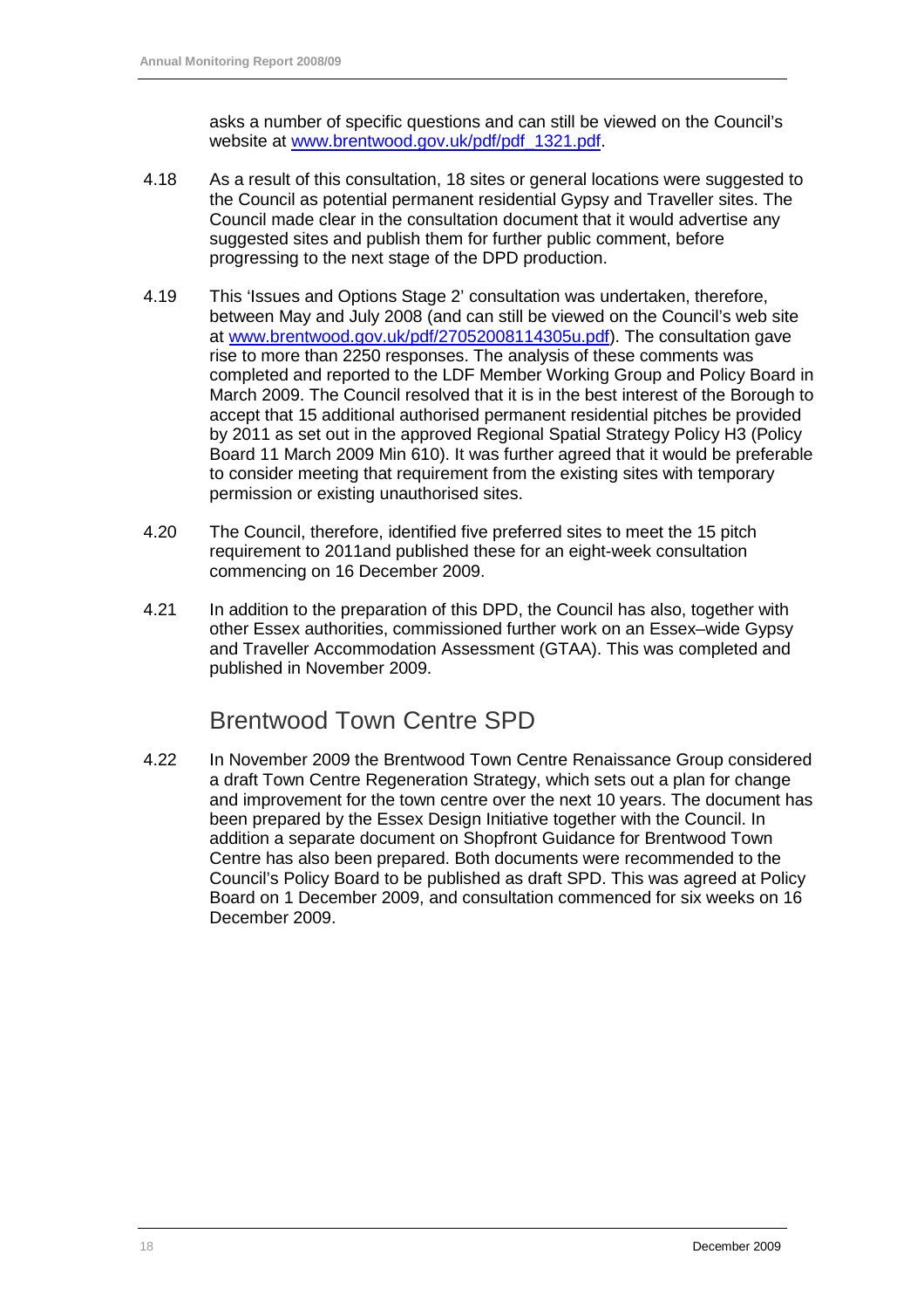asks a number of specific questions and can still be viewed on the Council's website at [www.brentwood.gov.uk/pdf/pdf_1321.pdf](www.brentwood.gov.uk/pdf/pdf_1321.pdf).

4.18 As a result of this consultation, 18 sites or general locations were suggested to the Council as potential permanent residential Gypsy and Traveller sites. The Council made clear in the consultation document that it would advertise any suggested sites and publish them for further public comment, before progressing to the next stage of the DPD production.

4.19 This 'Issues and Options Stage 2' consultation was undertaken, therefore, between May and July 2008 (and can still be viewed on the Council's web site at [www.brentwood.gov.uk/pdf/27052008114305u.pdf](www.brentwood.gov.uk/pdf/27052008114305u.pdf)). The consultation gave rise to more than 2250 responses. The analysis of these comments was completed and reported to the LDF Member Working Group and Policy Board in March 2009. The Council resolved that it is in the best interest of the Borough to accept that 15 additional authorised permanent residential pitches be provided by 2011 as set out in the approved Regional Spatial Strategy Policy H3 (Policy Board 11 March 2009 Min 610). It was further agreed that it would be preferable to consider meeting that requirement from the existing sites with temporary permission or existing unauthorised sites.

4.20 The Council, therefore, identified five preferred sites to meet the 15 pitch requirement to 2011and published these for an eight-week consultation commencing on 16 December 2009.

4.21 In addition to the preparation of this DPD, the Council has also, together with other Essex authorities, commissioned further work on an Essex–wide Gypsy and Traveller Accommodation Assessment (GTAA). This was completed and published in November 2009.

## Brentwood Town Centre SPD

4.22 In November 2009 the Brentwood Town Centre Renaissance Group considered a draft Town Centre Regeneration Strategy, which sets out a plan for change and improvement for the town centre over the next 10 years. The document has been prepared by the Essex Design Initiative together with the Council. In addition a separate document on Shopfront Guidance for Brentwood Town Centre has also been prepared. Both documents were recommended to the Council's Policy Board to be published as draft SPD. This was agreed at Policy Board on 1 December 2009, and consultation commenced for six weeks on 16 December 2009.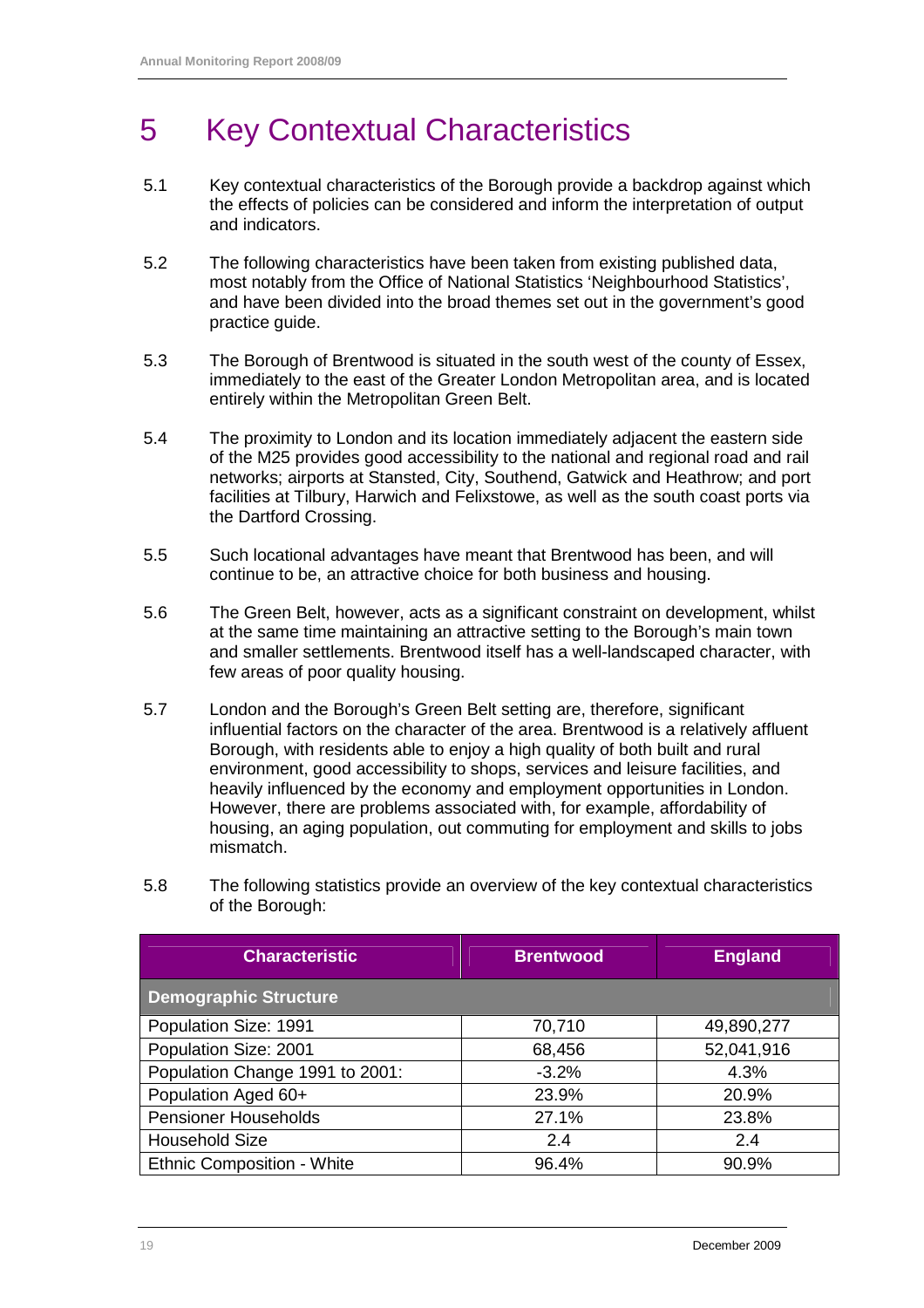# 5 Key Contextual Characteristics

5.1 Key contextual characteristics of the Borough provide a backdrop against which the effects of policies can be considered and inform the interpretation of output and indicators.

5.2 The following characteristics have been taken from existing published data, most notably from the Office of National Statistics 'Neighbourhood Statistics', and have been divided into the broad themes set out in the government's good practice guide.

5.3 The Borough of Brentwood is situated in the south west of the county of Essex, immediately to the east of the Greater London Metropolitan area, and is located entirely within the Metropolitan Green Belt.

5.4 The proximity to London and its location immediately adjacent the eastern side of the M25 provides good accessibility to the national and regional road and rail networks; airports at Stansted, City, Southend, Gatwick and Heathrow; and port facilities at Tilbury, Harwich and Felixstowe, as well as the south coast ports via the Dartford Crossing.

5.5 Such locational advantages have meant that Brentwood has been, and will continue to be, an attractive choice for both business and housing.

5.6 The Green Belt, however, acts as a significant constraint on development, whilst at the same time maintaining an attractive setting to the Borough's main town and smaller settlements. Brentwood itself has a well-landscaped character, with few areas of poor quality housing.

5.7 London and the Borough's Green Belt setting are, therefore, significant influential factors on the character of the area. Brentwood is a relatively affluent Borough, with residents able to enjoy a high quality of both built and rural environment, good accessibility to shops, services and leisure facilities, and heavily influenced by the economy and employment opportunities in London. However, there are problems associated with, for example, affordability of housing, an aging population, out commuting for employment and skills to jobs mismatch.

5.8 The following statistics provide an overview of the key contextual characteristics of the Borough:

| Characteristic | Brentwood | England |
|---|---|---|
| **Demographic Structure** | | |
| Population Size: 1991 | 70,710 | 49,890,277 |
| Population Size: 2001 | 68,456 | 52,041,916 |
| Population Change 1991 to 2001: | -3.2% | 4.3% |
| Population Aged 60+ | 23.9% | 20.9% |
| Pensioner Households | 27.1% | 23.8% |
| Household Size | 2.4 | 2.4 |
| Ethnic Composition - White | 96.4% | 90.9% |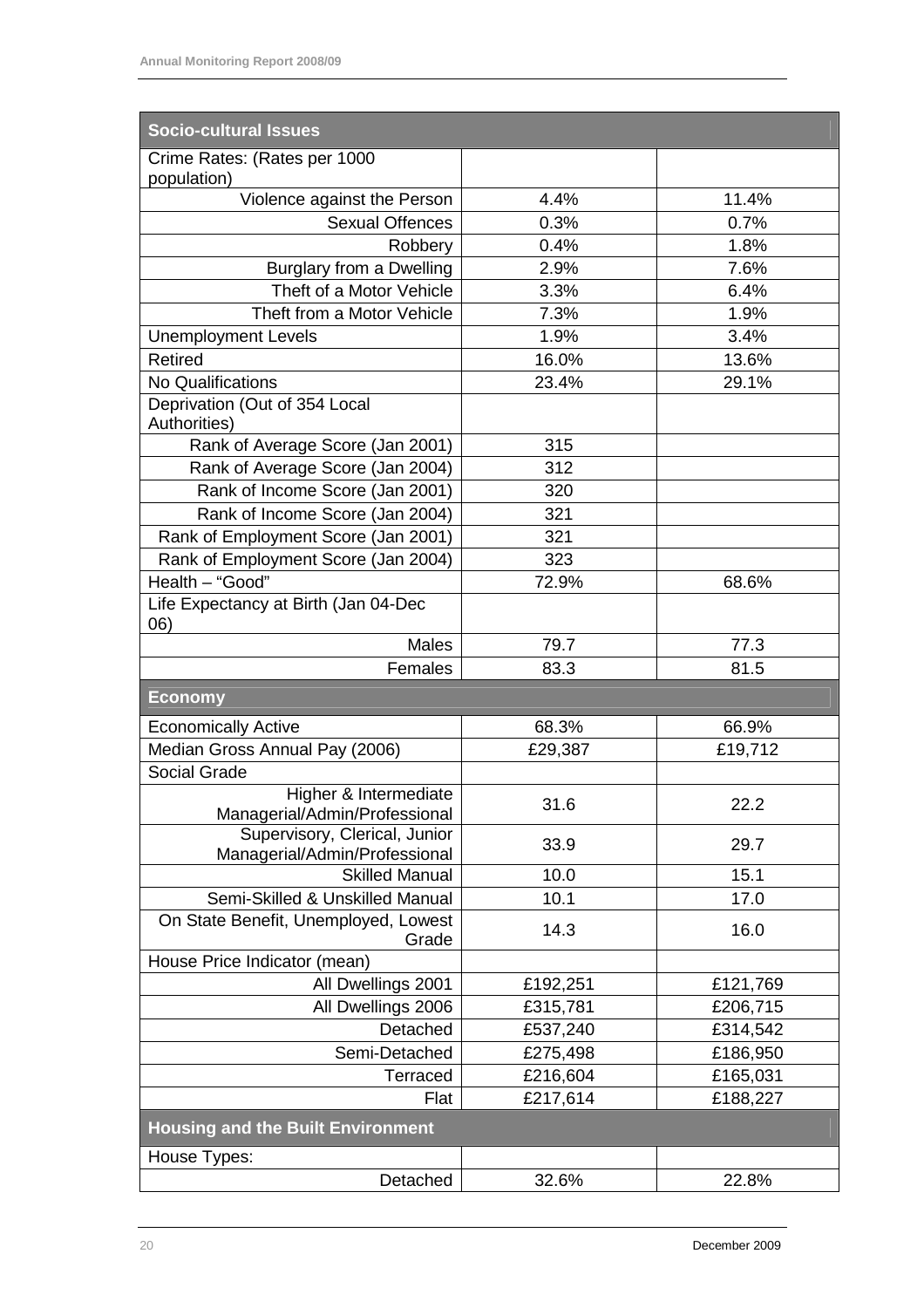| Socio-cultural Issues | | |
|---|---|---|
| Crime Rates: (Rates per 1000 population) | | |
| Violence against the Person | 4.4% | 11.4% |
| Sexual Offences | 0.3% | 0.7% |
| Robbery | 0.4% | 1.8% |
| Burglary from a Dwelling | 2.9% | 7.6% |
| Theft of a Motor Vehicle | 3.3% | 6.4% |
| Theft from a Motor Vehicle | 7.3% | 1.9% |
| Unemployment Levels | 1.9% | 3.4% |
| Retired | 16.0% | 13.6% |
| No Qualifications | 23.4% | 29.1% |
| Deprivation (Out of 354 Local Authorities) | | |
| Rank of Average Score (Jan 2001) | 315 | |
| Rank of Average Score (Jan 2004) | 312 | |
| Rank of Income Score (Jan 2001) | 320 | |
| Rank of Income Score (Jan 2004) | 321 | |
| Rank of Employment Score (Jan 2001) | 321 | |
| Rank of Employment Score (Jan 2004) | 323 | |
| Health – "Good" | 72.9% | 68.6% |
| Life Expectancy at Birth (Jan 04-Dec 06) | | |
| Males | 79.7 | 77.3 |
| Females | 83.3 | 81.5 |
| **Economy** | | |
| Economically Active | 68.3% | 66.9% |
| Median Gross Annual Pay (2006) | £29,387 | £19,712 |
| Social Grade | | |
| Higher & Intermediate Managerial/Admin/Professional | 31.6 | 22.2 |
| Supervisory, Clerical, Junior Managerial/Admin/Professional | 33.9 | 29.7 |
| Skilled Manual | 10.0 | 15.1 |
| Semi-Skilled & Unskilled Manual | 10.1 | 17.0 |
| On State Benefit, Unemployed, Lowest Grade | 14.3 | 16.0 |
| House Price Indicator (mean) | | |
| All Dwellings 2001 | £192,251 | £121,769 |
| All Dwellings 2006 | £315,781 | £206,715 |
| Detached | £537,240 | £314,542 |
| Semi-Detached | £275,498 | £186,950 |
| Terraced | £216,604 | £165,031 |
| Flat | £217,614 | £188,227 |
| **Housing and the Built Environment** | | |
| House Types: | | |
| Detached | 32.6% | 22.8% |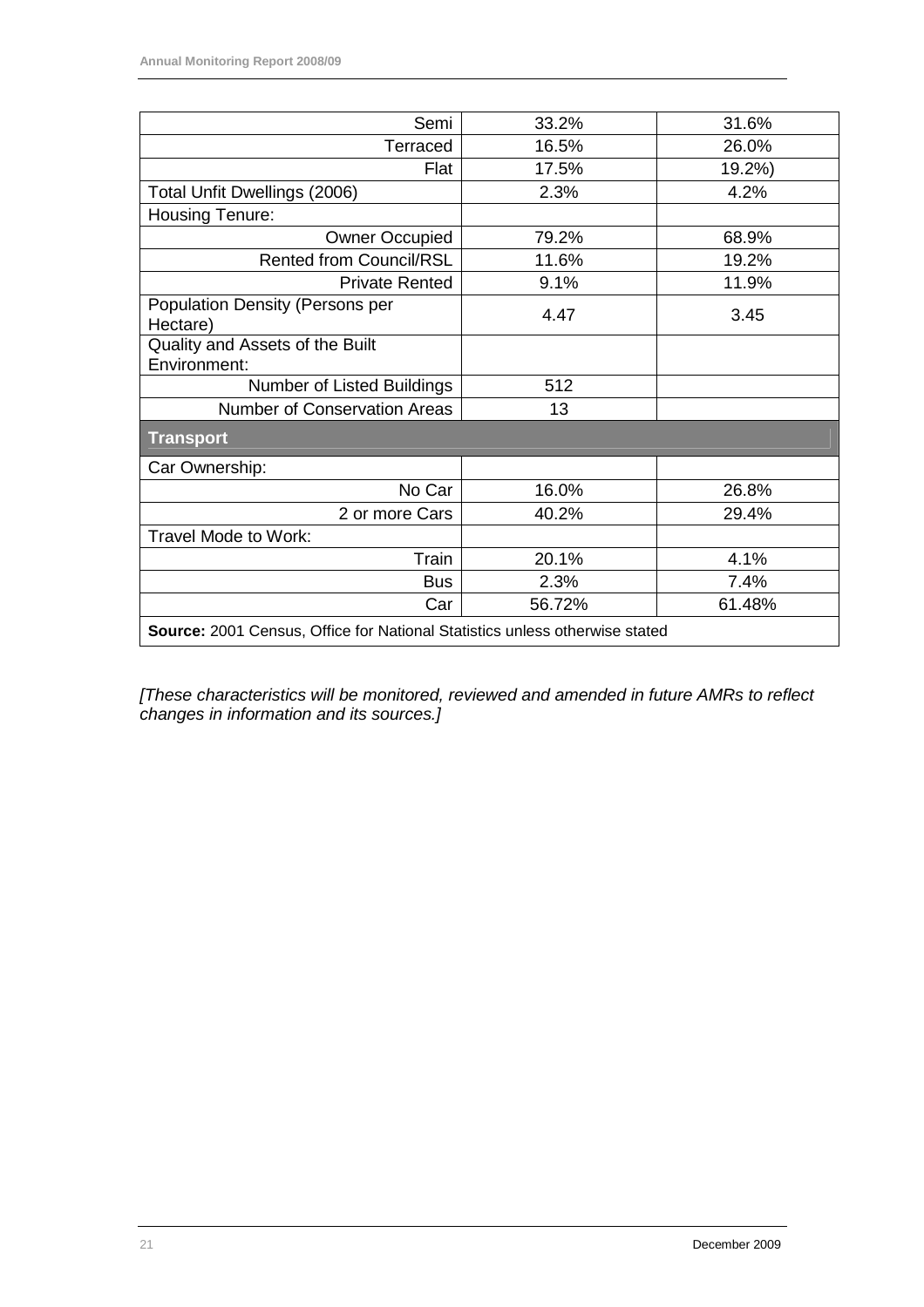| | | |
|---|---|---|
| Semi | 33.2% | 31.6% |
| Terraced | 16.5% | 26.0% |
| Flat | 17.5% | 19.2%) |
| Total Unfit Dwellings (2006) | 2.3% | 4.2% |
| Housing Tenure: | | |
| Owner Occupied | 79.2% | 68.9% |
| Rented from Council/RSL | 11.6% | 19.2% |
| Private Rented | 9.1% | 11.9% |
| Population Density (Persons per Hectare) | 4.47 | 3.45 |
| Quality and Assets of the Built Environment: | | |
| Number of Listed Buildings | 512 | |
| Number of Conservation Areas | 13 | |
| **Transport** | | |
| Car Ownership: | | |
| No Car | 16.0% | 26.8% |
| 2 or more Cars | 40.2% | 29.4% |
| Travel Mode to Work: | | |
| Train | 20.1% | 4.1% |
| Bus | 2.3% | 7.4% |
| Car | 56.72% | 61.48% |
| **Source:** 2001 Census, Office for National Statistics unless otherwise stated | | |

*[These characteristics will be monitored, reviewed and amended in future AMRs to reflect changes in information and its sources.]*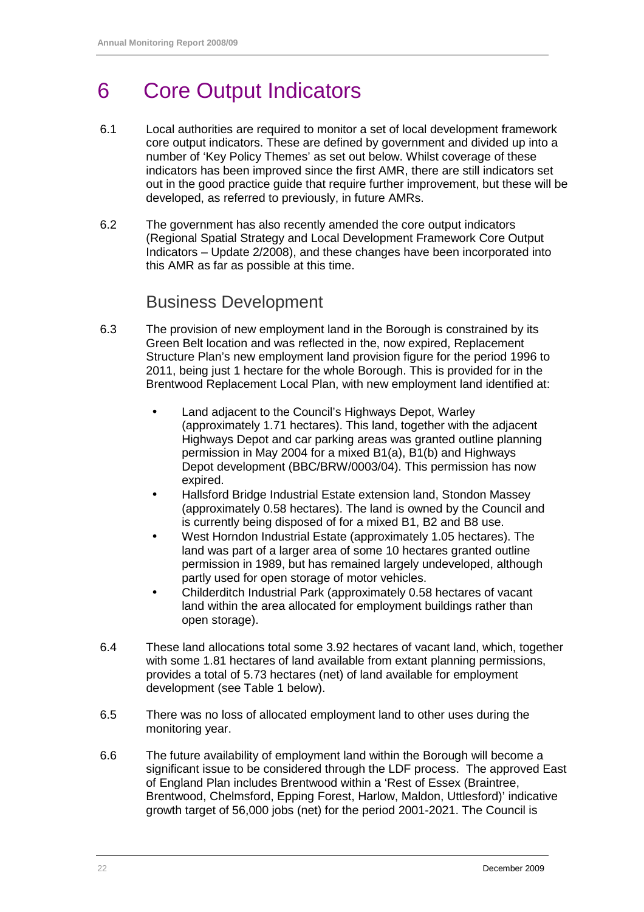# 6 Core Output Indicators

6.1 Local authorities are required to monitor a set of local development framework core output indicators. These are defined by government and divided up into a number of 'Key Policy Themes' as set out below. Whilst coverage of these indicators has been improved since the first AMR, there are still indicators set out in the good practice guide that require further improvement, but these will be developed, as referred to previously, in future AMRs.

6.2 The government has also recently amended the core output indicators (Regional Spatial Strategy and Local Development Framework Core Output Indicators – Update 2/2008), and these changes have been incorporated into this AMR as far as possible at this time.

## Business Development

6.3 The provision of new employment land in the Borough is constrained by its Green Belt location and was reflected in the, now expired, Replacement Structure Plan's new employment land provision figure for the period 1996 to 2011, being just 1 hectare for the whole Borough. This is provided for in the Brentwood Replacement Local Plan, with new employment land identified at:

- Land adjacent to the Council's Highways Depot, Warley (approximately 1.71 hectares). This land, together with the adjacent Highways Depot and car parking areas was granted outline planning permission in May 2004 for a mixed B1(a), B1(b) and Highways Depot development (BBC/BRW/0003/04). This permission has now expired.
- Hallsford Bridge Industrial Estate extension land, Stondon Massey (approximately 0.58 hectares). The land is owned by the Council and is currently being disposed of for a mixed B1, B2 and B8 use.
- West Horndon Industrial Estate (approximately 1.05 hectares). The land was part of a larger area of some 10 hectares granted outline permission in 1989, but has remained largely undeveloped, although partly used for open storage of motor vehicles.
- Childerditch Industrial Park (approximately 0.58 hectares of vacant land within the area allocated for employment buildings rather than open storage).

6.4 These land allocations total some 3.92 hectares of vacant land, which, together with some 1.81 hectares of land available from extant planning permissions, provides a total of 5.73 hectares (net) of land available for employment development (see Table 1 below).

6.5 There was no loss of allocated employment land to other uses during the monitoring year.

6.6 The future availability of employment land within the Borough will become a significant issue to be considered through the LDF process. The approved East of England Plan includes Brentwood within a 'Rest of Essex (Braintree, Brentwood, Chelmsford, Epping Forest, Harlow, Maldon, Uttlesford)' indicative growth target of 56,000 jobs (net) for the period 2001-2021. The Council is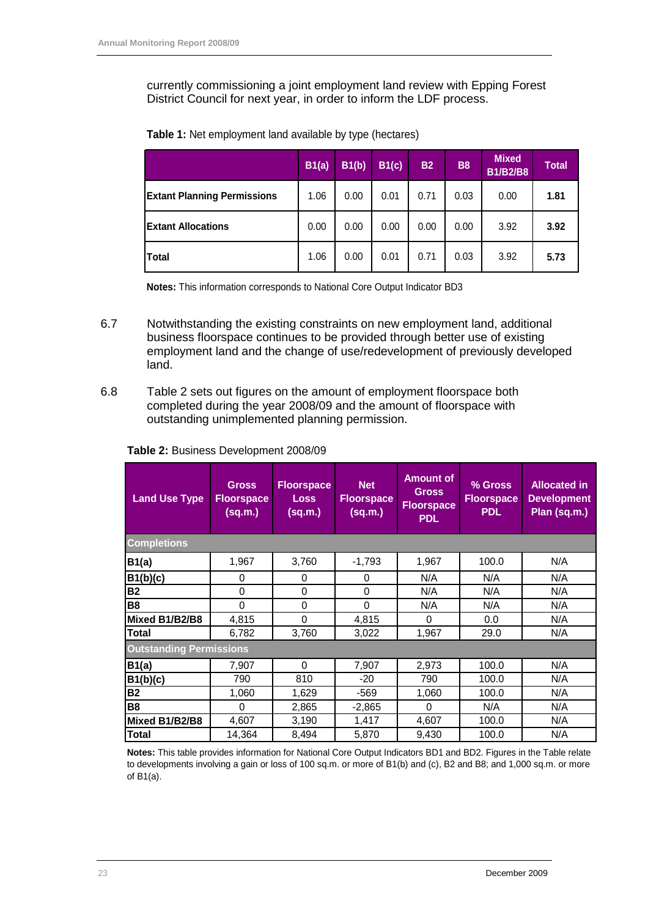currently commissioning a joint employment land review with Epping Forest District Council for next year, in order to inform the LDF process.

**Table 1:** Net employment land available by type (hectares)

| | B1(a) | B1(b) | B1(c) | B2 | B8 | Mixed B1/B2/B8 | Total |
|---|---|---|---|---|---|---|---|
| **Extant Planning Permissions** | 1.06 | 0.00 | 0.01 | 0.71 | 0.03 | 0.00 | **1.81** |
| **Extant Allocations** | 0.00 | 0.00 | 0.00 | 0.00 | 0.00 | 3.92 | **3.92** |
| **Total** | 1.06 | 0.00 | 0.01 | 0.71 | 0.03 | 3.92 | **5.73** |

**Notes:** This information corresponds to National Core Output Indicator BD3

6.7 Notwithstanding the existing constraints on new employment land, additional business floorspace continues to be provided through better use of existing employment land and the change of use/redevelopment of previously developed land.

6.8 Table 2 sets out figures on the amount of employment floorspace both completed during the year 2008/09 and the amount of floorspace with outstanding unimplemented planning permission.

**Table 2:** Business Development 2008/09

| Land Use Type | Gross Floorspace (sq.m.) | Floorspace Loss (sq.m.) | Net Floorspace (sq.m.) | Amount of Gross Floorspace PDL | % Gross Floorspace PDL | Allocated in Development Plan (sq.m.) |
|---|---|---|---|---|---|---|
| **Completions** | | | | | | |
| **B1(a)** | 1,967 | 3,760 | -1,793 | 1,967 | 100.0 | N/A |
| **B1(b)(c)** | 0 | 0 | 0 | N/A | N/A | N/A |
| **B2** | 0 | 0 | 0 | N/A | N/A | N/A |
| **B8** | 0 | 0 | 0 | N/A | N/A | N/A |
| **Mixed B1/B2/B8** | 4,815 | 0 | 4,815 | 0 | 0.0 | N/A |
| **Total** | 6,782 | 3,760 | 3,022 | 1,967 | 29.0 | N/A |
| **Outstanding Permissions** | | | | | | |
| **B1(a)** | 7,907 | 0 | 7,907 | 2,973 | 100.0 | N/A |
| **B1(b)(c)** | 790 | 810 | -20 | 790 | 100.0 | N/A |
| **B2** | 1,060 | 1,629 | -569 | 1,060 | 100.0 | N/A |
| **B8** | 0 | 2,865 | -2,865 | 0 | N/A | N/A |
| **Mixed B1/B2/B8** | 4,607 | 3,190 | 1,417 | 4,607 | 100.0 | N/A |
| **Total** | 14,364 | 8,494 | 5,870 | 9,430 | 100.0 | N/A |

**Notes:** This table provides information for National Core Output Indicators BD1 and BD2. Figures in the Table relate to developments involving a gain or loss of 100 sq.m. or more of B1(b) and (c), B2 and B8; and 1,000 sq.m. or more of B1(a).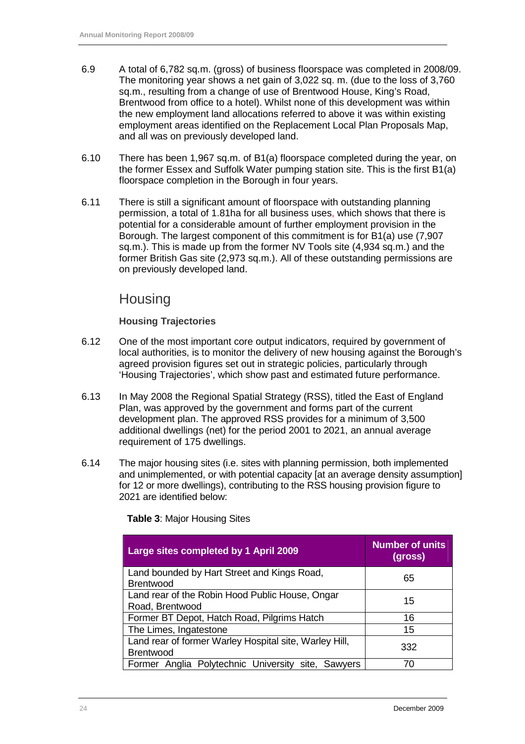6.9 A total of 6,782 sq.m. (gross) of business floorspace was completed in 2008/09. The monitoring year shows a net gain of 3,022 sq. m. (due to the loss of 3,760 sq.m., resulting from a change of use of Brentwood House, King's Road, Brentwood from office to a hotel). Whilst none of this development was within the new employment land allocations referred to above it was within existing employment areas identified on the Replacement Local Plan Proposals Map, and all was on previously developed land.

6.10 There has been 1,967 sq.m. of B1(a) floorspace completed during the year, on the former Essex and Suffolk Water pumping station site. This is the first B1(a) floorspace completion in the Borough in four years.

6.11 There is still a significant amount of floorspace with outstanding planning permission, a total of 1.81ha for all business uses, which shows that there is potential for a considerable amount of further employment provision in the Borough. The largest component of this commitment is for B1(a) use (7,907 sq.m.). This is made up from the former NV Tools site (4,934 sq.m.) and the former British Gas site (2,973 sq.m.). All of these outstanding permissions are on previously developed land.

## Housing

### Housing Trajectories

6.12 One of the most important core output indicators, required by government of local authorities, is to monitor the delivery of new housing against the Borough's agreed provision figures set out in strategic policies, particularly through 'Housing Trajectories', which show past and estimated future performance.

6.13 In May 2008 the Regional Spatial Strategy (RSS), titled the East of England Plan, was approved by the government and forms part of the current development plan. The approved RSS provides for a minimum of 3,500 additional dwellings (net) for the period 2001 to 2021, an annual average requirement of 175 dwellings.

6.14 The major housing sites (i.e. sites with planning permission, both implemented and unimplemented, or with potential capacity [at an average density assumption] for 12 or more dwellings), contributing to the RSS housing provision figure to 2021 are identified below:

**Table 3**: Major Housing Sites

| Large sites completed by 1 April 2009 | Number of units (gross) |
|---|---|
| Land bounded by Hart Street and Kings Road, Brentwood | 65 |
| Land rear of the Robin Hood Public House, Ongar Road, Brentwood | 15 |
| Former BT Depot, Hatch Road, Pilgrims Hatch | 16 |
| The Limes, Ingatestone | 15 |
| Land rear of former Warley Hospital site, Warley Hill, Brentwood | 332 |
| Former Anglia Polytechnic University site, Sawyers | 70 |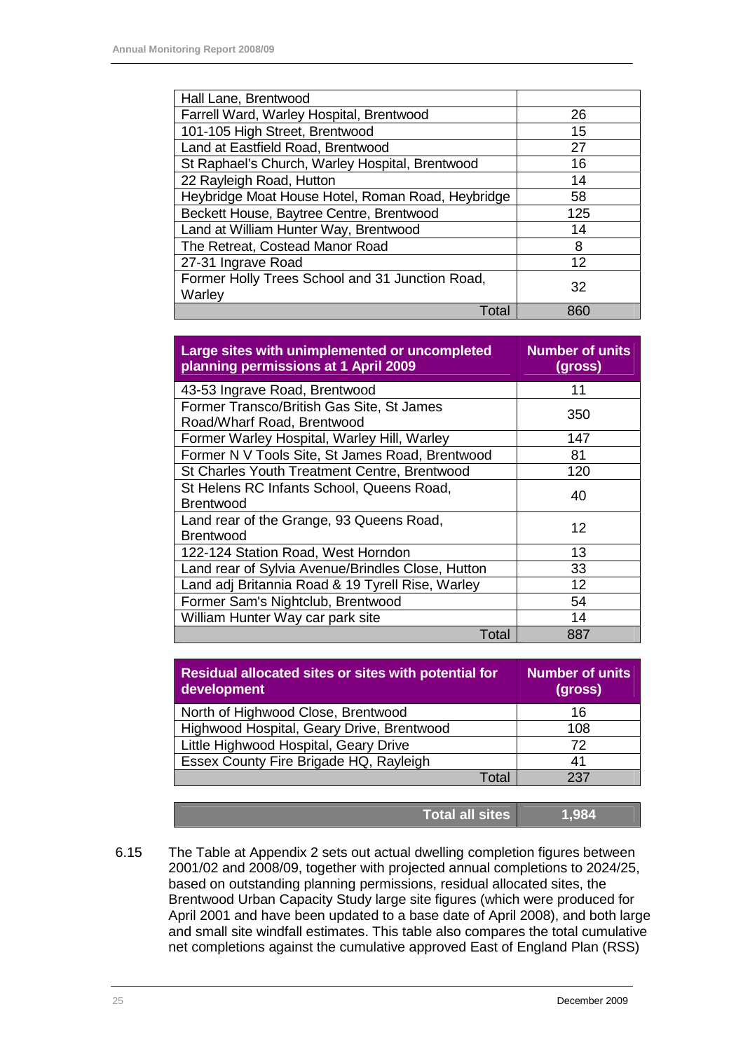| | |
|---|---|
| Hall Lane, Brentwood | |
| Farrell Ward, Warley Hospital, Brentwood | 26 |
| 101-105 High Street, Brentwood | 15 |
| Land at Eastfield Road, Brentwood | 27 |
| St Raphael's Church, Warley Hospital, Brentwood | 16 |
| 22 Rayleigh Road, Hutton | 14 |
| Heybridge Moat House Hotel, Roman Road, Heybridge | 58 |
| Beckett House, Baytree Centre, Brentwood | 125 |
| Land at William Hunter Way, Brentwood | 14 |
| The Retreat, Costead Manor Road | 8 |
| 27-31 Ingrave Road | 12 |
| Former Holly Trees School and 31 Junction Road, Warley | 32 |
| Total | 860 |

| Large sites with unimplemented or uncompleted planning permissions at 1 April 2009 | Number of units (gross) |
|---|---|
| 43-53 Ingrave Road, Brentwood | 11 |
| Former Transco/British Gas Site, St James Road/Wharf Road, Brentwood | 350 |
| Former Warley Hospital, Warley Hill, Warley | 147 |
| Former N V Tools Site, St James Road, Brentwood | 81 |
| St Charles Youth Treatment Centre, Brentwood | 120 |
| St Helens RC Infants School, Queens Road, Brentwood | 40 |
| Land rear of the Grange, 93 Queens Road, Brentwood | 12 |
| 122-124 Station Road, West Horndon | 13 |
| Land rear of Sylvia Avenue/Brindles Close, Hutton | 33 |
| Land adj Britannia Road & 19 Tyrell Rise, Warley | 12 |
| Former Sam's Nightclub, Brentwood | 54 |
| William Hunter Way car park site | 14 |
| Total | 887 |

| Residual allocated sites or sites with potential for development | Number of units (gross) |
|---|---|
| North of Highwood Close, Brentwood | 16 |
| Highwood Hospital, Geary Drive, Brentwood | 108 |
| Little Highwood Hospital, Geary Drive | 72 |
| Essex County Fire Brigade HQ, Rayleigh | 41 |
| Total | 237 |

| | |
|---|---|
| **Total all sites** | **1,984** |

6.15 The Table at Appendix 2 sets out actual dwelling completion figures between 2001/02 and 2008/09, together with projected annual completions to 2024/25, based on outstanding planning permissions, residual allocated sites, the Brentwood Urban Capacity Study large site figures (which were produced for April 2001 and have been updated to a base date of April 2008), and both large and small site windfall estimates. This table also compares the total cumulative net completions against the cumulative approved East of England Plan (RSS)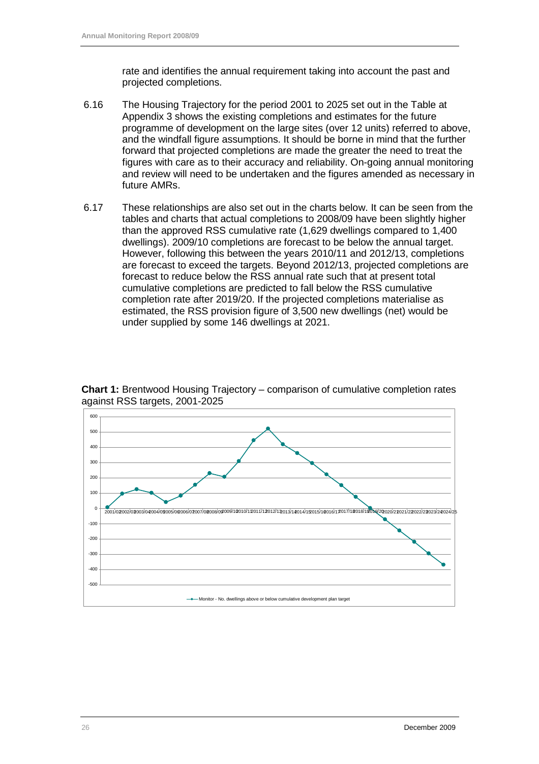rate and identifies the annual requirement taking into account the past and projected completions.

6.16 The Housing Trajectory for the period 2001 to 2025 set out in the Table at Appendix 3 shows the existing completions and estimates for the future programme of development on the large sites (over 12 units) referred to above, and the windfall figure assumptions. It should be borne in mind that the further forward that projected completions are made the greater the need to treat the figures with care as to their accuracy and reliability. On-going annual monitoring and review will need to be undertaken and the figures amended as necessary in future AMRs.

6.17 These relationships are also set out in the charts below. It can be seen from the tables and charts that actual completions to 2008/09 have been slightly higher than the approved RSS cumulative rate (1,629 dwellings compared to 1,400 dwellings). 2009/10 completions are forecast to be below the annual target. However, following this between the years 2010/11 and 2012/13, completions are forecast to exceed the targets. Beyond 2012/13, projected completions are forecast to reduce below the RSS annual rate such that at present total cumulative completions are predicted to fall below the RSS cumulative completion rate after 2019/20. If the projected completions materialise as estimated, the RSS provision figure of 3,500 new dwellings (net) would be under supplied by some 146 dwellings at 2021.

**Chart 1:** Brentwood Housing Trajectory – comparison of cumulative completion rates against RSS targets, 2001-2025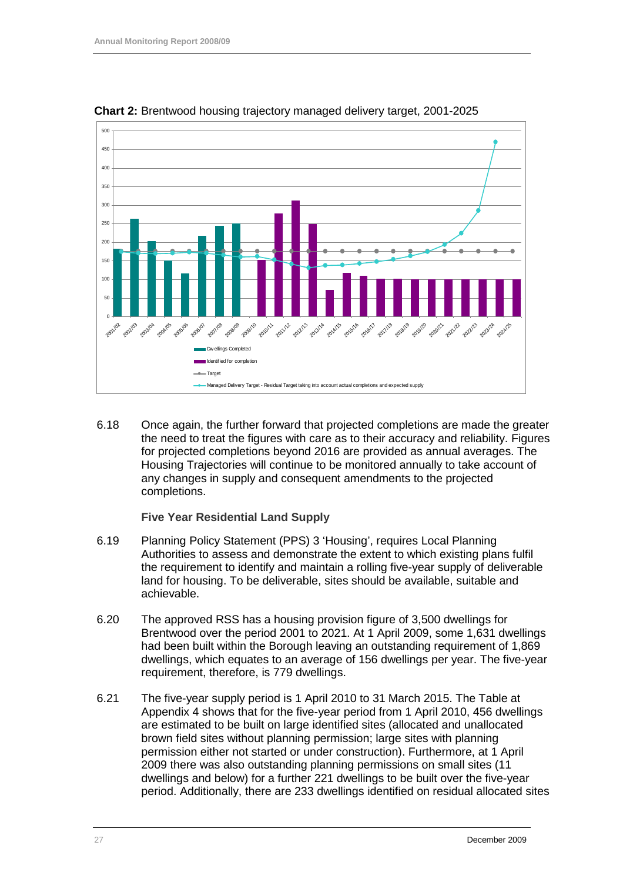**Chart 2:** Brentwood housing trajectory managed delivery target, 2001-2025

6.18 Once again, the further forward that projected completions are made the greater the need to treat the figures with care as to their accuracy and reliability. Figures for projected completions beyond 2016 are provided as annual averages. The Housing Trajectories will continue to be monitored annually to take account of any changes in supply and consequent amendments to the projected completions.

### Five Year Residential Land Supply

6.19 Planning Policy Statement (PPS) 3 'Housing', requires Local Planning Authorities to assess and demonstrate the extent to which existing plans fulfil the requirement to identify and maintain a rolling five-year supply of deliverable land for housing. To be deliverable, sites should be available, suitable and achievable.

6.20 The approved RSS has a housing provision figure of 3,500 dwellings for Brentwood over the period 2001 to 2021. At 1 April 2009, some 1,631 dwellings had been built within the Borough leaving an outstanding requirement of 1,869 dwellings, which equates to an average of 156 dwellings per year. The five-year requirement, therefore, is 779 dwellings.

6.21 The five-year supply period is 1 April 2010 to 31 March 2015. The Table at Appendix 4 shows that for the five-year period from 1 April 2010, 456 dwellings are estimated to be built on large identified sites (allocated and unallocated brown field sites without planning permission; large sites with planning permission either not started or under construction). Furthermore, at 1 April 2009 there was also outstanding planning permissions on small sites (11 dwellings and below) for a further 221 dwellings to be built over the five-year period. Additionally, there are 233 dwellings identified on residual allocated sites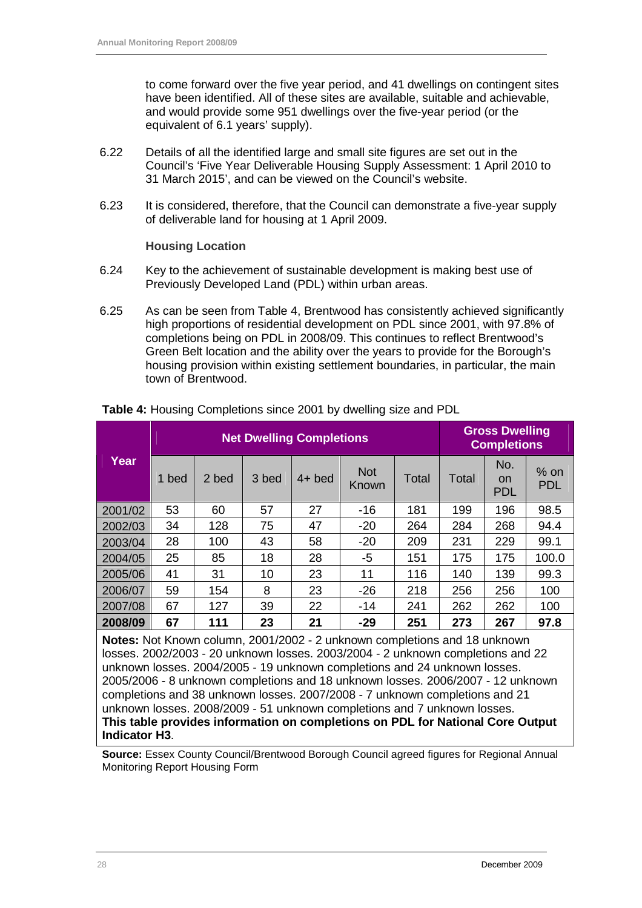to come forward over the five year period, and 41 dwellings on contingent sites have been identified. All of these sites are available, suitable and achievable, and would provide some 951 dwellings over the five-year period (or the equivalent of 6.1 years' supply).

6.22 Details of all the identified large and small site figures are set out in the Council's 'Five Year Deliverable Housing Supply Assessment: 1 April 2010 to 31 March 2015', and can be viewed on the Council's website.

6.23 It is considered, therefore, that the Council can demonstrate a five-year supply of deliverable land for housing at 1 April 2009.

**Housing Location**

6.24 Key to the achievement of sustainable development is making best use of Previously Developed Land (PDL) within urban areas.

6.25 As can be seen from Table 4, Brentwood has consistently achieved significantly high proportions of residential development on PDL since 2001, with 97.8% of completions being on PDL in 2008/09. This continues to reflect Brentwood's Green Belt location and the ability over the years to provide for the Borough's housing provision within existing settlement boundaries, in particular, the main town of Brentwood.

**Table 4:** Housing Completions since 2001 by dwelling size and PDL

| Year | Net Dwelling Completions | | | | | | Gross Dwelling Completions | | |
|---|---|---|---|---|---|---|---|---|---|
| | 1 bed | 2 bed | 3 bed | 4+ bed | Not Known | Total | Total | No. on PDL | % on PDL |
| 2001/02 | 53 | 60 | 57 | 27 | -16 | 181 | 199 | 196 | 98.5 |
| 2002/03 | 34 | 128 | 75 | 47 | -20 | 264 | 284 | 268 | 94.4 |
| 2003/04 | 28 | 100 | 43 | 58 | -20 | 209 | 231 | 229 | 99.1 |
| 2004/05 | 25 | 85 | 18 | 28 | -5 | 151 | 175 | 175 | 100.0 |
| 2005/06 | 41 | 31 | 10 | 23 | 11 | 116 | 140 | 139 | 99.3 |
| 2006/07 | 59 | 154 | 8 | 23 | -26 | 218 | 256 | 256 | 100 |
| 2007/08 | 67 | 127 | 39 | 22 | -14 | 241 | 262 | 262 | 100 |
| **2008/09** | **67** | **111** | **23** | **21** | **-29** | **251** | **273** | **267** | **97.8** |

**Notes:** Not Known column, 2001/2002 - 2 unknown completions and 18 unknown losses. 2002/2003 - 20 unknown losses. 2003/2004 - 2 unknown completions and 22 unknown losses. 2004/2005 - 19 unknown completions and 24 unknown losses. 2005/2006 - 8 unknown completions and 18 unknown losses. 2006/2007 - 12 unknown completions and 38 unknown losses. 2007/2008 - 7 unknown completions and 21 unknown losses. 2008/2009 - 51 unknown completions and 7 unknown losses.
**This table provides information on completions on PDL for National Core Output Indicator H3**.

**Source:** Essex County Council/Brentwood Borough Council agreed figures for Regional Annual Monitoring Report Housing Form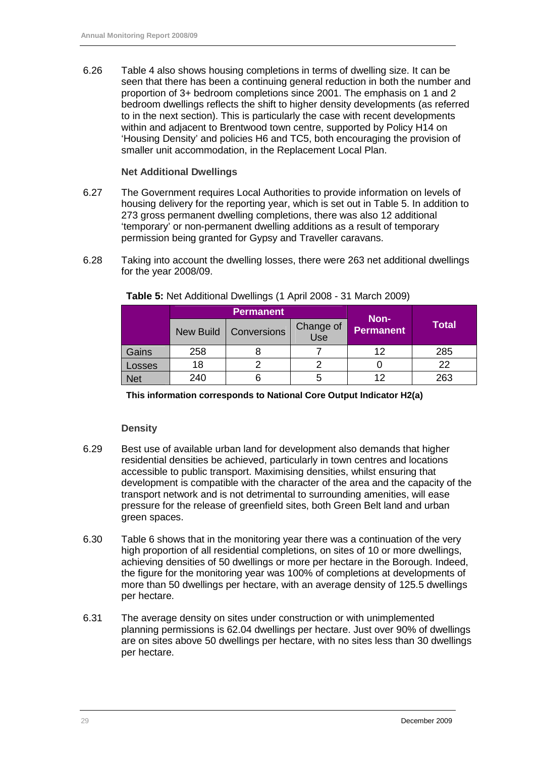6.26 Table 4 also shows housing completions in terms of dwelling size. It can be seen that there has been a continuing general reduction in both the number and proportion of 3+ bedroom completions since 2001. The emphasis on 1 and 2 bedroom dwellings reflects the shift to higher density developments (as referred to in the next section). This is particularly the case with recent developments within and adjacent to Brentwood town centre, supported by Policy H14 on 'Housing Density' and policies H6 and TC5, both encouraging the provision of smaller unit accommodation, in the Replacement Local Plan.

### Net Additional Dwellings

6.27 The Government requires Local Authorities to provide information on levels of housing delivery for the reporting year, which is set out in Table 5. In addition to 273 gross permanent dwelling completions, there was also 12 additional 'temporary' or non-permanent dwelling additions as a result of temporary permission being granted for Gypsy and Traveller caravans.

6.28 Taking into account the dwelling losses, there were 263 net additional dwellings for the year 2008/09.

**Table 5:** Net Additional Dwellings (1 April 2008 - 31 March 2009)

| | Permanent | | | Non-Permanent | Total |
|---|---|---|---|---|---|
| | New Build | Conversions | Change of Use | | |
| Gains | 258 | 8 | 7 | 12 | 285 |
| Losses | 18 | 2 | 2 | 0 | 22 |
| Net | 240 | 6 | 5 | 12 | 263 |

**This information corresponds to National Core Output Indicator H2(a)**

### Density

6.29 Best use of available urban land for development also demands that higher residential densities be achieved, particularly in town centres and locations accessible to public transport. Maximising densities, whilst ensuring that development is compatible with the character of the area and the capacity of the transport network and is not detrimental to surrounding amenities, will ease pressure for the release of greenfield sites, both Green Belt land and urban green spaces.

6.30 Table 6 shows that in the monitoring year there was a continuation of the very high proportion of all residential completions, on sites of 10 or more dwellings, achieving densities of 50 dwellings or more per hectare in the Borough. Indeed, the figure for the monitoring year was 100% of completions at developments of more than 50 dwellings per hectare, with an average density of 125.5 dwellings per hectare.

6.31 The average density on sites under construction or with unimplemented planning permissions is 62.04 dwellings per hectare. Just over 90% of dwellings are on sites above 50 dwellings per hectare, with no sites less than 30 dwellings per hectare.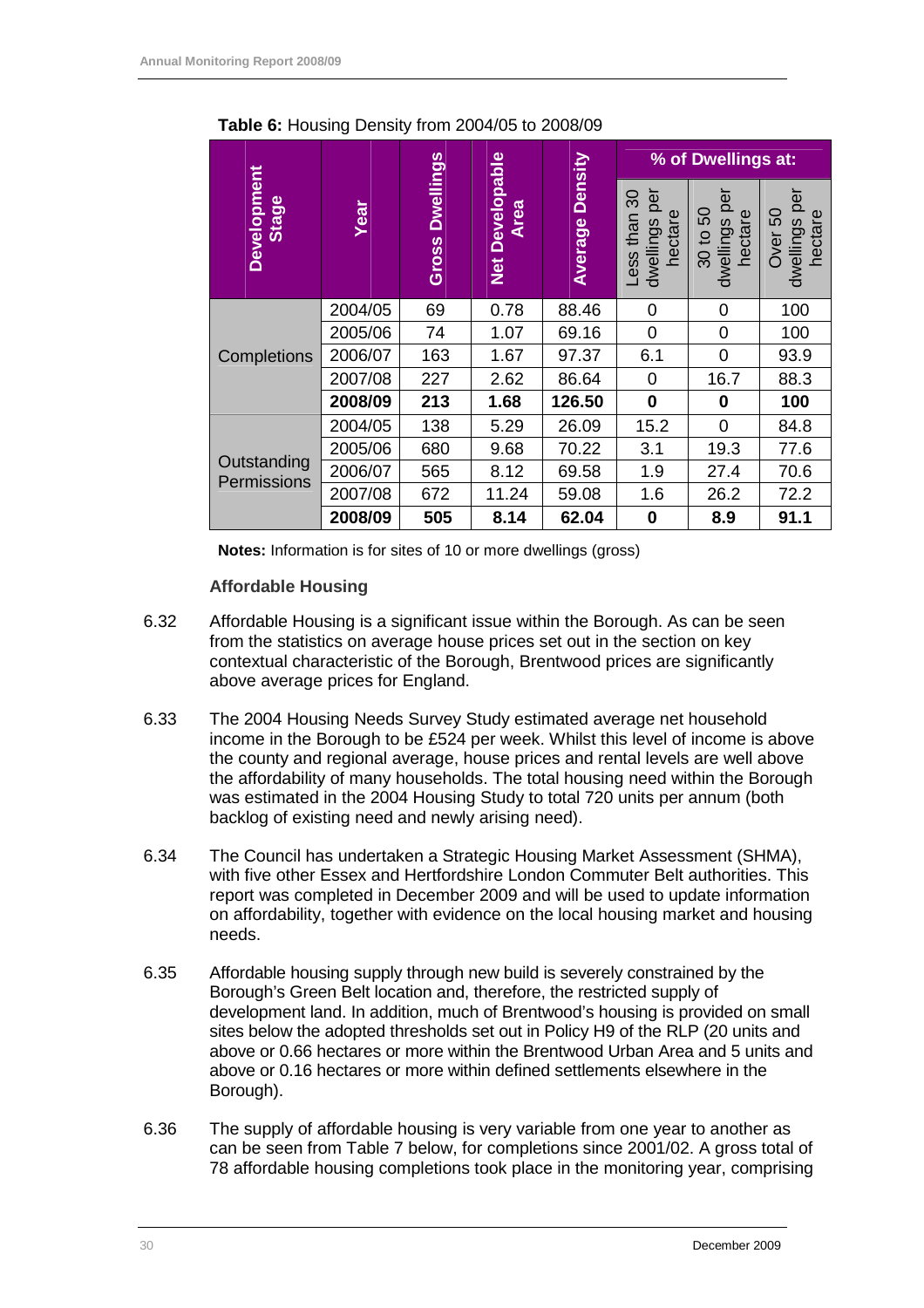**Table 6:** Housing Density from 2004/05 to 2008/09

| Development Stage | Year | Gross Dwellings | Net Developable Area | Average Density | % of Dwellings at: | | |
|---|---|---|---|---|---|---|---|
| | | | | | Less than 30 dwellings per hectare | 30 to 50 dwellings per hectare | Over 50 dwellings per hectare |
| Completions | 2004/05 | 69 | 0.78 | 88.46 | 0 | 0 | 100 |
| | 2005/06 | 74 | 1.07 | 69.16 | 0 | 0 | 100 |
| | 2006/07 | 163 | 1.67 | 97.37 | 6.1 | 0 | 93.9 |
| | 2007/08 | 227 | 2.62 | 86.64 | 0 | 16.7 | 88.3 |
| | **2008/09** | **213** | **1.68** | **126.50** | **0** | **0** | **100** |
| Outstanding Permissions | 2004/05 | 138 | 5.29 | 26.09 | 15.2 | 0 | 84.8 |
| | 2005/06 | 680 | 9.68 | 70.22 | 3.1 | 19.3 | 77.6 |
| | 2006/07 | 565 | 8.12 | 69.58 | 1.9 | 27.4 | 70.6 |
| | 2007/08 | 672 | 11.24 | 59.08 | 1.6 | 26.2 | 72.2 |
| | **2008/09** | **505** | **8.14** | **62.04** | **0** | **8.9** | **91.1** |

**Notes:** Information is for sites of 10 or more dwellings (gross)

### Affordable Housing

6.32 Affordable Housing is a significant issue within the Borough. As can be seen from the statistics on average house prices set out in the section on key contextual characteristic of the Borough, Brentwood prices are significantly above average prices for England.

6.33 The 2004 Housing Needs Survey Study estimated average net household income in the Borough to be £524 per week. Whilst this level of income is above the county and regional average, house prices and rental levels are well above the affordability of many households. The total housing need within the Borough was estimated in the 2004 Housing Study to total 720 units per annum (both backlog of existing need and newly arising need).

6.34 The Council has undertaken a Strategic Housing Market Assessment (SHMA), with five other Essex and Hertfordshire London Commuter Belt authorities. This report was completed in December 2009 and will be used to update information on affordability, together with evidence on the local housing market and housing needs.

6.35 Affordable housing supply through new build is severely constrained by the Borough's Green Belt location and, therefore, the restricted supply of development land. In addition, much of Brentwood's housing is provided on small sites below the adopted thresholds set out in Policy H9 of the RLP (20 units and above or 0.66 hectares or more within the Brentwood Urban Area and 5 units and above or 0.16 hectares or more within defined settlements elsewhere in the Borough).

6.36 The supply of affordable housing is very variable from one year to another as can be seen from Table 7 below, for completions since 2001/02. A gross total of 78 affordable housing completions took place in the monitoring year, comprising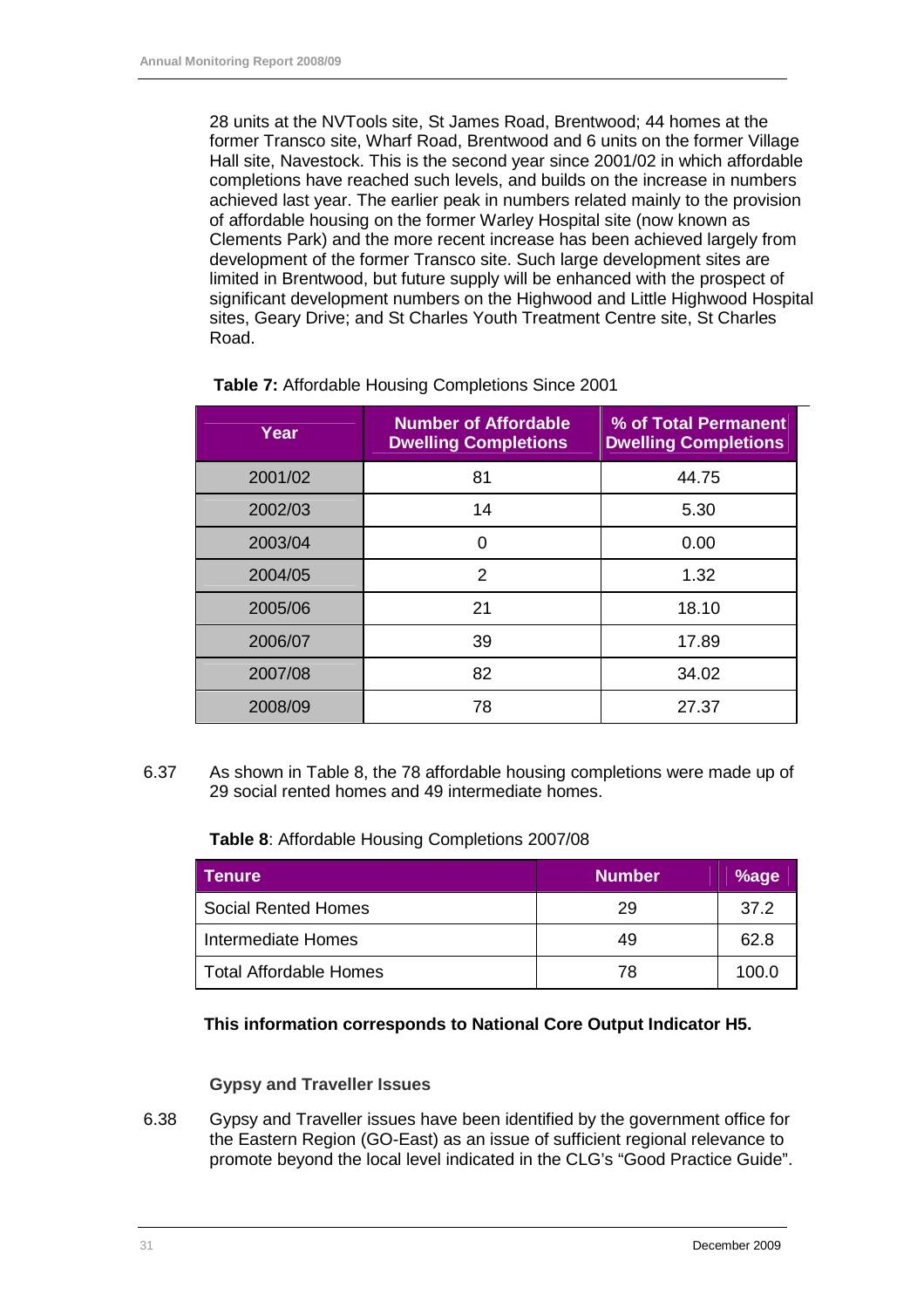28 units at the NVTools site, St James Road, Brentwood; 44 homes at the former Transco site, Wharf Road, Brentwood and 6 units on the former Village Hall site, Navestock. This is the second year since 2001/02 in which affordable completions have reached such levels, and builds on the increase in numbers achieved last year. The earlier peak in numbers related mainly to the provision of affordable housing on the former Warley Hospital site (now known as Clements Park) and the more recent increase has been achieved largely from development of the former Transco site. Such large development sites are limited in Brentwood, but future supply will be enhanced with the prospect of significant development numbers on the Highwood and Little Highwood Hospital sites, Geary Drive; and St Charles Youth Treatment Centre site, St Charles Road.

**Table 7:** Affordable Housing Completions Since 2001

| Year | Number of Affordable Dwelling Completions | % of Total Permanent Dwelling Completions |
|---|---|---|
| 2001/02 | 81 | 44.75 |
| 2002/03 | 14 | 5.30 |
| 2003/04 | 0 | 0.00 |
| 2004/05 | 2 | 1.32 |
| 2005/06 | 21 | 18.10 |
| 2006/07 | 39 | 17.89 |
| 2007/08 | 82 | 34.02 |
| 2008/09 | 78 | 27.37 |

6.37 As shown in Table 8, the 78 affordable housing completions were made up of 29 social rented homes and 49 intermediate homes.

**Table 8**: Affordable Housing Completions 2007/08

| Tenure | Number | %age |
|---|---|---|
| Social Rented Homes | 29 | 37.2 |
| Intermediate Homes | 49 | 62.8 |
| Total Affordable Homes | 78 | 100.0 |

**This information corresponds to National Core Output Indicator H5.**

### Gypsy and Traveller Issues

6.38 Gypsy and Traveller issues have been identified by the government office for the Eastern Region (GO-East) as an issue of sufficient regional relevance to promote beyond the local level indicated in the CLG's "Good Practice Guide".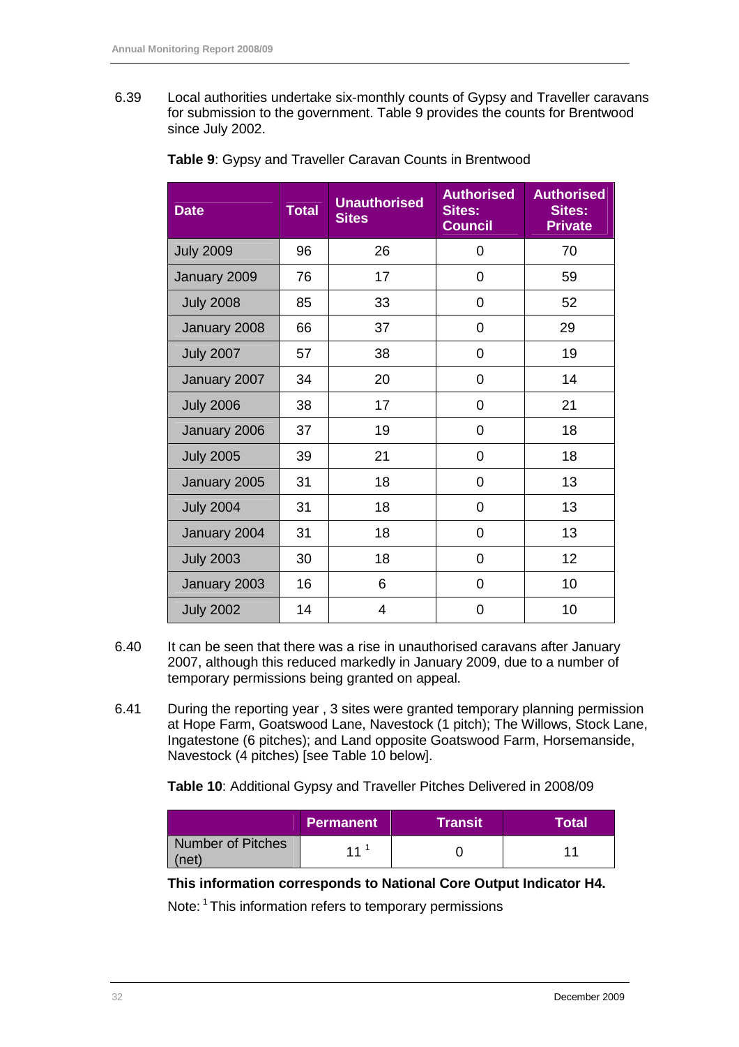6.39 Local authorities undertake six-monthly counts of Gypsy and Traveller caravans for submission to the government. Table 9 provides the counts for Brentwood since July 2002.

**Table 9**: Gypsy and Traveller Caravan Counts in Brentwood

| Date | Total | Unauthorised Sites | Authorised Sites: Council | Authorised Sites: Private |
|---|---|---|---|---|
| July 2009 | 96 | 26 | 0 | 70 |
| January 2009 | 76 | 17 | 0 | 59 |
| July 2008 | 85 | 33 | 0 | 52 |
| January 2008 | 66 | 37 | 0 | 29 |
| July 2007 | 57 | 38 | 0 | 19 |
| January 2007 | 34 | 20 | 0 | 14 |
| July 2006 | 38 | 17 | 0 | 21 |
| January 2006 | 37 | 19 | 0 | 18 |
| July 2005 | 39 | 21 | 0 | 18 |
| January 2005 | 31 | 18 | 0 | 13 |
| July 2004 | 31 | 18 | 0 | 13 |
| January 2004 | 31 | 18 | 0 | 13 |
| July 2003 | 30 | 18 | 0 | 12 |
| January 2003 | 16 | 6 | 0 | 10 |
| July 2002 | 14 | 4 | 0 | 10 |

6.40 It can be seen that there was a rise in unauthorised caravans after January 2007, although this reduced markedly in January 2009, due to a number of temporary permissions being granted on appeal.

6.41 During the reporting year , 3 sites were granted temporary planning permission at Hope Farm, Goatswood Lane, Navestock (1 pitch); The Willows, Stock Lane, Ingatestone (6 pitches); and Land opposite Goatswood Farm, Horsemanside, Navestock (4 pitches) [see Table 10 below].

**Table 10**: Additional Gypsy and Traveller Pitches Delivered in 2008/09

| | Permanent | Transit | Total |
|---|---|---|---|
| Number of Pitches (net) | 11 [1] | 0 | 11 |

**This information corresponds to National Core Output Indicator H4.**

Note: [1] This information refers to temporary permissions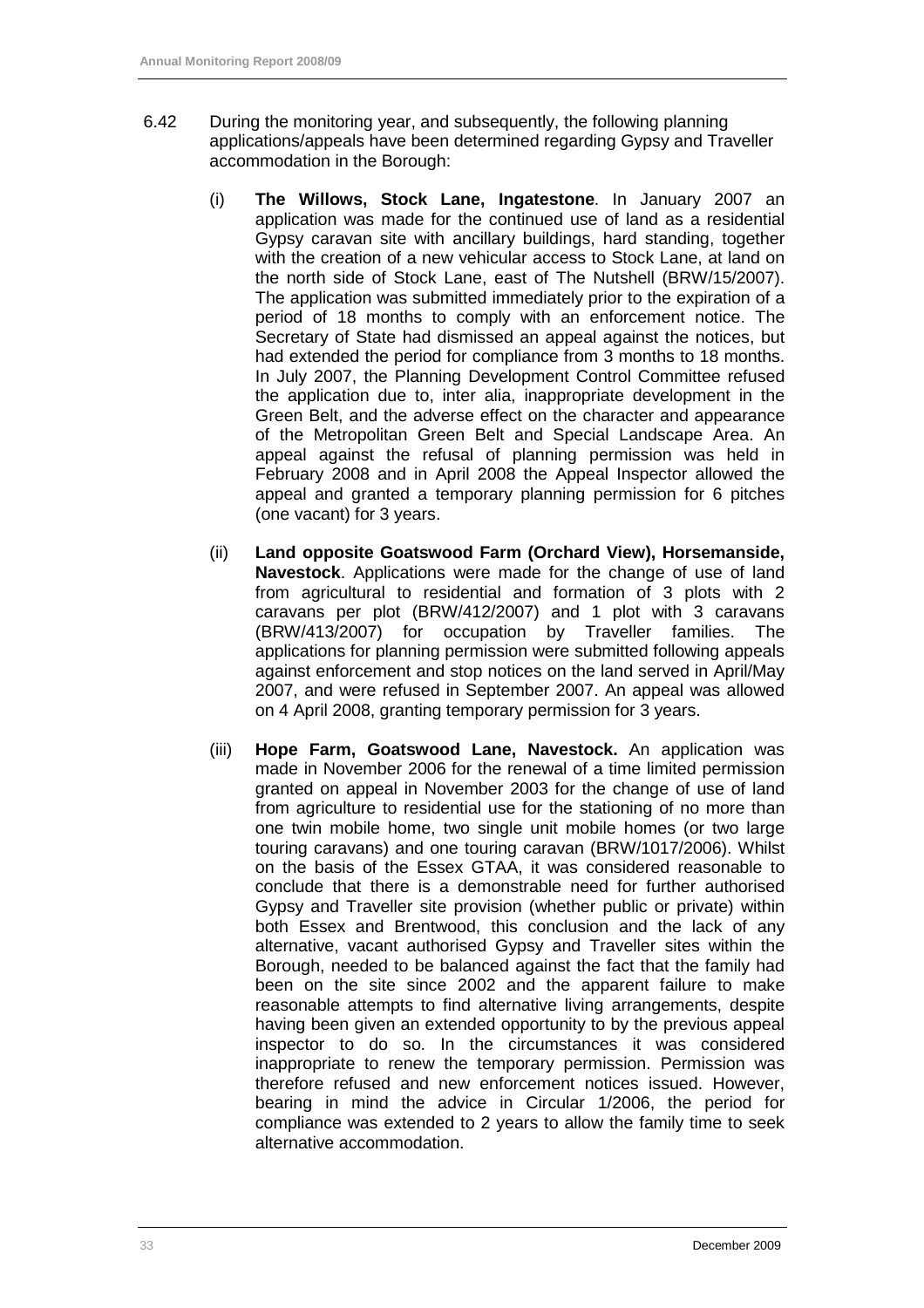6.42 During the monitoring year, and subsequently, the following planning applications/appeals have been determined regarding Gypsy and Traveller accommodation in the Borough:

(i) **The Willows, Stock Lane, Ingatestone**. In January 2007 an application was made for the continued use of land as a residential Gypsy caravan site with ancillary buildings, hard standing, together with the creation of a new vehicular access to Stock Lane, at land on the north side of Stock Lane, east of The Nutshell (BRW/15/2007). The application was submitted immediately prior to the expiration of a period of 18 months to comply with an enforcement notice. The Secretary of State had dismissed an appeal against the notices, but had extended the period for compliance from 3 months to 18 months. In July 2007, the Planning Development Control Committee refused the application due to, inter alia, inappropriate development in the Green Belt, and the adverse effect on the character and appearance of the Metropolitan Green Belt and Special Landscape Area. An appeal against the refusal of planning permission was held in February 2008 and in April 2008 the Appeal Inspector allowed the appeal and granted a temporary planning permission for 6 pitches (one vacant) for 3 years.

(ii) **Land opposite Goatswood Farm (Orchard View), Horsemanside, Navestock**. Applications were made for the change of use of land from agricultural to residential and formation of 3 plots with 2 caravans per plot (BRW/412/2007) and 1 plot with 3 caravans (BRW/413/2007) for occupation by Traveller families. The applications for planning permission were submitted following appeals against enforcement and stop notices on the land served in April/May 2007, and were refused in September 2007. An appeal was allowed on 4 April 2008, granting temporary permission for 3 years.

(iii) **Hope Farm, Goatswood Lane, Navestock.** An application was made in November 2006 for the renewal of a time limited permission granted on appeal in November 2003 for the change of use of land from agriculture to residential use for the stationing of no more than one twin mobile home, two single unit mobile homes (or two large touring caravans) and one touring caravan (BRW/1017/2006). Whilst on the basis of the Essex GTAA, it was considered reasonable to conclude that there is a demonstrable need for further authorised Gypsy and Traveller site provision (whether public or private) within both Essex and Brentwood, this conclusion and the lack of any alternative, vacant authorised Gypsy and Traveller sites within the Borough, needed to be balanced against the fact that the family had been on the site since 2002 and the apparent failure to make reasonable attempts to find alternative living arrangements, despite having been given an extended opportunity to by the previous appeal inspector to do so. In the circumstances it was considered inappropriate to renew the temporary permission. Permission was therefore refused and new enforcement notices issued. However, bearing in mind the advice in Circular 1/2006, the period for compliance was extended to 2 years to allow the family time to seek alternative accommodation.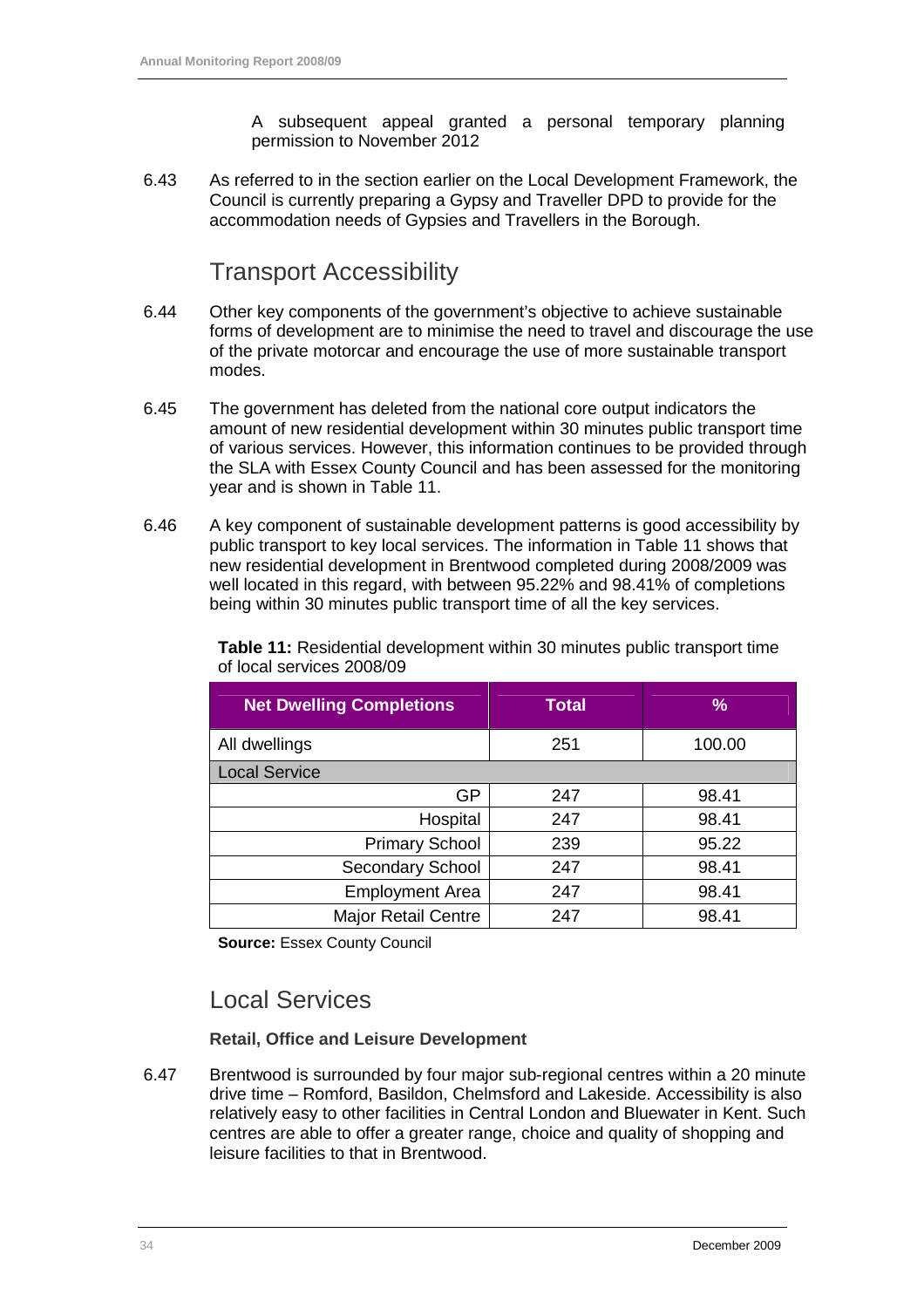A subsequent appeal granted a personal temporary planning permission to November 2012

6.43 As referred to in the section earlier on the Local Development Framework, the Council is currently preparing a Gypsy and Traveller DPD to provide for the accommodation needs of Gypsies and Travellers in the Borough.

## Transport Accessibility

6.44 Other key components of the government's objective to achieve sustainable forms of development are to minimise the need to travel and discourage the use of the private motorcar and encourage the use of more sustainable transport modes.

6.45 The government has deleted from the national core output indicators the amount of new residential development within 30 minutes public transport time of various services. However, this information continues to be provided through the SLA with Essex County Council and has been assessed for the monitoring year and is shown in Table 11.

6.46 A key component of sustainable development patterns is good accessibility by public transport to key local services. The information in Table 11 shows that new residential development in Brentwood completed during 2008/2009 was well located in this regard, with between 95.22% and 98.41% of completions being within 30 minutes public transport time of all the key services.

**Table 11:** Residential development within 30 minutes public transport time of local services 2008/09

| Net Dwelling Completions | Total | % |
|---|---|---|
| All dwellings | 251 | 100.00 |
| Local Service | | |
| GP | 247 | 98.41 |
| Hospital | 247 | 98.41 |
| Primary School | 239 | 95.22 |
| Secondary School | 247 | 98.41 |
| Employment Area | 247 | 98.41 |
| Major Retail Centre | 247 | 98.41 |

**Source:** Essex County Council

## Local Services

### Retail, Office and Leisure Development

6.47 Brentwood is surrounded by four major sub-regional centres within a 20 minute drive time – Romford, Basildon, Chelmsford and Lakeside. Accessibility is also relatively easy to other facilities in Central London and Bluewater in Kent. Such centres are able to offer a greater range, choice and quality of shopping and leisure facilities to that in Brentwood.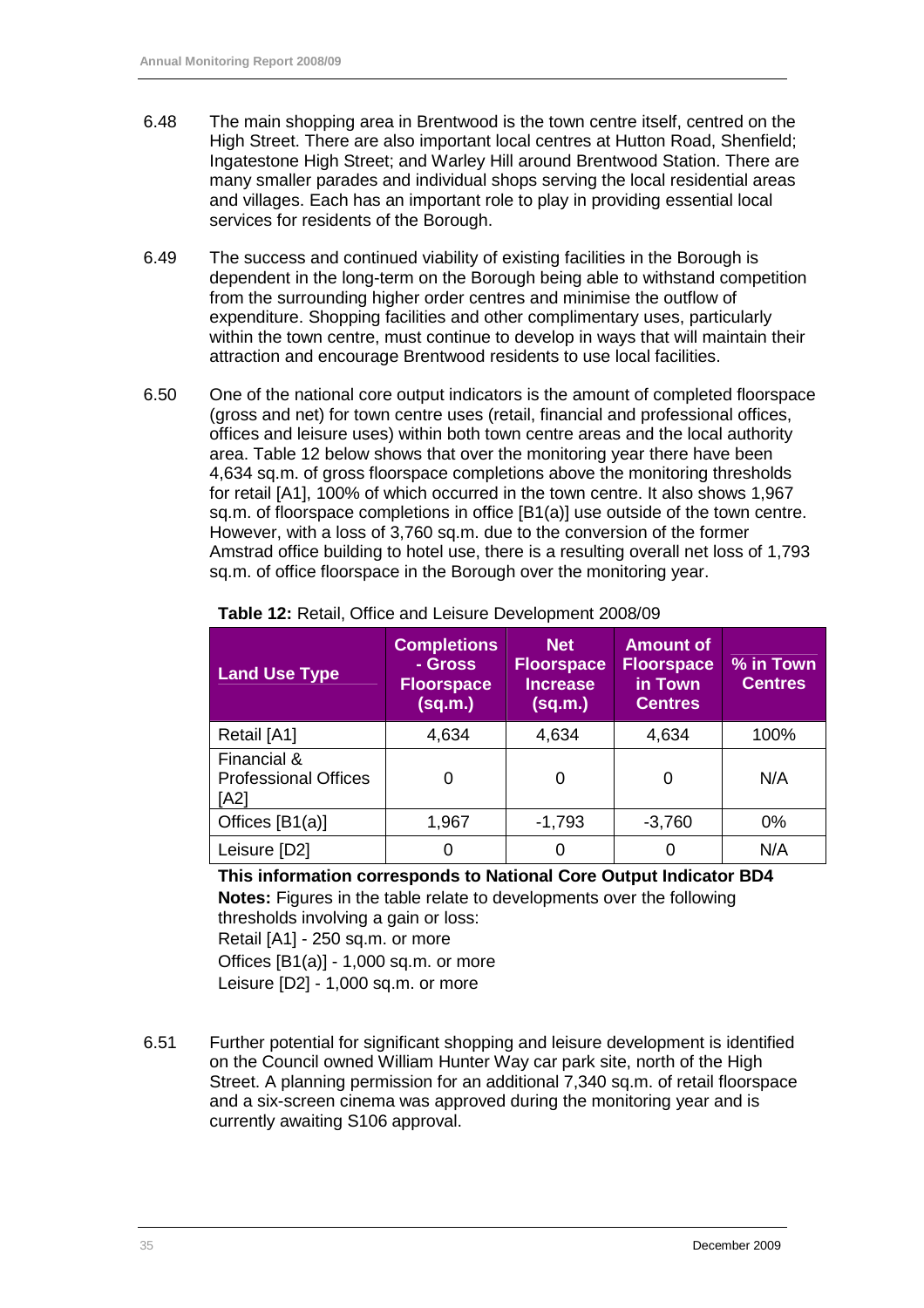6.48 The main shopping area in Brentwood is the town centre itself, centred on the High Street. There are also important local centres at Hutton Road, Shenfield; Ingatestone High Street; and Warley Hill around Brentwood Station. There are many smaller parades and individual shops serving the local residential areas and villages. Each has an important role to play in providing essential local services for residents of the Borough.

6.49 The success and continued viability of existing facilities in the Borough is dependent in the long-term on the Borough being able to withstand competition from the surrounding higher order centres and minimise the outflow of expenditure. Shopping facilities and other complimentary uses, particularly within the town centre, must continue to develop in ways that will maintain their attraction and encourage Brentwood residents to use local facilities.

6.50 One of the national core output indicators is the amount of completed floorspace (gross and net) for town centre uses (retail, financial and professional offices, offices and leisure uses) within both town centre areas and the local authority area. Table 12 below shows that over the monitoring year there have been 4,634 sq.m. of gross floorspace completions above the monitoring thresholds for retail [A1], 100% of which occurred in the town centre. It also shows 1,967 sq.m. of floorspace completions in office [B1(a)] use outside of the town centre. However, with a loss of 3,760 sq.m. due to the conversion of the former Amstrad office building to hotel use, there is a resulting overall net loss of 1,793 sq.m. of office floorspace in the Borough over the monitoring year.

**Table 12:** Retail, Office and Leisure Development 2008/09

| Land Use Type | Completions - Gross Floorspace (sq.m.) | Net Floorspace Increase (sq.m.) | Amount of Floorspace in Town Centres | % in Town Centres |
|---|---|---|---|---|
| Retail [A1] | 4,634 | 4,634 | 4,634 | 100% |
| Financial & Professional Offices [A2] | 0 | 0 | 0 | N/A |
| Offices [B1(a)] | 1,967 | -1,793 | -3,760 | 0% |
| Leisure [D2] | 0 | 0 | 0 | N/A |

**This information corresponds to National Core Output Indicator BD4**

**Notes:** Figures in the table relate to developments over the following thresholds involving a gain or loss:
Retail [A1] - 250 sq.m. or more
Offices [B1(a)] - 1,000 sq.m. or more
Leisure [D2] - 1,000 sq.m. or more

6.51 Further potential for significant shopping and leisure development is identified on the Council owned William Hunter Way car park site, north of the High Street. A planning permission for an additional 7,340 sq.m. of retail floorspace and a six-screen cinema was approved during the monitoring year and is currently awaiting S106 approval.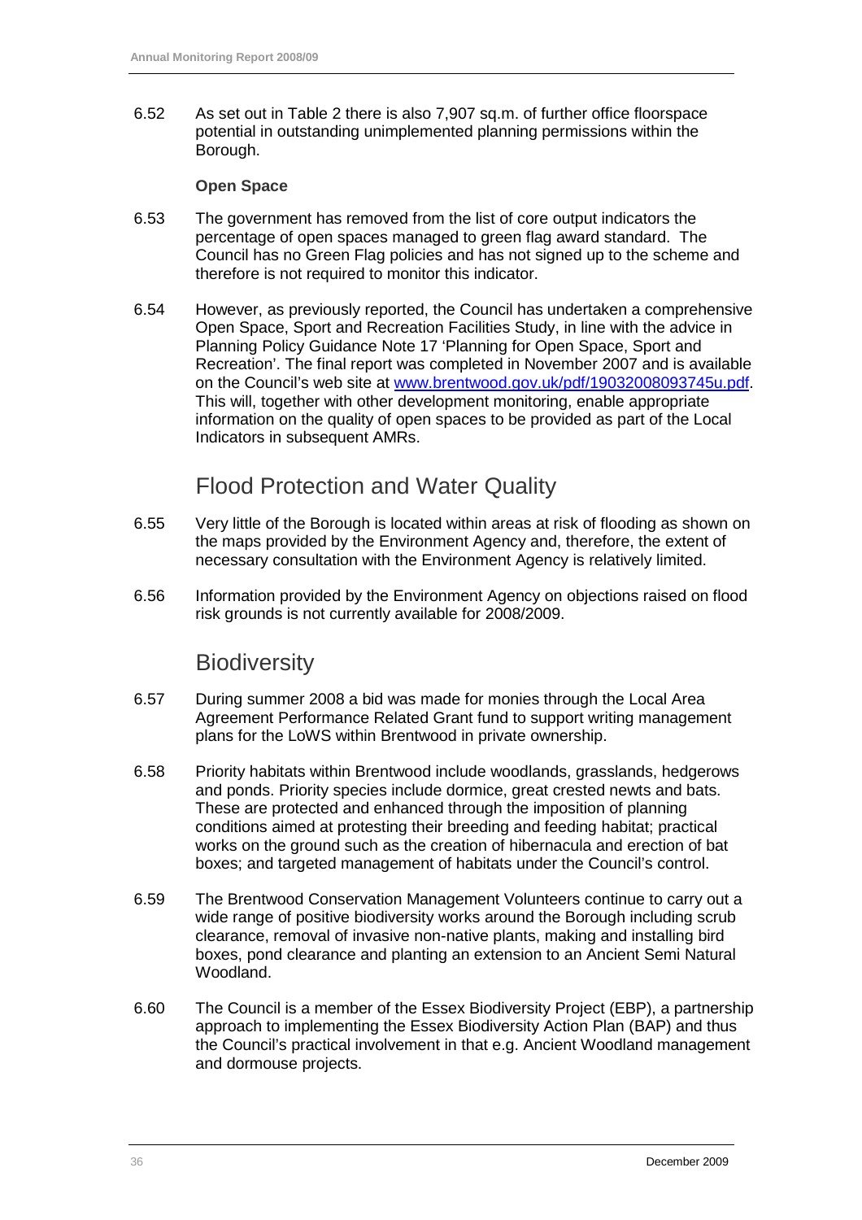6.52 As set out in Table 2 there is also 7,907 sq.m. of further office floorspace potential in outstanding unimplemented planning permissions within the Borough.

**Open Space**

6.53 The government has removed from the list of core output indicators the percentage of open spaces managed to green flag award standard. The Council has no Green Flag policies and has not signed up to the scheme and therefore is not required to monitor this indicator.

6.54 However, as previously reported, the Council has undertaken a comprehensive Open Space, Sport and Recreation Facilities Study, in line with the advice in Planning Policy Guidance Note 17 'Planning for Open Space, Sport and Recreation'. The final report was completed in November 2007 and is available on the Council's web site at www.brentwood.gov.uk/pdf/19032008093745u.pdf. This will, together with other development monitoring, enable appropriate information on the quality of open spaces to be provided as part of the Local Indicators in subsequent AMRs.

## Flood Protection and Water Quality

6.55 Very little of the Borough is located within areas at risk of flooding as shown on the maps provided by the Environment Agency and, therefore, the extent of necessary consultation with the Environment Agency is relatively limited.

6.56 Information provided by the Environment Agency on objections raised on flood risk grounds is not currently available for 2008/2009.

## Biodiversity

6.57 During summer 2008 a bid was made for monies through the Local Area Agreement Performance Related Grant fund to support writing management plans for the LoWS within Brentwood in private ownership.

6.58 Priority habitats within Brentwood include woodlands, grasslands, hedgerows and ponds. Priority species include dormice, great crested newts and bats. These are protected and enhanced through the imposition of planning conditions aimed at protesting their breeding and feeding habitat; practical works on the ground such as the creation of hibernacula and erection of bat boxes; and targeted management of habitats under the Council's control.

6.59 The Brentwood Conservation Management Volunteers continue to carry out a wide range of positive biodiversity works around the Borough including scrub clearance, removal of invasive non-native plants, making and installing bird boxes, pond clearance and planting an extension to an Ancient Semi Natural Woodland.

6.60 The Council is a member of the Essex Biodiversity Project (EBP), a partnership approach to implementing the Essex Biodiversity Action Plan (BAP) and thus the Council's practical involvement in that e.g. Ancient Woodland management and dormouse projects.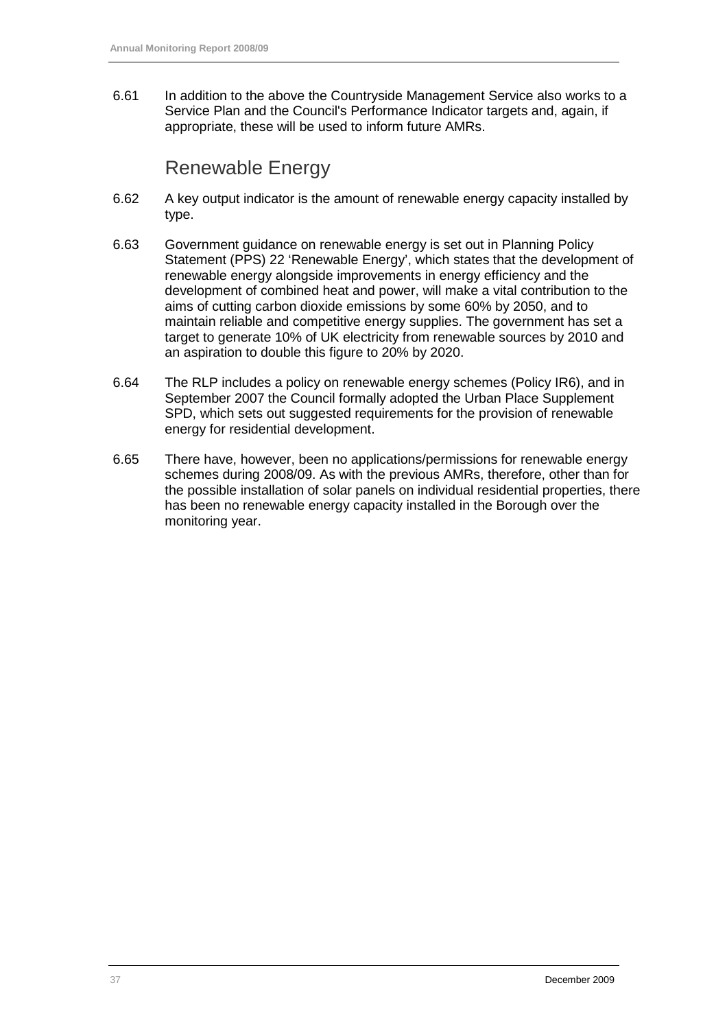6.61 In addition to the above the Countryside Management Service also works to a Service Plan and the Council's Performance Indicator targets and, again, if appropriate, these will be used to inform future AMRs.

## Renewable Energy

6.62 A key output indicator is the amount of renewable energy capacity installed by type.

6.63 Government guidance on renewable energy is set out in Planning Policy Statement (PPS) 22 'Renewable Energy', which states that the development of renewable energy alongside improvements in energy efficiency and the development of combined heat and power, will make a vital contribution to the aims of cutting carbon dioxide emissions by some 60% by 2050, and to maintain reliable and competitive energy supplies. The government has set a target to generate 10% of UK electricity from renewable sources by 2010 and an aspiration to double this figure to 20% by 2020.

6.64 The RLP includes a policy on renewable energy schemes (Policy IR6), and in September 2007 the Council formally adopted the Urban Place Supplement SPD, which sets out suggested requirements for the provision of renewable energy for residential development.

6.65 There have, however, been no applications/permissions for renewable energy schemes during 2008/09. As with the previous AMRs, therefore, other than for the possible installation of solar panels on individual residential properties, there has been no renewable energy capacity installed in the Borough over the monitoring year.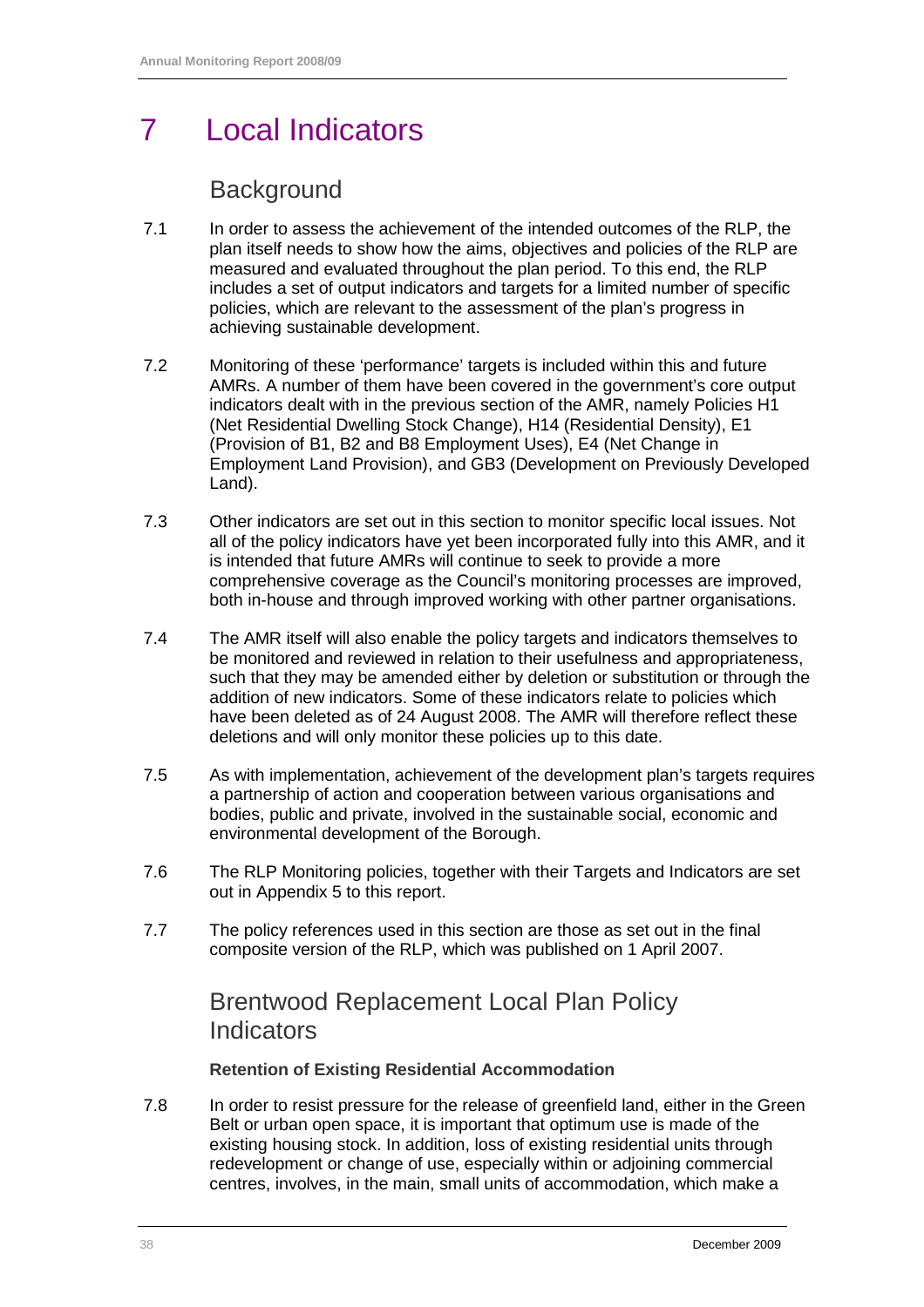# 7 Local Indicators

## Background

7.1 In order to assess the achievement of the intended outcomes of the RLP, the plan itself needs to show how the aims, objectives and policies of the RLP are measured and evaluated throughout the plan period. To this end, the RLP includes a set of output indicators and targets for a limited number of specific policies, which are relevant to the assessment of the plan's progress in achieving sustainable development.

7.2 Monitoring of these 'performance' targets is included within this and future AMRs. A number of them have been covered in the government's core output indicators dealt with in the previous section of the AMR, namely Policies H1 (Net Residential Dwelling Stock Change), H14 (Residential Density), E1 (Provision of B1, B2 and B8 Employment Uses), E4 (Net Change in Employment Land Provision), and GB3 (Development on Previously Developed Land).

7.3 Other indicators are set out in this section to monitor specific local issues. Not all of the policy indicators have yet been incorporated fully into this AMR, and it is intended that future AMRs will continue to seek to provide a more comprehensive coverage as the Council's monitoring processes are improved, both in-house and through improved working with other partner organisations.

7.4 The AMR itself will also enable the policy targets and indicators themselves to be monitored and reviewed in relation to their usefulness and appropriateness, such that they may be amended either by deletion or substitution or through the addition of new indicators. Some of these indicators relate to policies which have been deleted as of 24 August 2008. The AMR will therefore reflect these deletions and will only monitor these policies up to this date.

7.5 As with implementation, achievement of the development plan's targets requires a partnership of action and cooperation between various organisations and bodies, public and private, involved in the sustainable social, economic and environmental development of the Borough.

7.6 The RLP Monitoring policies, together with their Targets and Indicators are set out in Appendix 5 to this report.

7.7 The policy references used in this section are those as set out in the final composite version of the RLP, which was published on 1 April 2007.

## Brentwood Replacement Local Plan Policy Indicators

### Retention of Existing Residential Accommodation

7.8 In order to resist pressure for the release of greenfield land, either in the Green Belt or urban open space, it is important that optimum use is made of the existing housing stock. In addition, loss of existing residential units through redevelopment or change of use, especially within or adjoining commercial centres, involves, in the main, small units of accommodation, which make a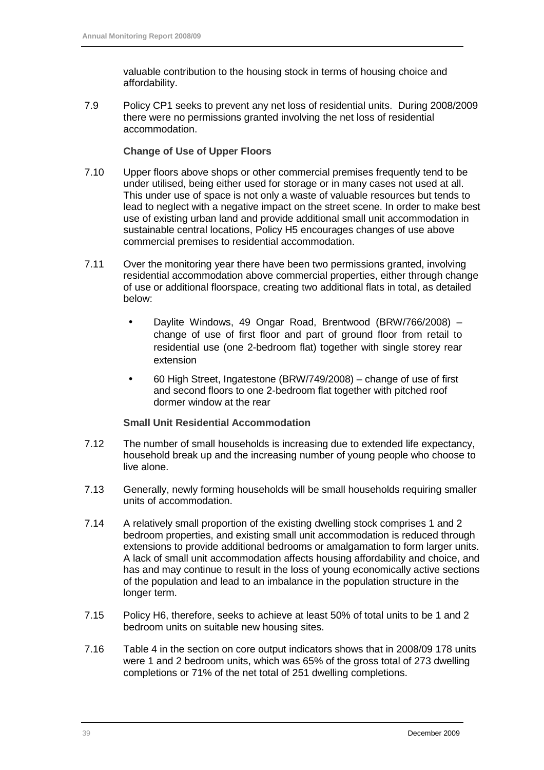valuable contribution to the housing stock in terms of housing choice and affordability.

7.9 Policy CP1 seeks to prevent any net loss of residential units. During 2008/2009 there were no permissions granted involving the net loss of residential accommodation.

**Change of Use of Upper Floors**

7.10 Upper floors above shops or other commercial premises frequently tend to be under utilised, being either used for storage or in many cases not used at all. This under use of space is not only a waste of valuable resources but tends to lead to neglect with a negative impact on the street scene. In order to make best use of existing urban land and provide additional small unit accommodation in sustainable central locations, Policy H5 encourages changes of use above commercial premises to residential accommodation.

7.11 Over the monitoring year there have been two permissions granted, involving residential accommodation above commercial properties, either through change of use or additional floorspace, creating two additional flats in total, as detailed below:

- Daylite Windows, 49 Ongar Road, Brentwood (BRW/766/2008) – change of use of first floor and part of ground floor from retail to residential use (one 2-bedroom flat) together with single storey rear extension
- 60 High Street, Ingatestone (BRW/749/2008) – change of use of first and second floors to one 2-bedroom flat together with pitched roof dormer window at the rear

**Small Unit Residential Accommodation**

7.12 The number of small households is increasing due to extended life expectancy, household break up and the increasing number of young people who choose to live alone.

7.13 Generally, newly forming households will be small households requiring smaller units of accommodation.

7.14 A relatively small proportion of the existing dwelling stock comprises 1 and 2 bedroom properties, and existing small unit accommodation is reduced through extensions to provide additional bedrooms or amalgamation to form larger units. A lack of small unit accommodation affects housing affordability and choice, and has and may continue to result in the loss of young economically active sections of the population and lead to an imbalance in the population structure in the longer term.

7.15 Policy H6, therefore, seeks to achieve at least 50% of total units to be 1 and 2 bedroom units on suitable new housing sites.

7.16 Table 4 in the section on core output indicators shows that in 2008/09 178 units were 1 and 2 bedroom units, which was 65% of the gross total of 273 dwelling completions or 71% of the net total of 251 dwelling completions.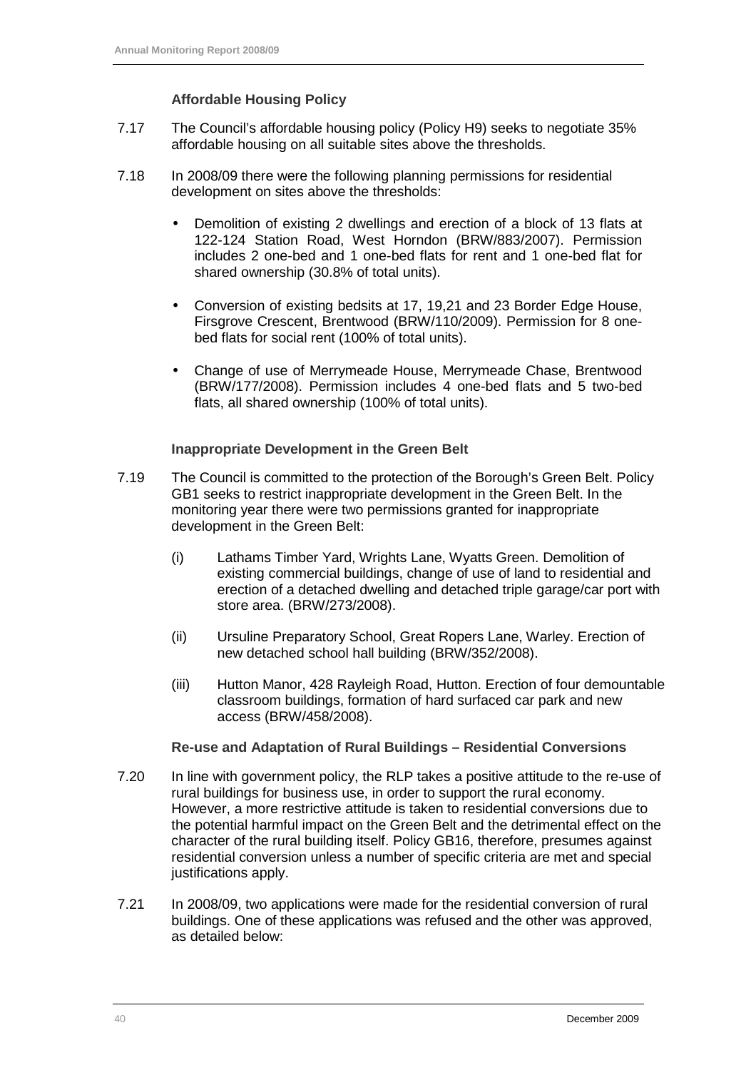### Affordable Housing Policy

7.17 The Council's affordable housing policy (Policy H9) seeks to negotiate 35% affordable housing on all suitable sites above the thresholds.

7.18 In 2008/09 there were the following planning permissions for residential development on sites above the thresholds:

- Demolition of existing 2 dwellings and erection of a block of 13 flats at 122-124 Station Road, West Horndon (BRW/883/2007). Permission includes 2 one-bed and 1 one-bed flats for rent and 1 one-bed flat for shared ownership (30.8% of total units).
- Conversion of existing bedsits at 17, 19,21 and 23 Border Edge House, Firsgrove Crescent, Brentwood (BRW/110/2009). Permission for 8 one-bed flats for social rent (100% of total units).
- Change of use of Merrymeade House, Merrymeade Chase, Brentwood (BRW/177/2008). Permission includes 4 one-bed flats and 5 two-bed flats, all shared ownership (100% of total units).

### Inappropriate Development in the Green Belt

7.19 The Council is committed to the protection of the Borough's Green Belt. Policy GB1 seeks to restrict inappropriate development in the Green Belt. In the monitoring year there were two permissions granted for inappropriate development in the Green Belt:

(i) Lathams Timber Yard, Wrights Lane, Wyatts Green. Demolition of existing commercial buildings, change of use of land to residential and erection of a detached dwelling and detached triple garage/car port with store area. (BRW/273/2008).

(ii) Ursuline Preparatory School, Great Ropers Lane, Warley. Erection of new detached school hall building (BRW/352/2008).

(iii) Hutton Manor, 428 Rayleigh Road, Hutton. Erection of four demountable classroom buildings, formation of hard surfaced car park and new access (BRW/458/2008).

### Re-use and Adaptation of Rural Buildings – Residential Conversions

7.20 In line with government policy, the RLP takes a positive attitude to the re-use of rural buildings for business use, in order to support the rural economy. However, a more restrictive attitude is taken to residential conversions due to the potential harmful impact on the Green Belt and the detrimental effect on the character of the rural building itself. Policy GB16, therefore, presumes against residential conversion unless a number of specific criteria are met and special justifications apply.

7.21 In 2008/09, two applications were made for the residential conversion of rural buildings. One of these applications was refused and the other was approved, as detailed below: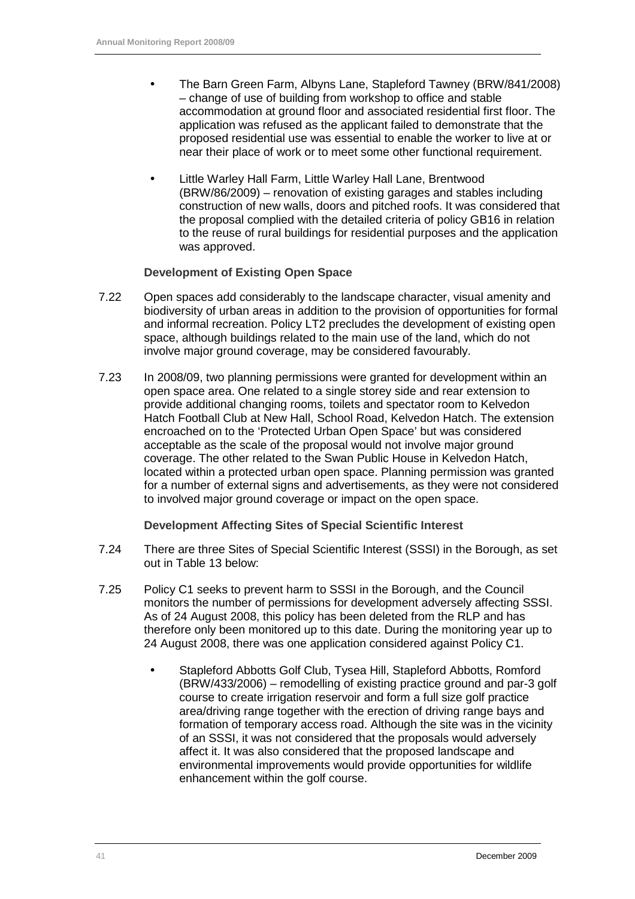- The Barn Green Farm, Albyns Lane, Stapleford Tawney (BRW/841/2008) – change of use of building from workshop to office and stable accommodation at ground floor and associated residential first floor. The application was refused as the applicant failed to demonstrate that the proposed residential use was essential to enable the worker to live at or near their place of work or to meet some other functional requirement.

- Little Warley Hall Farm, Little Warley Hall Lane, Brentwood (BRW/86/2009) – renovation of existing garages and stables including construction of new walls, doors and pitched roofs. It was considered that the proposal complied with the detailed criteria of policy GB16 in relation to the reuse of rural buildings for residential purposes and the application was approved.

**Development of Existing Open Space**

7.22 Open spaces add considerably to the landscape character, visual amenity and biodiversity of urban areas in addition to the provision of opportunities for formal and informal recreation. Policy LT2 precludes the development of existing open space, although buildings related to the main use of the land, which do not involve major ground coverage, may be considered favourably.

7.23 In 2008/09, two planning permissions were granted for development within an open space area. One related to a single storey side and rear extension to provide additional changing rooms, toilets and spectator room to Kelvedon Hatch Football Club at New Hall, School Road, Kelvedon Hatch. The extension encroached on to the 'Protected Urban Open Space' but was considered acceptable as the scale of the proposal would not involve major ground coverage. The other related to the Swan Public House in Kelvedon Hatch, located within a protected urban open space. Planning permission was granted for a number of external signs and advertisements, as they were not considered to involved major ground coverage or impact on the open space.

**Development Affecting Sites of Special Scientific Interest**

7.24 There are three Sites of Special Scientific Interest (SSSI) in the Borough, as set out in Table 13 below:

7.25 Policy C1 seeks to prevent harm to SSSI in the Borough, and the Council monitors the number of permissions for development adversely affecting SSSI. As of 24 August 2008, this policy has been deleted from the RLP and has therefore only been monitored up to this date. During the monitoring year up to 24 August 2008, there was one application considered against Policy C1.

- Stapleford Abbotts Golf Club, Tysea Hill, Stapleford Abbotts, Romford (BRW/433/2006) – remodelling of existing practice ground and par-3 golf course to create irrigation reservoir and form a full size golf practice area/driving range together with the erection of driving range bays and formation of temporary access road. Although the site was in the vicinity of an SSSI, it was not considered that the proposals would adversely affect it. It was also considered that the proposed landscape and environmental improvements would provide opportunities for wildlife enhancement within the golf course.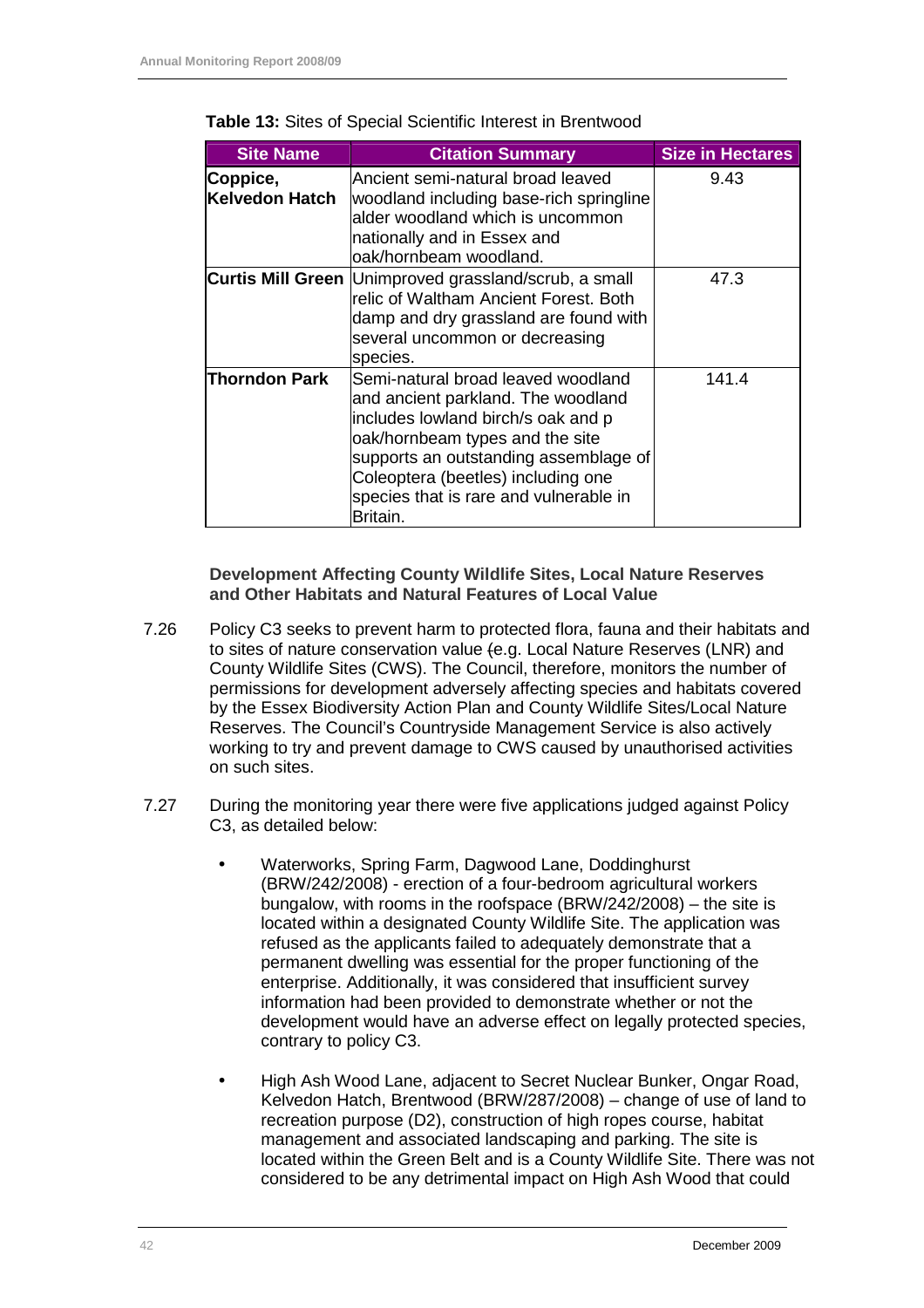**Table 13:** Sites of Special Scientific Interest in Brentwood

| Site Name | Citation Summary | Size in Hectares |
| --- | --- | --- |
| **Coppice, Kelvedon Hatch** | Ancient semi-natural broad leaved woodland including base-rich springline alder woodland which is uncommon nationally and in Essex and oak/hornbeam woodland. | 9.43 |
| **Curtis Mill Green** | Unimproved grassland/scrub, a small relic of Waltham Ancient Forest. Both damp and dry grassland are found with several uncommon or decreasing species. | 47.3 |
| **Thorndon Park** | Semi-natural broad leaved woodland and ancient parkland. The woodland includes lowland birch/s oak and p oak/hornbeam types and the site supports an outstanding assemblage of Coleoptera (beetles) including one species that is rare and vulnerable in Britain. | 141.4 |

**Development Affecting County Wildlife Sites, Local Nature Reserves and Other Habitats and Natural Features of Local Value**

7.26 Policy C3 seeks to prevent harm to protected flora, fauna and their habitats and to sites of nature conservation value (e.g. Local Nature Reserves (LNR) and County Wildlife Sites (CWS). The Council, therefore, monitors the number of permissions for development adversely affecting species and habitats covered by the Essex Biodiversity Action Plan and County Wildlife Sites/Local Nature Reserves. The Council's Countryside Management Service is also actively working to try and prevent damage to CWS caused by unauthorised activities on such sites.

7.27 During the monitoring year there were five applications judged against Policy C3, as detailed below:

- Waterworks, Spring Farm, Dagwood Lane, Doddinghurst (BRW/242/2008) - erection of a four-bedroom agricultural workers bungalow, with rooms in the roofspace (BRW/242/2008) – the site is located within a designated County Wildlife Site. The application was refused as the applicants failed to adequately demonstrate that a permanent dwelling was essential for the proper functioning of the enterprise. Additionally, it was considered that insufficient survey information had been provided to demonstrate whether or not the development would have an adverse effect on legally protected species, contrary to policy C3.

- High Ash Wood Lane, adjacent to Secret Nuclear Bunker, Ongar Road, Kelvedon Hatch, Brentwood (BRW/287/2008) – change of use of land to recreation purpose (D2), construction of high ropes course, habitat management and associated landscaping and parking. The site is located within the Green Belt and is a County Wildlife Site. There was not considered to be any detrimental impact on High Ash Wood that could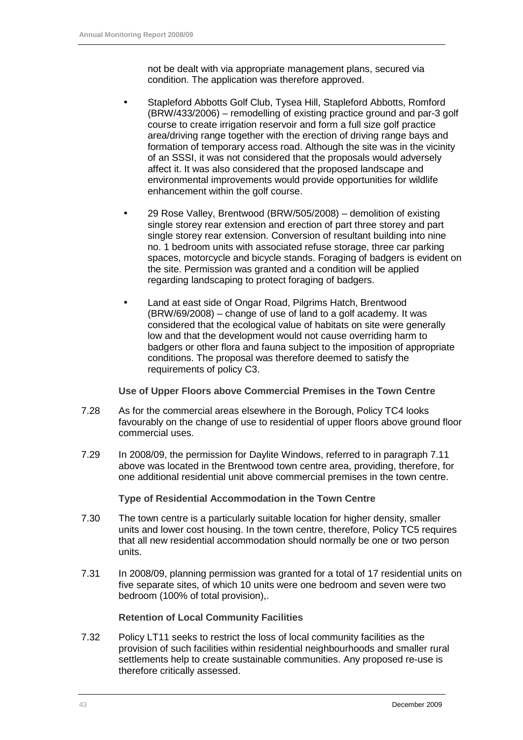not be dealt with via appropriate management plans, secured via condition. The application was therefore approved.

- Stapleford Abbotts Golf Club, Tysea Hill, Stapleford Abbotts, Romford (BRW/433/2006) – remodelling of existing practice ground and par-3 golf course to create irrigation reservoir and form a full size golf practice area/driving range together with the erection of driving range bays and formation of temporary access road. Although the site was in the vicinity of an SSSI, it was not considered that the proposals would adversely affect it. It was also considered that the proposed landscape and environmental improvements would provide opportunities for wildlife enhancement within the golf course.

- 29 Rose Valley, Brentwood (BRW/505/2008) – demolition of existing single storey rear extension and erection of part three storey and part single storey rear extension. Conversion of resultant building into nine no. 1 bedroom units with associated refuse storage, three car parking spaces, motorcycle and bicycle stands. Foraging of badgers is evident on the site. Permission was granted and a condition will be applied regarding landscaping to protect foraging of badgers.

- Land at east side of Ongar Road, Pilgrims Hatch, Brentwood (BRW/69/2008) – change of use of land to a golf academy. It was considered that the ecological value of habitats on site were generally low and that the development would not cause overriding harm to badgers or other flora and fauna subject to the imposition of appropriate conditions. The proposal was therefore deemed to satisfy the requirements of policy C3.

**Use of Upper Floors above Commercial Premises in the Town Centre**

7.28 As for the commercial areas elsewhere in the Borough, Policy TC4 looks favourably on the change of use to residential of upper floors above ground floor commercial uses.

7.29 In 2008/09, the permission for Daylite Windows, referred to in paragraph 7.11 above was located in the Brentwood town centre area, providing, therefore, for one additional residential unit above commercial premises in the town centre.

**Type of Residential Accommodation in the Town Centre**

7.30 The town centre is a particularly suitable location for higher density, smaller units and lower cost housing. In the town centre, therefore, Policy TC5 requires that all new residential accommodation should normally be one or two person units.

7.31 In 2008/09, planning permission was granted for a total of 17 residential units on five separate sites, of which 10 units were one bedroom and seven were two bedroom (100% of total provision),.

**Retention of Local Community Facilities**

7.32 Policy LT11 seeks to restrict the loss of local community facilities as the provision of such facilities within residential neighbourhoods and smaller rural settlements help to create sustainable communities. Any proposed re-use is therefore critically assessed.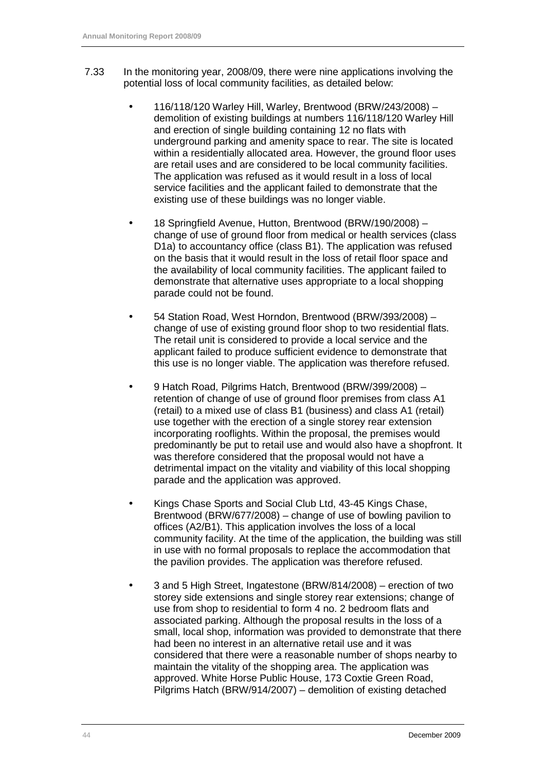7.33 In the monitoring year, 2008/09, there were nine applications involving the potential loss of local community facilities, as detailed below:

- 116/118/120 Warley Hill, Warley, Brentwood (BRW/243/2008) – demolition of existing buildings at numbers 116/118/120 Warley Hill and erection of single building containing 12 no flats with underground parking and amenity space to rear. The site is located within a residentially allocated area. However, the ground floor uses are retail uses and are considered to be local community facilities. The application was refused as it would result in a loss of local service facilities and the applicant failed to demonstrate that the existing use of these buildings was no longer viable.

- 18 Springfield Avenue, Hutton, Brentwood (BRW/190/2008) – change of use of ground floor from medical or health services (class D1a) to accountancy office (class B1). The application was refused on the basis that it would result in the loss of retail floor space and the availability of local community facilities. The applicant failed to demonstrate that alternative uses appropriate to a local shopping parade could not be found.

- 54 Station Road, West Horndon, Brentwood (BRW/393/2008) – change of use of existing ground floor shop to two residential flats. The retail unit is considered to provide a local service and the applicant failed to produce sufficient evidence to demonstrate that this use is no longer viable. The application was therefore refused.

- 9 Hatch Road, Pilgrims Hatch, Brentwood (BRW/399/2008) – retention of change of use of ground floor premises from class A1 (retail) to a mixed use of class B1 (business) and class A1 (retail) use together with the erection of a single storey rear extension incorporating rooflights. Within the proposal, the premises would predominantly be put to retail use and would also have a shopfront. It was therefore considered that the proposal would not have a detrimental impact on the vitality and viability of this local shopping parade and the application was approved.

- Kings Chase Sports and Social Club Ltd, 43-45 Kings Chase, Brentwood (BRW/677/2008) – change of use of bowling pavilion to offices (A2/B1). This application involves the loss of a local community facility. At the time of the application, the building was still in use with no formal proposals to replace the accommodation that the pavilion provides. The application was therefore refused.

- 3 and 5 High Street, Ingatestone (BRW/814/2008) – erection of two storey side extensions and single storey rear extensions; change of use from shop to residential to form 4 no. 2 bedroom flats and associated parking. Although the proposal results in the loss of a small, local shop, information was provided to demonstrate that there had been no interest in an alternative retail use and it was considered that there were a reasonable number of shops nearby to maintain the vitality of the shopping area. The application was approved. White Horse Public House, 173 Coxtie Green Road, Pilgrims Hatch (BRW/914/2007) – demolition of existing detached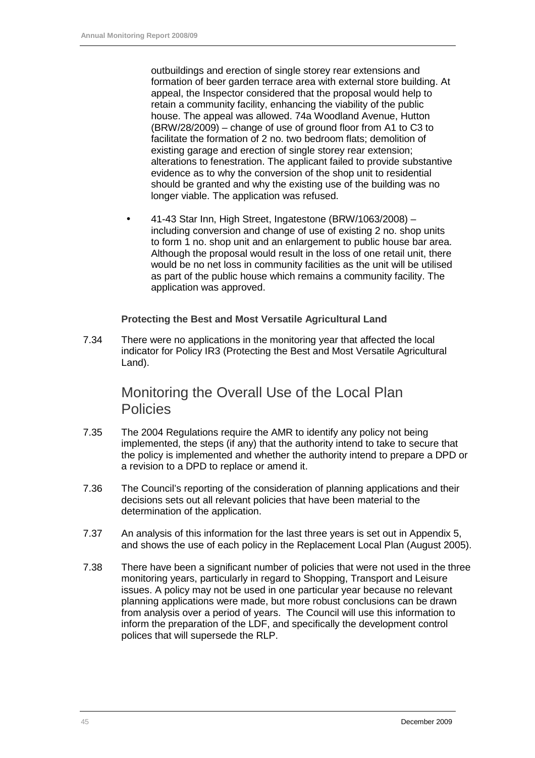outbuildings and erection of single storey rear extensions and formation of beer garden terrace area with external store building. At appeal, the Inspector considered that the proposal would help to retain a community facility, enhancing the viability of the public house. The appeal was allowed. 74a Woodland Avenue, Hutton (BRW/28/2009) – change of use of ground floor from A1 to C3 to facilitate the formation of 2 no. two bedroom flats; demolition of existing garage and erection of single storey rear extension; alterations to fenestration. The applicant failed to provide substantive evidence as to why the conversion of the shop unit to residential should be granted and why the existing use of the building was no longer viable. The application was refused.

- 41-43 Star Inn, High Street, Ingatestone (BRW/1063/2008) – including conversion and change of use of existing 2 no. shop units to form 1 no. shop unit and an enlargement to public house bar area. Although the proposal would result in the loss of one retail unit, there would be no net loss in community facilities as the unit will be utilised as part of the public house which remains a community facility. The application was approved.

**Protecting the Best and Most Versatile Agricultural Land**

7.34 There were no applications in the monitoring year that affected the local indicator for Policy IR3 (Protecting the Best and Most Versatile Agricultural Land).

## Monitoring the Overall Use of the Local Plan Policies

7.35 The 2004 Regulations require the AMR to identify any policy not being implemented, the steps (if any) that the authority intend to take to secure that the policy is implemented and whether the authority intend to prepare a DPD or a revision to a DPD to replace or amend it.

7.36 The Council's reporting of the consideration of planning applications and their decisions sets out all relevant policies that have been material to the determination of the application.

7.37 An analysis of this information for the last three years is set out in Appendix 5, and shows the use of each policy in the Replacement Local Plan (August 2005).

7.38 There have been a significant number of policies that were not used in the three monitoring years, particularly in regard to Shopping, Transport and Leisure issues. A policy may not be used in one particular year because no relevant planning applications were made, but more robust conclusions can be drawn from analysis over a period of years. The Council will use this information to inform the preparation of the LDF, and specifically the development control polices that will supersede the RLP.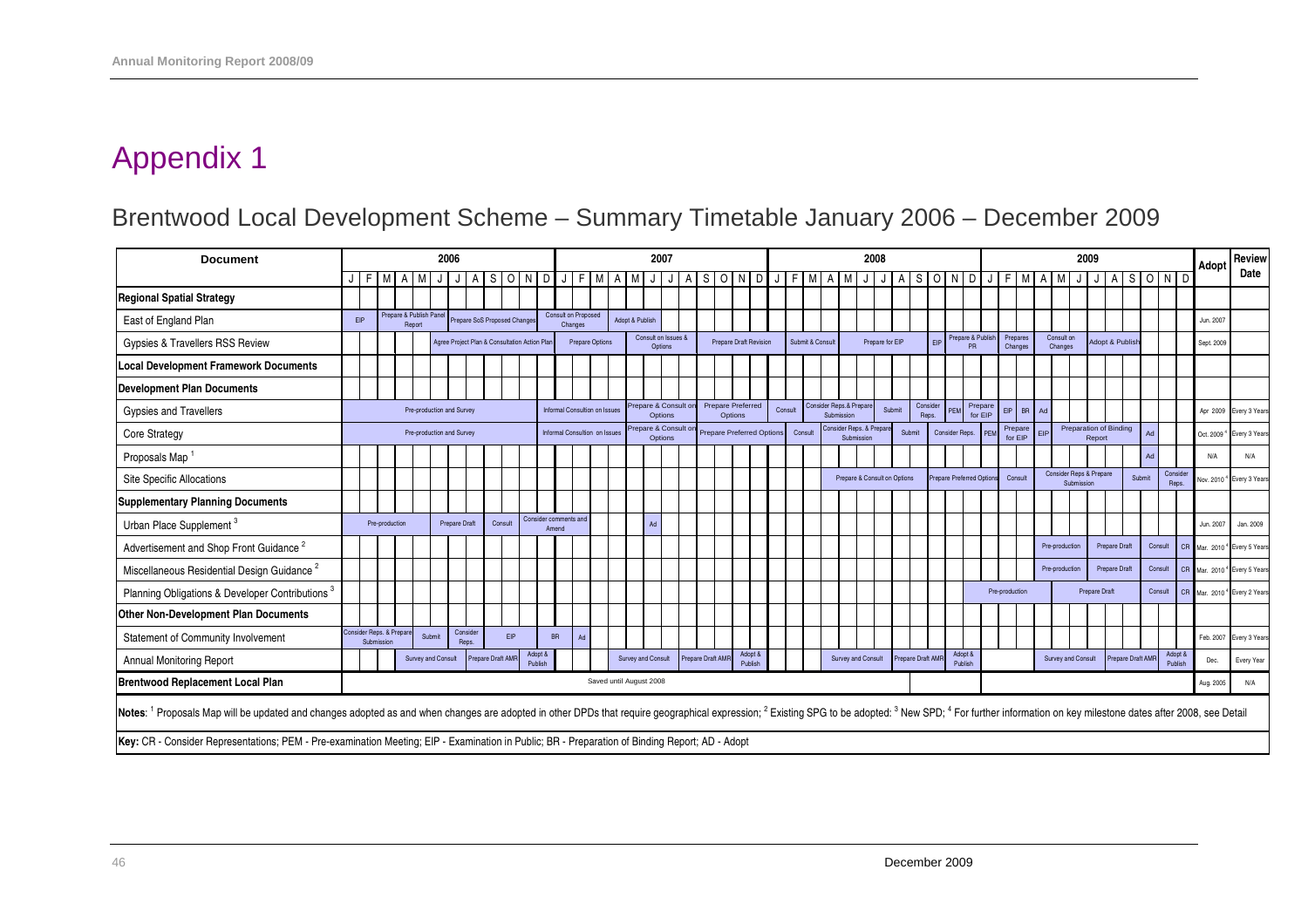# Appendix 1

## Brentwood Local Development Scheme – Summary Timetable January 2006 – December 2009

| Document | 2006 (J F M A M J J A S O N D) | 2007 (J F M A M J J A S O N D) | 2008 (J F M A M J J A S O N D) | 2009 (J F M A M J J A S O N D) | Adopt | Review Date |
|---|---|---|---|---|---|---|
| **Regional Spatial Strategy** | | | | | | |
| East of England Plan | EIP; Prepare & Publish Panel Report; Prepare SoS Proposed Changes | Consult on Proposed Changes; Adopt & Publish | | | Jun. 2007 | |
| Gypsies & Travellers RSS Review | Agree Project Plan & Consultation Action Plan | Prepare Options; Consult on Issues & Options; Prepare Draft Revision | Submit & Consult; Prepare for EIP; EIP; Prepare & Publish PR | Prepares Changes; Consult on Changes; Adopt & Publish | Sept. 2009 | |
| **Local Development Framework Documents** | | | | | | |
| **Development Plan Documents** | | | | | | |
| Gypsies and Travellers | Pre-production and Survey | Informal Consultion on Issues; Prepare & Consult on Options; Prepare Preferred Options; Consult | Consult; Consider Reps.& Prepare Submission; Submit; Consider Reps.; PEM; Prepare for EIP | EIP; BR; Ad | Apr 2009 | Every 3 Years |
| Core Strategy | Pre-production and Survey | Informal Consultion on Issues; Prepare & Consult on Options; Prepare Preferred Options | Consult; Consider Reps. & Prepare Submission; Submit; Consider Reps.; PEM | Prepare for EIP; EIP; Preparation of Binding Report; Ad | Oct. 2009 [4] | Every 3 Years |
| Proposals Map [1] | | | | Ad | N/A | N/A |
| Site Specific Allocations | | | Prepare & Consult on Options; Prepare Preferred Options | Consult; Consider Reps & Prepare Submission; Submit; Consider Reps. | Nov. 2010 [4] | Every 3 Years |
| **Supplementary Planning Documents** | | | | | | |
| Urban Place Supplement [3] | Pre-production; Prepare Draft; Consult; Consider comments and Amend | Ad | | | Jun. 2007 | Jan. 2009 |
| Advertisement and Shop Front Guidance [2] | | | | Pre-production; Prepare Draft; Consult; CR | Mar. 2010 [4] | Every 5 Years |
| Miscellaneous Residential Design Guidance [2] | | | | Pre-production; Prepare Draft; Consult; CR | Mar. 2010 [4] | Every 5 Years |
| Planning Obligations & Developer Contributions [3] | | | Pre-production | Pre-production; Prepare Draft; Consult; CR | Mar. 2010 [4] | Every 2 Years |
| **Other Non-Development Plan Documents** | | | | | | |
| Statement of Community Involvement | Consider Reps. & Prepare Submission; Submit; Consider Reps.; EIP; BR | Ad | | | Feb. 2007 | Every 3 Years |
| Annual Monitoring Report | Survey and Consult; Prepare Draft AMR; Adopt & Publish | Survey and Consult; Prepare Draft AMR; Adopt & Publish | Survey and Consult; Prepare Draft AMR; Adopt & Publish | Survey and Consult; Prepare Draft AMR; Adopt & Publish | Dec. | Every Year |
| **Brentwood Replacement Local Plan** | Saved until August 2008 | Saved until August 2008 | Saved until August 2008 | | Aug. 2005 | N/A |

**Notes**: [1] Proposals Map will be updated and changes adopted as and when changes are adopted in other DPDs that require geographical expression; [2] Existing SPG to be adopted: [3] New SPD; [4] For further information on key milestone dates after 2008, see Detail

**Key:** CR - Consider Representations; PEM - Pre-examination Meeting; EIP - Examination in Public; BR - Preparation of Binding Report; AD - Adopt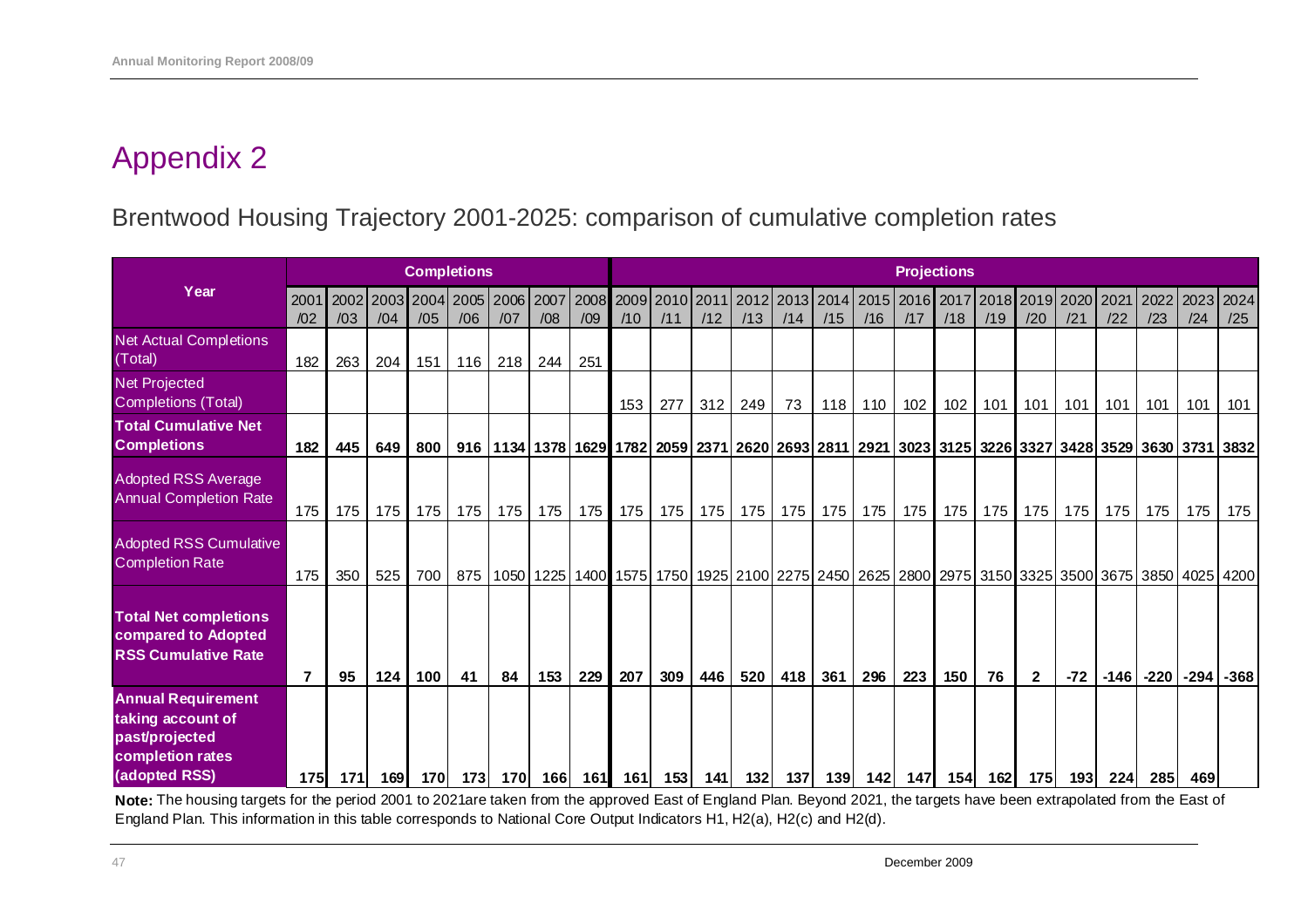# Appendix 2

## Brentwood Housing Trajectory 2001-2025: comparison of cumulative completion rates

| Year | Completions | | | | | | | | Projections | | | | | | | | | | | | | | | |
|---|---|---|---|---|---|---|---|---|---|---|---|---|---|---|---|---|---|---|---|---|---|---|---|---|
| | 2001/02 | 2002/03 | 2003/04 | 2004/05 | 2005/06 | 2006/07 | 2007/08 | 2008/09 | 2009/10 | 2010/11 | 2011/12 | 2012/13 | 2013/14 | 2014/15 | 2015/16 | 2016/17 | 2017/18 | 2018/19 | 2019/20 | 2020/21 | 2021/22 | 2022/23 | 2023/24 | 2024/25 |
| Net Actual Completions (Total) | 182 | 263 | 204 | 151 | 116 | 218 | 244 | 251 | | | | | | | | | | | | | | | | |
| Net Projected Completions (Total) | | | | | | | | | 153 | 277 | 312 | 249 | 73 | 118 | 110 | 102 | 102 | 101 | 101 | 101 | 101 | 101 | 101 | 101 |
| **Total Cumulative Net Completions** | **182** | **445** | **649** | **800** | **916** | **1134** | **1378** | **1629** | **1782** | **2059** | **2371** | **2620** | **2693** | **2811** | **2921** | **3023** | **3125** | **3226** | **3327** | **3428** | **3529** | **3630** | **3731** | **3832** |
| Adopted RSS Average Annual Completion Rate | 175 | 175 | 175 | 175 | 175 | 175 | 175 | 175 | 175 | 175 | 175 | 175 | 175 | 175 | 175 | 175 | 175 | 175 | 175 | 175 | 175 | 175 | 175 | 175 |
| Adopted RSS Cumulative Completion Rate | 175 | 350 | 525 | 700 | 875 | 1050 | 1225 | 1400 | 1575 | 1750 | 1925 | 2100 | 2275 | 2450 | 2625 | 2800 | 2975 | 3150 | 3325 | 3500 | 3675 | 3850 | 4025 | 4200 |
| **Total Net completions compared to Adopted RSS Cumulative Rate** | **7** | **95** | **124** | **100** | **41** | **84** | **153** | **229** | **207** | **309** | **446** | **520** | **418** | **361** | **296** | **223** | **150** | **76** | **2** | **-72** | **-146** | **-220** | **-294** | **-368** |
| **Annual Requirement taking account of past/projected completion rates (adopted RSS)** | **175** | **171** | **169** | **170** | **173** | **170** | **166** | **161** | **161** | **153** | **141** | **132** | **137** | **139** | **142** | **147** | **154** | **162** | **175** | **193** | **224** | **285** | **469** | |

**Note:** The housing targets for the period 2001 to 2021are taken from the approved East of England Plan. Beyond 2021, the targets have been extrapolated from the East of England Plan. This information in this table corresponds to National Core Output Indicators H1, H2(a), H2(c) and H2(d).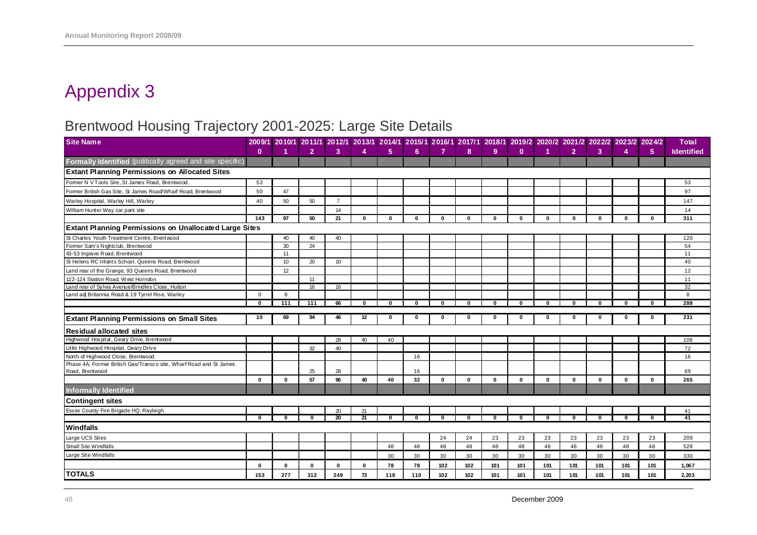# Appendix 3

## Brentwood Housing Trajectory 2001-2025: Large Site Details

| Site Name | 2009/10 | 2010/11 | 2011/12 | 2012/13 | 2013/14 | 2014/15 | 2015/16 | 2016/17 | 2017/18 | 2018/19 | 2019/20 | 2020/21 | 2021/22 | 2022/23 | 2023/24 | 2024/25 | Total Identified |
|---|---|---|---|---|---|---|---|---|---|---|---|---|---|---|---|---|---|
| **Formally Identified** (politically agreed and site specific) | | | | | | | | | | | | | | | | | |
| **Extant Planning Permissions on Allocated Sites** | | | | | | | | | | | | | | | | | |
| Former N V Tools Site, St James Road, Brentwood. | 53 | | | | | | | | | | | | | | | | 53 |
| Former British Gas Site, St James Road/Wharf Road, Brentwood | 50 | 47 | | | | | | | | | | | | | | | 97 |
| Warley Hospital, Warley Hill, Warley | 40 | 50 | 50 | 7 | | | | | | | | | | | | | 147 |
| William Hunter Way car park site | | | | 14 | | | | | | | | | | | | | 14 |
| | 143 | 97 | 50 | 21 | 0 | 0 | 0 | 0 | 0 | 0 | 0 | 0 | 0 | 0 | 0 | 0 | 311 |
| **Extant Planning Permissions on Unallocated Large Sites** | | | | | | | | | | | | | | | | | |
| St Charles Youth Treatment Centre, Brentwood | | 40 | 40 | 40 | | | | | | | | | | | | | 120 |
| Former Sam's Nightclub, Brentwood | | 30 | 24 | | | | | | | | | | | | | | 54 |
| 43-53 Ingrave Road, Brentwood | | 11 | | | | | | | | | | | | | | | 11 |
| St Helens RC Infants School, Queens Road, Brentwood | | 10 | 20 | 10 | | | | | | | | | | | | | 40 |
| Land rear of the Grange, 93 Queens Road, Brentwood | | 12 | | | | | | | | | | | | | | | 12 |
| 122-124 Station Road, West Horndon | | | 11 | | | | | | | | | | | | | | 11 |
| Land rear of Sylvia Avenue/Brindles Close, Hutton | | | 16 | 16 | | | | | | | | | | | | | 32 |
| Land adj Britannia Road & 19 Tyrrel Rise, Warley | 0 | 8 | | | | | | | | | | | | | | | 8 |
| | 0 | 111 | 111 | 66 | 0 | 0 | 0 | 0 | 0 | 0 | 0 | 0 | 0 | 0 | 0 | 0 | 288 |
| **Extant Planning Permissions on Small Sites** | 10 | 69 | 94 | 46 | 12 | 0 | 0 | 0 | 0 | 0 | 0 | 0 | 0 | 0 | 0 | 0 | 231 |
| **Residual allocated sites** | | | | | | | | | | | | | | | | | |
| Highwood Hospital, Geary Drive, Brentwood | | | | 28 | 40 | 40 | | | | | | | | | | | 108 |
| Little Highwood Hospital, Geary Drive | | | 32 | 40 | | | | | | | | | | | | | 72 |
| North of Highwood Close, Brentwood | | | | | | | 16 | | | | | | | | | | 16 |
| Phase 4A, Former British Gas/Transco site, Wharf Road and St James Road, Brentwood | | | 25 | 28 | | | 16 | | | | | | | | | | 69 |
| | 0 | 0 | 57 | 96 | 40 | 40 | 32 | 0 | 0 | 0 | 0 | 0 | 0 | 0 | 0 | 0 | 265 |
| **Informally Identified** | | | | | | | | | | | | | | | | | |
| **Contingent sites** | | | | | | | | | | | | | | | | | |
| Essex County Fire Brigade HQ, Rayleigh | | | | 20 | 21 | | | | | | | | | | | | 41 |
| | 0 | 0 | 0 | 20 | 21 | 0 | 0 | 0 | 0 | 0 | 0 | 0 | 0 | 0 | 0 | 0 | 41 |
| **Windfalls** | | | | | | | | | | | | | | | | | |
| Large UCS Sites | | | | | | | | 24 | 24 | 23 | 23 | 23 | 23 | 23 | 23 | 23 | 209 |
| Small Site Windfalls | | | | | | 48 | 48 | 48 | 48 | 48 | 48 | 48 | 48 | 48 | 48 | 48 | 528 |
| Large Site Windfalls | | | | | | 30 | 30 | 30 | 30 | 30 | 30 | 30 | 30 | 30 | 30 | 30 | 330 |
| | 0 | 0 | 0 | 0 | 0 | 78 | 78 | 102 | 102 | 101 | 101 | 101 | 101 | 101 | 101 | 101 | 1,067 |
| **TOTALS** | 153 | 277 | 312 | 249 | 73 | 118 | 110 | 102 | 102 | 101 | 101 | 101 | 101 | 101 | 101 | 101 | 2,203 |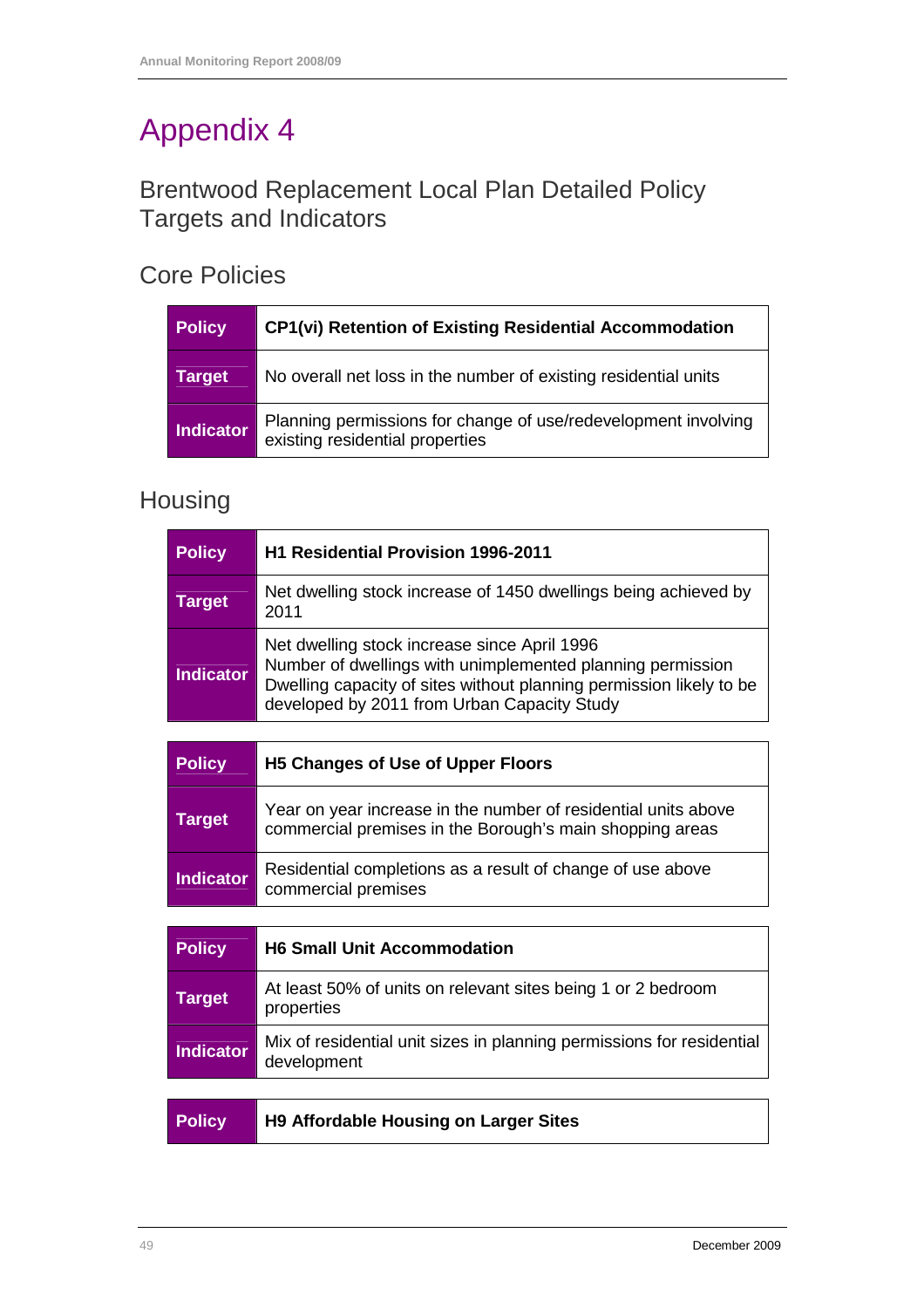# Appendix 4

## Brentwood Replacement Local Plan Detailed Policy Targets and Indicators

### Core Policies

| Policy | CP1(vi) Retention of Existing Residential Accommodation |
|---|---|
| Target | No overall net loss in the number of existing residential units |
| Indicator | Planning permissions for change of use/redevelopment involving existing residential properties |

### Housing

| Policy | H1 Residential Provision 1996-2011 |
|---|---|
| Target | Net dwelling stock increase of 1450 dwellings being achieved by 2011 |
| Indicator | Net dwelling stock increase since April 1996<br>Number of dwellings with unimplemented planning permission<br>Dwelling capacity of sites without planning permission likely to be developed by 2011 from Urban Capacity Study |

| Policy | H5 Changes of Use of Upper Floors |
|---|---|
| Target | Year on year increase in the number of residential units above commercial premises in the Borough's main shopping areas |
| Indicator | Residential completions as a result of change of use above commercial premises |

| Policy | H6 Small Unit Accommodation |
|---|---|
| Target | At least 50% of units on relevant sites being 1 or 2 bedroom properties |
| Indicator | Mix of residential unit sizes in planning permissions for residential development |

| Policy | H9 Affordable Housing on Larger Sites |
|---|---|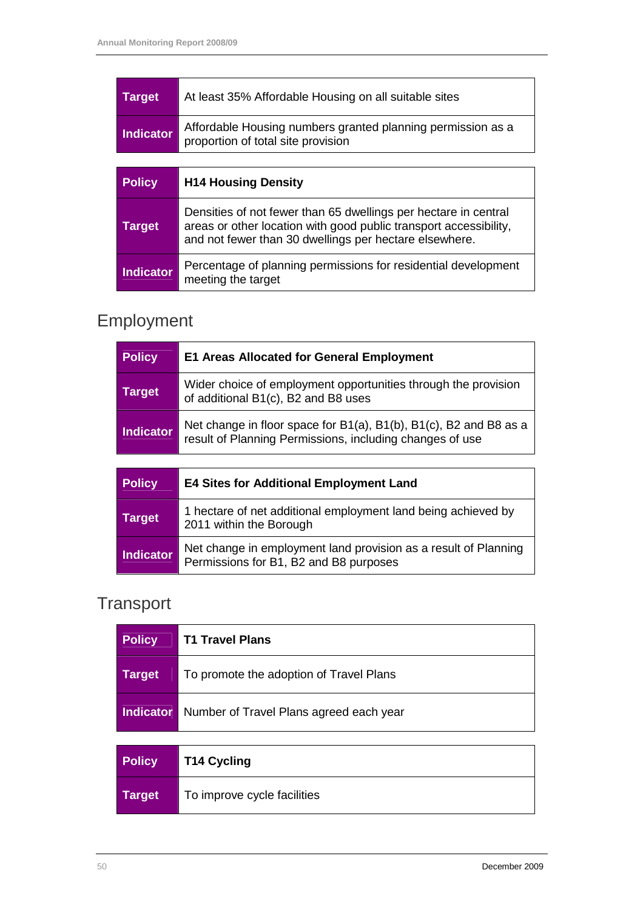| Target | At least 35% Affordable Housing on all suitable sites |
|---|---|
| Indicator | Affordable Housing numbers granted planning permission as a proportion of total site provision |

| Policy | H14 Housing Density |
|---|---|
| Target | Densities of not fewer than 65 dwellings per hectare in central areas or other location with good public transport accessibility, and not fewer than 30 dwellings per hectare elsewhere. |
| Indicator | Percentage of planning permissions for residential development meeting the target |

## Employment

| Policy | E1 Areas Allocated for General Employment |
|---|---|
| Target | Wider choice of employment opportunities through the provision of additional B1(c), B2 and B8 uses |
| Indicator | Net change in floor space for B1(a), B1(b), B1(c), B2 and B8 as a result of Planning Permissions, including changes of use |

| Policy | E4 Sites for Additional Employment Land |
|---|---|
| Target | 1 hectare of net additional employment land being achieved by 2011 within the Borough |
| Indicator | Net change in employment land provision as a result of Planning Permissions for B1, B2 and B8 purposes |

## Transport

| Policy | T1 Travel Plans |
|---|---|
| Target | To promote the adoption of Travel Plans |
| Indicator | Number of Travel Plans agreed each year |

| Policy | T14 Cycling |
|---|---|
| Target | To improve cycle facilities |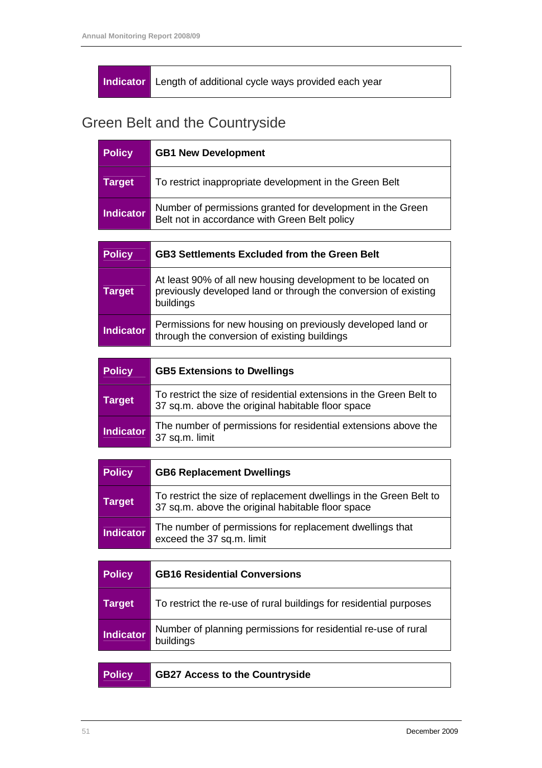| Indicator | Length of additional cycle ways provided each year |
|---|---|

## Green Belt and the Countryside

| Policy | GB1 New Development |
|---|---|
| Target | To restrict inappropriate development in the Green Belt |
| Indicator | Number of permissions granted for development in the Green Belt not in accordance with Green Belt policy |

| Policy | GB3 Settlements Excluded from the Green Belt |
|---|---|
| Target | At least 90% of all new housing development to be located on previously developed land or through the conversion of existing buildings |
| Indicator | Permissions for new housing on previously developed land or through the conversion of existing buildings |

| Policy | GB5 Extensions to Dwellings |
|---|---|
| Target | To restrict the size of residential extensions in the Green Belt to 37 sq.m. above the original habitable floor space |
| Indicator | The number of permissions for residential extensions above the 37 sq.m. limit |

| Policy | GB6 Replacement Dwellings |
|---|---|
| Target | To restrict the size of replacement dwellings in the Green Belt to 37 sq.m. above the original habitable floor space |
| Indicator | The number of permissions for replacement dwellings that exceed the 37 sq.m. limit |

| Policy | GB16 Residential Conversions |
|---|---|
| Target | To restrict the re-use of rural buildings for residential purposes |
| Indicator | Number of planning permissions for residential re-use of rural buildings |

| Policy | GB27 Access to the Countryside |
|---|---|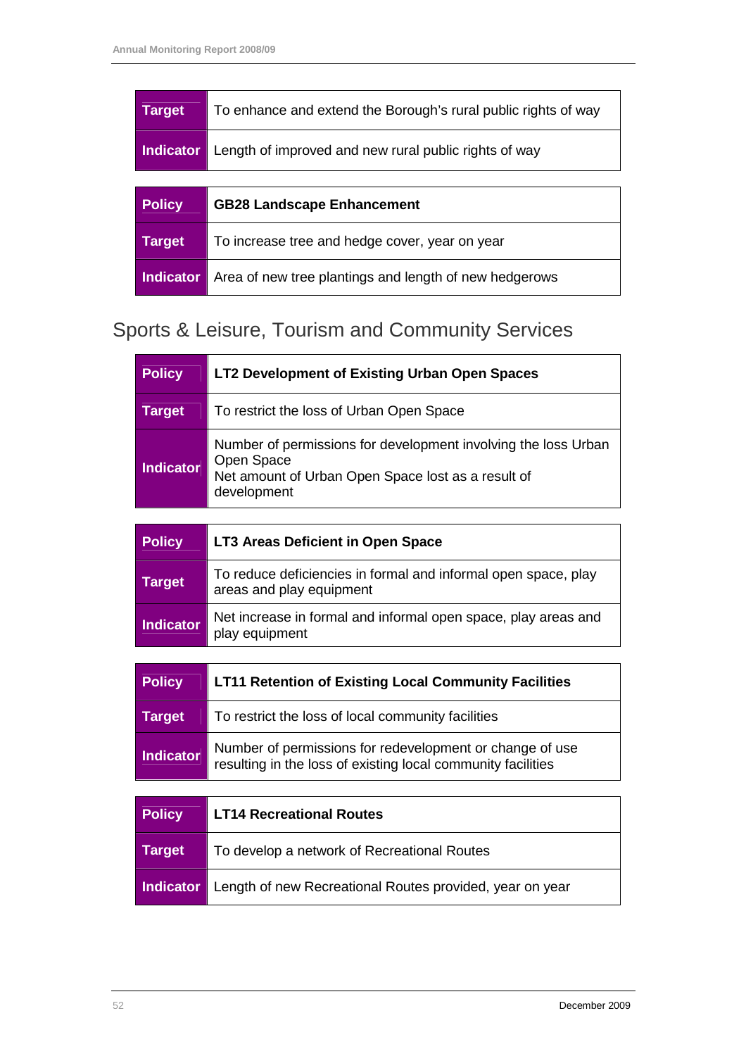| Target | To enhance and extend the Borough's rural public rights of way |
|---|---|
| Indicator | Length of improved and new rural public rights of way |

| Policy | GB28 Landscape Enhancement |
|---|---|
| Target | To increase tree and hedge cover, year on year |
| Indicator | Area of new tree plantings and length of new hedgerows |

## Sports & Leisure, Tourism and Community Services

| Policy | LT2 Development of Existing Urban Open Spaces |
|---|---|
| Target | To restrict the loss of Urban Open Space |
| Indicator | Number of permissions for development involving the loss Urban Open Space<br>Net amount of Urban Open Space lost as a result of development |

| Policy | LT3 Areas Deficient in Open Space |
|---|---|
| Target | To reduce deficiencies in formal and informal open space, play areas and play equipment |
| Indicator | Net increase in formal and informal open space, play areas and play equipment |

| Policy | LT11 Retention of Existing Local Community Facilities |
|---|---|
| Target | To restrict the loss of local community facilities |
| Indicator | Number of permissions for redevelopment or change of use resulting in the loss of existing local community facilities |

| Policy | LT14 Recreational Routes |
|---|---|
| Target | To develop a network of Recreational Routes |
| Indicator | Length of new Recreational Routes provided, year on year |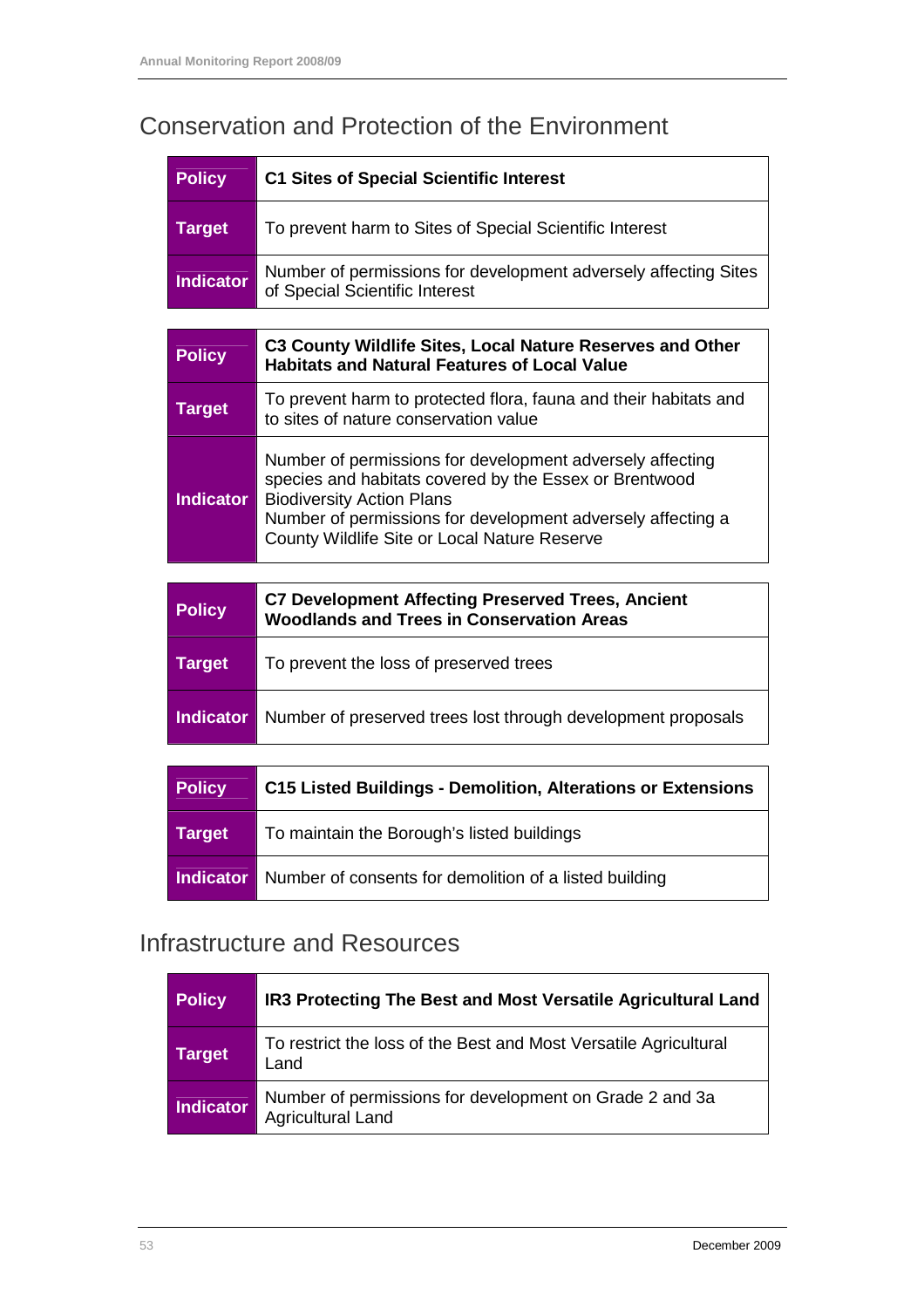## Conservation and Protection of the Environment

| Policy | C1 Sites of Special Scientific Interest |
|---|---|
| Target | To prevent harm to Sites of Special Scientific Interest |
| Indicator | Number of permissions for development adversely affecting Sites of Special Scientific Interest |

| Policy | C3 County Wildlife Sites, Local Nature Reserves and Other Habitats and Natural Features of Local Value |
|---|---|
| Target | To prevent harm to protected flora, fauna and their habitats and to sites of nature conservation value |
| Indicator | Number of permissions for development adversely affecting species and habitats covered by the Essex or Brentwood Biodiversity Action Plans<br>Number of permissions for development adversely affecting a County Wildlife Site or Local Nature Reserve |

| Policy | C7 Development Affecting Preserved Trees, Ancient Woodlands and Trees in Conservation Areas |
|---|---|
| Target | To prevent the loss of preserved trees |
| Indicator | Number of preserved trees lost through development proposals |

| Policy | C15 Listed Buildings - Demolition, Alterations or Extensions |
|---|---|
| Target | To maintain the Borough's listed buildings |
| Indicator | Number of consents for demolition of a listed building |

## Infrastructure and Resources

| Policy | IR3 Protecting The Best and Most Versatile Agricultural Land |
|---|---|
| Target | To restrict the loss of the Best and Most Versatile Agricultural Land |
| Indicator | Number of permissions for development on Grade 2 and 3a Agricultural Land |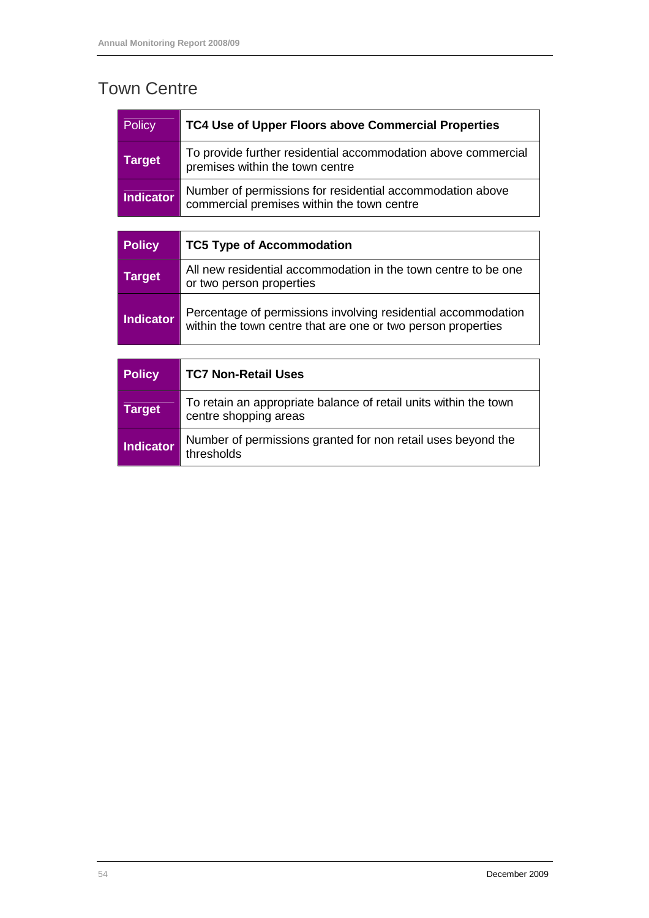# Town Centre

| Policy | TC4 Use of Upper Floors above Commercial Properties |
|---|---|
| **Target** | To provide further residential accommodation above commercial premises within the town centre |
| **Indicator** | Number of permissions for residential accommodation above commercial premises within the town centre |

| **Policy** | **TC5 Type of Accommodation** |
|---|---|
| **Target** | All new residential accommodation in the town centre to be one or two person properties |
| **Indicator** | Percentage of permissions involving residential accommodation within the town centre that are one or two person properties |

| **Policy** | **TC7 Non-Retail Uses** |
|---|---|
| **Target** | To retain an appropriate balance of retail units within the town centre shopping areas |
| **Indicator** | Number of permissions granted for non retail uses beyond the thresholds |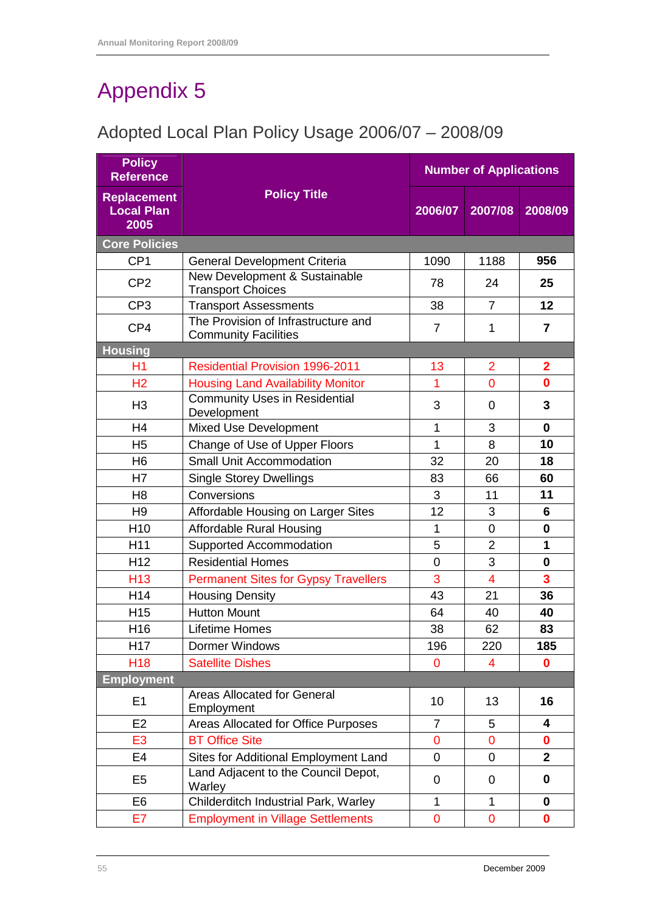# Appendix 5

## Adopted Local Plan Policy Usage 2006/07 – 2008/09

| Policy Reference<br>Replacement Local Plan 2005 | Policy Title | Number of Applications | | |
|---|---|---|---|---|
| | | 2006/07 | 2007/08 | 2008/09 |
| **Core Policies** | | | | |
| CP1 | General Development Criteria | 1090 | 1188 | **956** |
| CP2 | New Development & Sustainable Transport Choices | 78 | 24 | **25** |
| CP3 | Transport Assessments | 38 | 7 | **12** |
| CP4 | The Provision of Infrastructure and Community Facilities | 7 | 1 | **7** |
| **Housing** | | | | |
| H1 | Residential Provision 1996-2011 | 13 | 2 | **2** |
| H2 | Housing Land Availability Monitor | 1 | 0 | **0** |
| H3 | Community Uses in Residential Development | 3 | 0 | **3** |
| H4 | Mixed Use Development | 1 | 3 | **0** |
| H5 | Change of Use of Upper Floors | 1 | 8 | **10** |
| H6 | Small Unit Accommodation | 32 | 20 | **18** |
| H7 | Single Storey Dwellings | 83 | 66 | **60** |
| H8 | Conversions | 3 | 11 | **11** |
| H9 | Affordable Housing on Larger Sites | 12 | 3 | **6** |
| H10 | Affordable Rural Housing | 1 | 0 | **0** |
| H11 | Supported Accommodation | 5 | 2 | **1** |
| H12 | Residential Homes | 0 | 3 | **0** |
| H13 | Permanent Sites for Gypsy Travellers | 3 | 4 | **3** |
| H14 | Housing Density | 43 | 21 | **36** |
| H15 | Hutton Mount | 64 | 40 | **40** |
| H16 | Lifetime Homes | 38 | 62 | **83** |
| H17 | Dormer Windows | 196 | 220 | **185** |
| H18 | Satellite Dishes | 0 | 4 | **0** |
| **Employment** | | | | |
| E1 | Areas Allocated for General Employment | 10 | 13 | **16** |
| E2 | Areas Allocated for Office Purposes | 7 | 5 | **4** |
| E3 | BT Office Site | 0 | 0 | **0** |
| E4 | Sites for Additional Employment Land | 0 | 0 | **2** |
| E5 | Land Adjacent to the Council Depot, Warley | 0 | 0 | **0** |
| E6 | Childerditch Industrial Park, Warley | 1 | 1 | **0** |
| E7 | Employment in Village Settlements | 0 | 0 | **0** |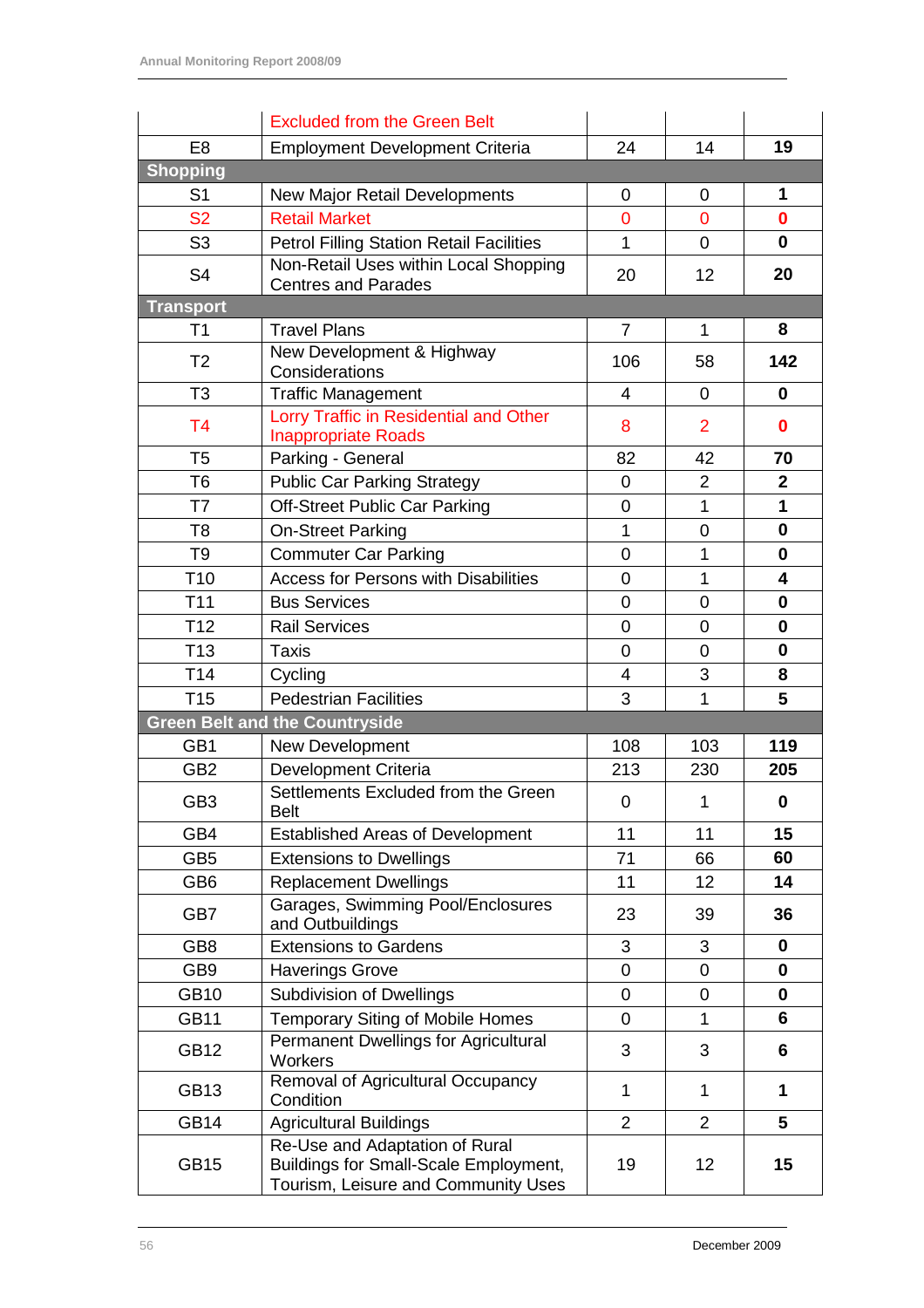| | | | | |
|---|---|---|---|---|
| | Excluded from the Green Belt | | | |
| E8 | Employment Development Criteria | 24 | 14 | **19** |
| **Shopping** | | | | |
| S1 | New Major Retail Developments | 0 | 0 | **1** |
| S2 | Retail Market | 0 | 0 | **0** |
| S3 | Petrol Filling Station Retail Facilities | 1 | 0 | **0** |
| S4 | Non-Retail Uses within Local Shopping Centres and Parades | 20 | 12 | **20** |
| **Transport** | | | | |
| T1 | Travel Plans | 7 | 1 | **8** |
| T2 | New Development & Highway Considerations | 106 | 58 | **142** |
| T3 | Traffic Management | 4 | 0 | **0** |
| T4 | Lorry Traffic in Residential and Other Inappropriate Roads | 8 | 2 | **0** |
| T5 | Parking - General | 82 | 42 | **70** |
| T6 | Public Car Parking Strategy | 0 | 2 | **2** |
| T7 | Off-Street Public Car Parking | 0 | 1 | **1** |
| T8 | On-Street Parking | 1 | 0 | **0** |
| T9 | Commuter Car Parking | 0 | 1 | **0** |
| T10 | Access for Persons with Disabilities | 0 | 1 | **4** |
| T11 | Bus Services | 0 | 0 | **0** |
| T12 | Rail Services | 0 | 0 | **0** |
| T13 | Taxis | 0 | 0 | **0** |
| T14 | Cycling | 4 | 3 | **8** |
| T15 | Pedestrian Facilities | 3 | 1 | **5** |
| **Green Belt and the Countryside** | | | | |
| GB1 | New Development | 108 | 103 | **119** |
| GB2 | Development Criteria | 213 | 230 | **205** |
| GB3 | Settlements Excluded from the Green Belt | 0 | 1 | **0** |
| GB4 | Established Areas of Development | 11 | 11 | **15** |
| GB5 | Extensions to Dwellings | 71 | 66 | **60** |
| GB6 | Replacement Dwellings | 11 | 12 | **14** |
| GB7 | Garages, Swimming Pool/Enclosures and Outbuildings | 23 | 39 | **36** |
| GB8 | Extensions to Gardens | 3 | 3 | **0** |
| GB9 | Haverings Grove | 0 | 0 | **0** |
| GB10 | Subdivision of Dwellings | 0 | 0 | **0** |
| GB11 | Temporary Siting of Mobile Homes | 0 | 1 | **6** |
| GB12 | Permanent Dwellings for Agricultural Workers | 3 | 3 | **6** |
| GB13 | Removal of Agricultural Occupancy Condition | 1 | 1 | **1** |
| GB14 | Agricultural Buildings | 2 | 2 | **5** |
| GB15 | Re-Use and Adaptation of Rural Buildings for Small-Scale Employment, Tourism, Leisure and Community Uses | 19 | 12 | **15** |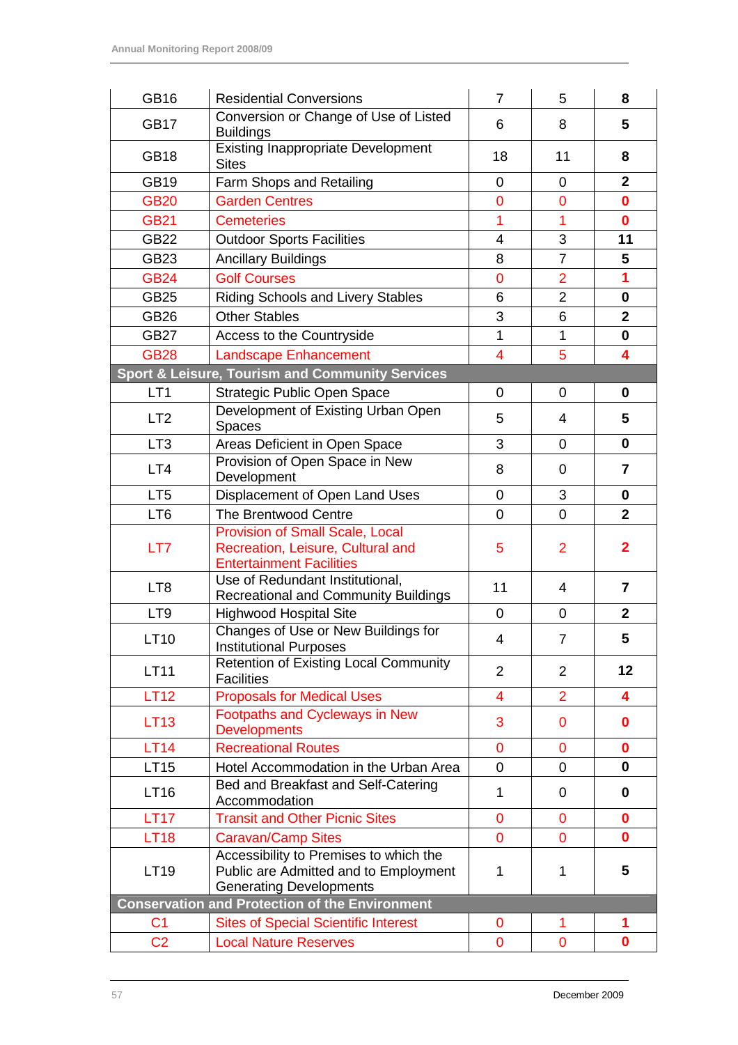| | | | | |
|---|---|---|---|---|
| GB16 | Residential Conversions | 7 | 5 | **8** |
| GB17 | Conversion or Change of Use of Listed Buildings | 6 | 8 | **5** |
| GB18 | Existing Inappropriate Development Sites | 18 | 11 | **8** |
| GB19 | Farm Shops and Retailing | 0 | 0 | **2** |
| GB20 | Garden Centres | 0 | 0 | **0** |
| GB21 | Cemeteries | 1 | 1 | **0** |
| GB22 | Outdoor Sports Facilities | 4 | 3 | **11** |
| GB23 | Ancillary Buildings | 8 | 7 | **5** |
| GB24 | Golf Courses | 0 | 2 | **1** |
| GB25 | Riding Schools and Livery Stables | 6 | 2 | **0** |
| GB26 | Other Stables | 3 | 6 | **2** |
| GB27 | Access to the Countryside | 1 | 1 | **0** |
| GB28 | Landscape Enhancement | 4 | 5 | **4** |
| **Sport & Leisure, Tourism and Community Services** | | | | |
| LT1 | Strategic Public Open Space | 0 | 0 | **0** |
| LT2 | Development of Existing Urban Open Spaces | 5 | 4 | **5** |
| LT3 | Areas Deficient in Open Space | 3 | 0 | **0** |
| LT4 | Provision of Open Space in New Development | 8 | 0 | **7** |
| LT5 | Displacement of Open Land Uses | 0 | 3 | **0** |
| LT6 | The Brentwood Centre | 0 | 0 | **2** |
| LT7 | Provision of Small Scale, Local Recreation, Leisure, Cultural and Entertainment Facilities | 5 | 2 | **2** |
| LT8 | Use of Redundant Institutional, Recreational and Community Buildings | 11 | 4 | **7** |
| LT9 | Highwood Hospital Site | 0 | 0 | **2** |
| LT10 | Changes of Use or New Buildings for Institutional Purposes | 4 | 7 | **5** |
| LT11 | Retention of Existing Local Community Facilities | 2 | 2 | **12** |
| LT12 | Proposals for Medical Uses | 4 | 2 | **4** |
| LT13 | Footpaths and Cycleways in New Developments | 3 | 0 | **0** |
| LT14 | Recreational Routes | 0 | 0 | **0** |
| LT15 | Hotel Accommodation in the Urban Area | 0 | 0 | **0** |
| LT16 | Bed and Breakfast and Self-Catering Accommodation | 1 | 0 | **0** |
| LT17 | Transit and Other Picnic Sites | 0 | 0 | **0** |
| LT18 | Caravan/Camp Sites | 0 | 0 | **0** |
| LT19 | Accessibility to Premises to which the Public are Admitted and to Employment Generating Developments | 1 | 1 | **5** |
| **Conservation and Protection of the Environment** | | | | |
| C1 | Sites of Special Scientific Interest | 0 | 1 | **1** |
| C2 | Local Nature Reserves | 0 | 0 | **0** |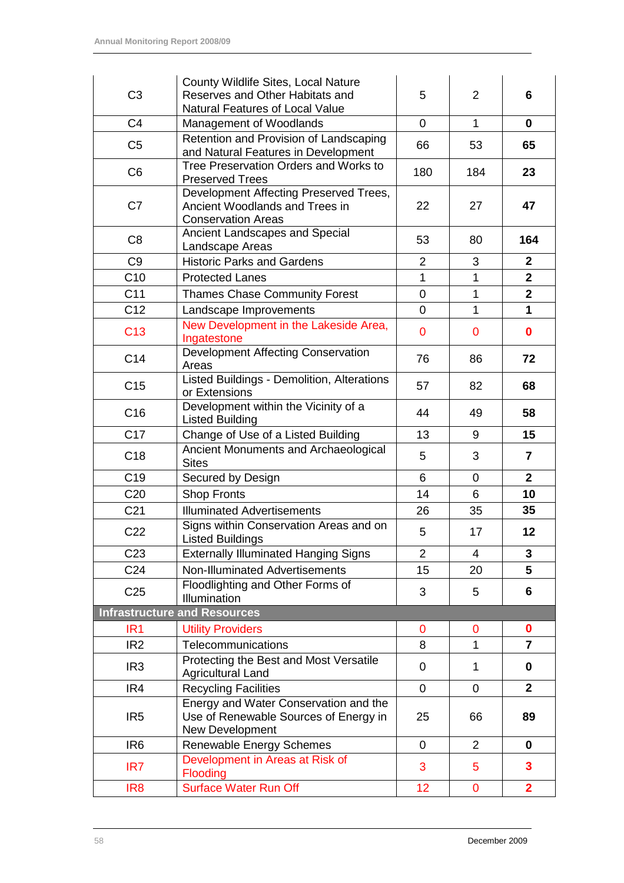| | | | | |
|---|---|---|---|---|
| C3 | County Wildlife Sites, Local Nature Reserves and Other Habitats and Natural Features of Local Value | 5 | 2 | **6** |
| C4 | Management of Woodlands | 0 | 1 | **0** |
| C5 | Retention and Provision of Landscaping and Natural Features in Development | 66 | 53 | **65** |
| C6 | Tree Preservation Orders and Works to Preserved Trees | 180 | 184 | **23** |
| C7 | Development Affecting Preserved Trees, Ancient Woodlands and Trees in Conservation Areas | 22 | 27 | **47** |
| C8 | Ancient Landscapes and Special Landscape Areas | 53 | 80 | **164** |
| C9 | Historic Parks and Gardens | 2 | 3 | **2** |
| C10 | Protected Lanes | 1 | 1 | **2** |
| C11 | Thames Chase Community Forest | 0 | 1 | **2** |
| C12 | Landscape Improvements | 0 | 1 | **1** |
| C13 | New Development in the Lakeside Area, Ingatestone | 0 | 0 | **0** |
| C14 | Development Affecting Conservation Areas | 76 | 86 | **72** |
| C15 | Listed Buildings - Demolition, Alterations or Extensions | 57 | 82 | **68** |
| C16 | Development within the Vicinity of a Listed Building | 44 | 49 | **58** |
| C17 | Change of Use of a Listed Building | 13 | 9 | **15** |
| C18 | Ancient Monuments and Archaeological Sites | 5 | 3 | **7** |
| C19 | Secured by Design | 6 | 0 | **2** |
| C20 | Shop Fronts | 14 | 6 | **10** |
| C21 | Illuminated Advertisements | 26 | 35 | **35** |
| C22 | Signs within Conservation Areas and on Listed Buildings | 5 | 17 | **12** |
| C23 | Externally Illuminated Hanging Signs | 2 | 4 | **3** |
| C24 | Non-Illuminated Advertisements | 15 | 20 | **5** |
| C25 | Floodlighting and Other Forms of Illumination | 3 | 5 | **6** |
| **Infrastructure and Resources** | | | | |
| IR1 | Utility Providers | 0 | 0 | **0** |
| IR2 | Telecommunications | 8 | 1 | **7** |
| IR3 | Protecting the Best and Most Versatile Agricultural Land | 0 | 1 | **0** |
| IR4 | Recycling Facilities | 0 | 0 | **2** |
| IR5 | Energy and Water Conservation and the Use of Renewable Sources of Energy in New Development | 25 | 66 | **89** |
| IR6 | Renewable Energy Schemes | 0 | 2 | **0** |
| IR7 | Development in Areas at Risk of Flooding | 3 | 5 | **3** |
| IR8 | Surface Water Run Off | 12 | 0 | **2** |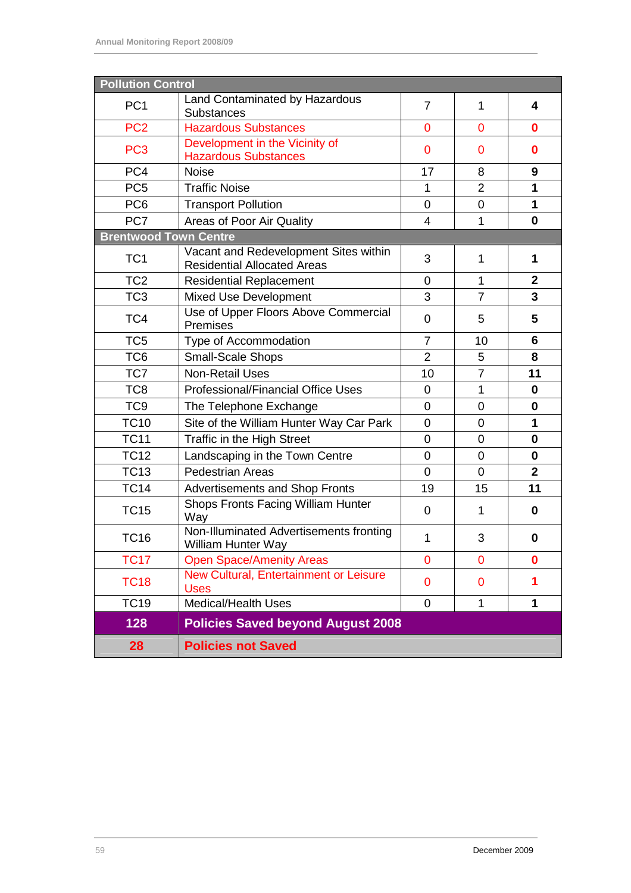| Pollution Control | | | | |
|---|---|---|---|---|
| PC1 | Land Contaminated by Hazardous Substances | 7 | 1 | **4** |
| PC2 | Hazardous Substances | 0 | 0 | **0** |
| PC3 | Development in the Vicinity of Hazardous Substances | 0 | 0 | **0** |
| PC4 | Noise | 17 | 8 | **9** |
| PC5 | Traffic Noise | 1 | 2 | **1** |
| PC6 | Transport Pollution | 0 | 0 | **1** |
| PC7 | Areas of Poor Air Quality | 4 | 1 | **0** |
| **Brentwood Town Centre** | | | | |
| TC1 | Vacant and Redevelopment Sites within Residential Allocated Areas | 3 | 1 | **1** |
| TC2 | Residential Replacement | 0 | 1 | **2** |
| TC3 | Mixed Use Development | 3 | 7 | **3** |
| TC4 | Use of Upper Floors Above Commercial Premises | 0 | 5 | **5** |
| TC5 | Type of Accommodation | 7 | 10 | **6** |
| TC6 | Small-Scale Shops | 2 | 5 | **8** |
| TC7 | Non-Retail Uses | 10 | 7 | **11** |
| TC8 | Professional/Financial Office Uses | 0 | 1 | **0** |
| TC9 | The Telephone Exchange | 0 | 0 | **0** |
| TC10 | Site of the William Hunter Way Car Park | 0 | 0 | **1** |
| TC11 | Traffic in the High Street | 0 | 0 | **0** |
| TC12 | Landscaping in the Town Centre | 0 | 0 | **0** |
| TC13 | Pedestrian Areas | 0 | 0 | **2** |
| TC14 | Advertisements and Shop Fronts | 19 | 15 | **11** |
| TC15 | Shops Fronts Facing William Hunter Way | 0 | 1 | **0** |
| TC16 | Non-Illuminated Advertisements fronting William Hunter Way | 1 | 3 | **0** |
| TC17 | Open Space/Amenity Areas | 0 | 0 | **0** |
| TC18 | New Cultural, Entertainment or Leisure Uses | 0 | 0 | **1** |
| TC19 | Medical/Health Uses | 0 | 1 | **1** |
| **128** | **Policies Saved beyond August 2008** | | | |
| **28** | **Policies not Saved** | | | |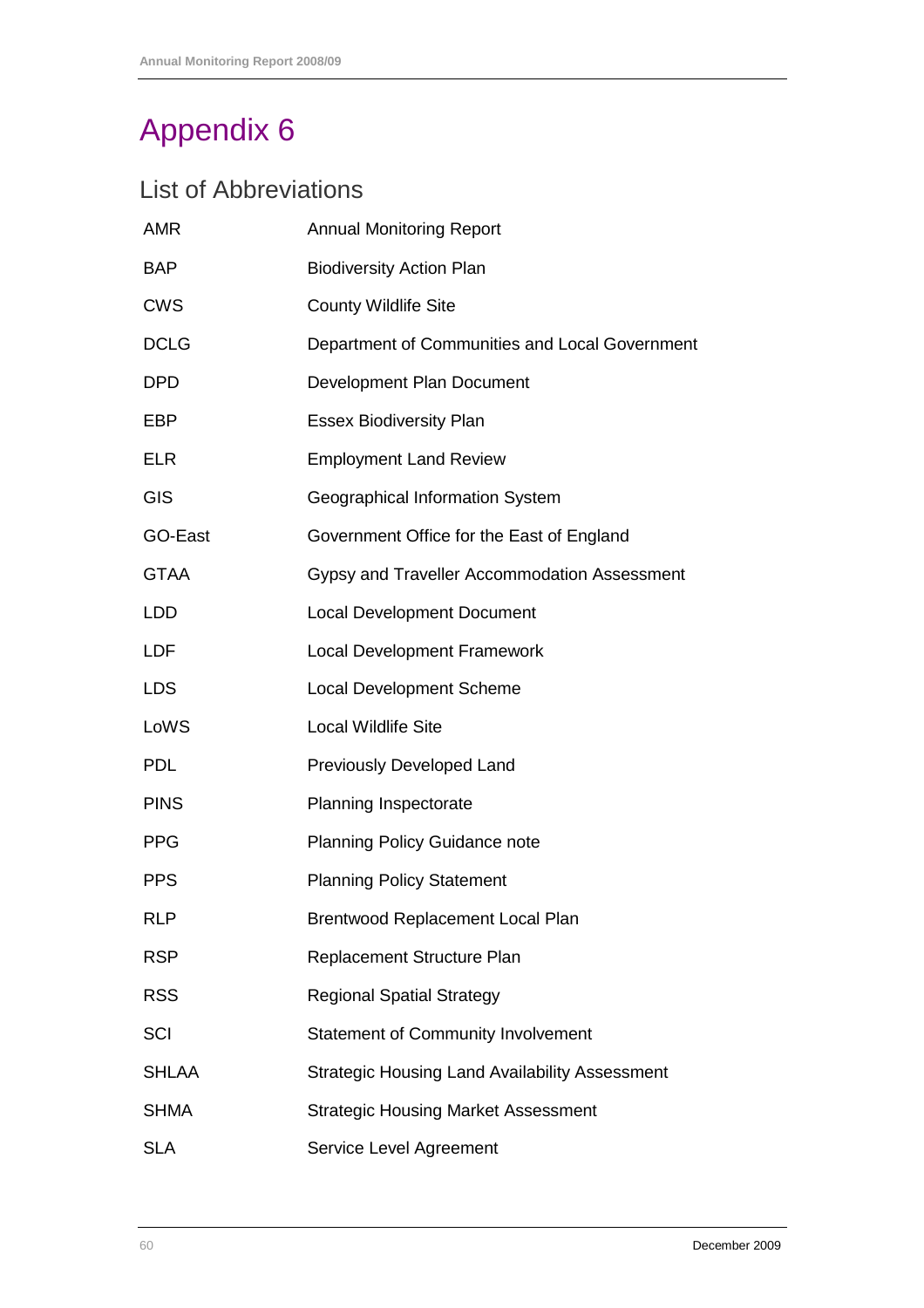# Appendix 6

## List of Abbreviations

| | |
|---|---|
| AMR | Annual Monitoring Report |
| BAP | Biodiversity Action Plan |
| CWS | County Wildlife Site |
| DCLG | Department of Communities and Local Government |
| DPD | Development Plan Document |
| EBP | Essex Biodiversity Plan |
| ELR | Employment Land Review |
| GIS | Geographical Information System |
| GO-East | Government Office for the East of England |
| GTAA | Gypsy and Traveller Accommodation Assessment |
| LDD | Local Development Document |
| LDF | Local Development Framework |
| LDS | Local Development Scheme |
| LoWS | Local Wildlife Site |
| PDL | Previously Developed Land |
| PINS | Planning Inspectorate |
| PPG | Planning Policy Guidance note |
| PPS | Planning Policy Statement |
| RLP | Brentwood Replacement Local Plan |
| RSP | Replacement Structure Plan |
| RSS | Regional Spatial Strategy |
| SCI | Statement of Community Involvement |
| SHLAA | Strategic Housing Land Availability Assessment |
| SHMA | Strategic Housing Market Assessment |
| SLA | Service Level Agreement |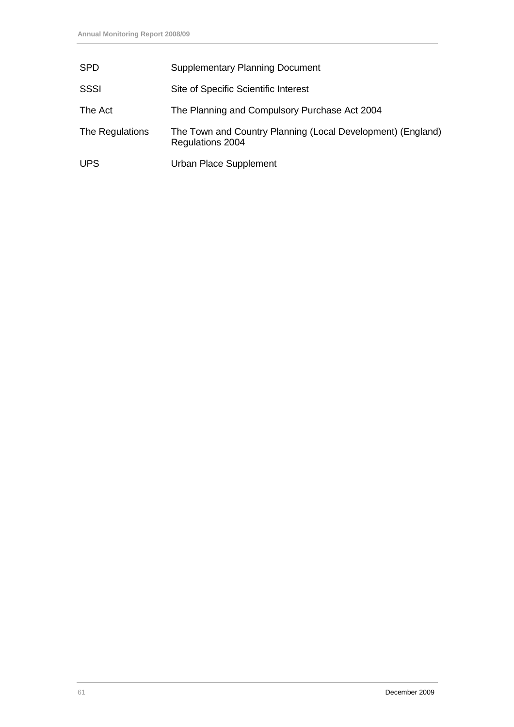| | |
|---|---|
| SPD | Supplementary Planning Document |
| SSSI | Site of Specific Scientific Interest |
| The Act | The Planning and Compulsory Purchase Act 2004 |
| The Regulations | The Town and Country Planning (Local Development) (England) Regulations 2004 |
| UPS | Urban Place Supplement |